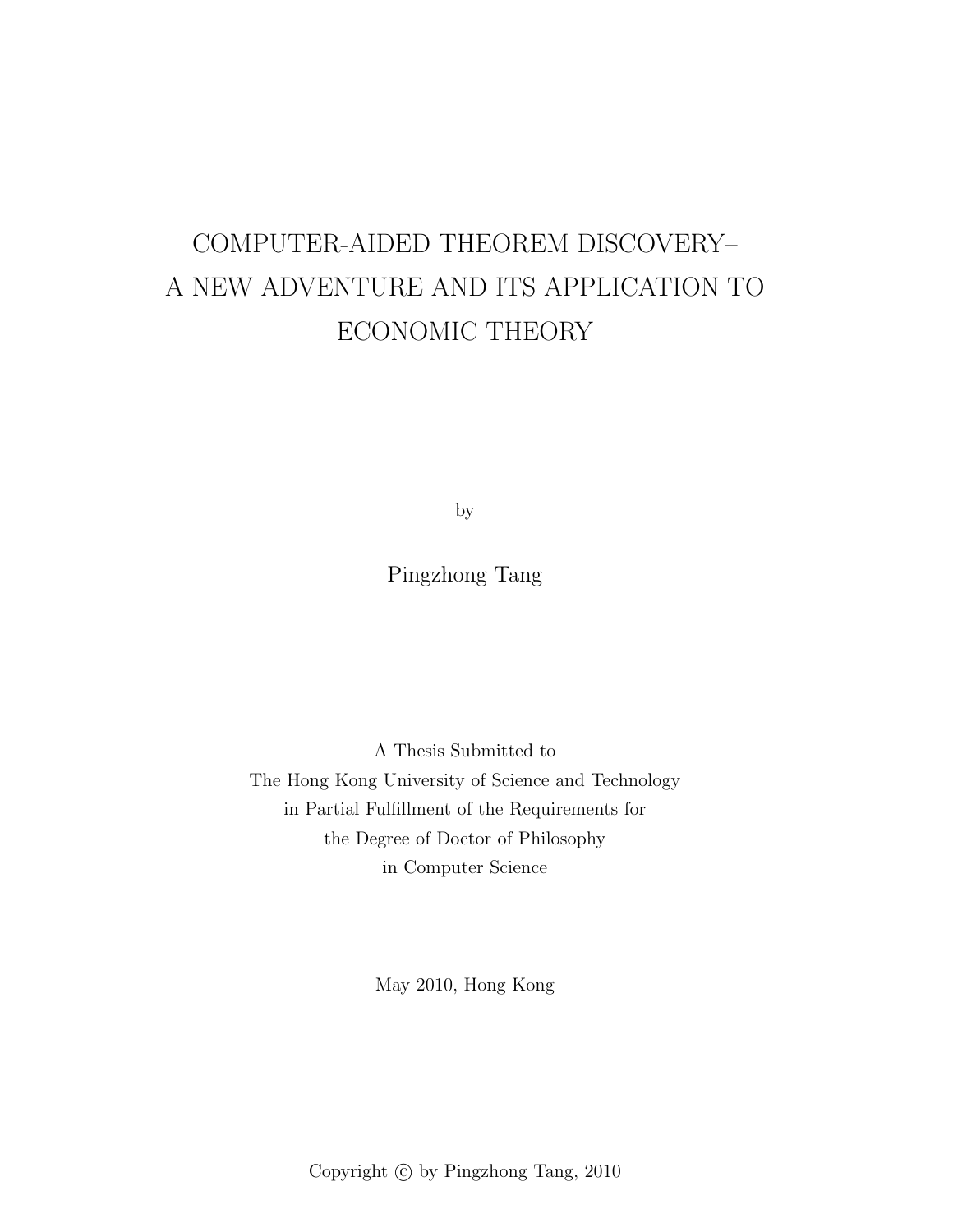# COMPUTER-AIDED THEOREM DISCOVERY– A NEW ADVENTURE AND ITS APPLICATION TO ECONOMIC THEORY

by

Pingzhong Tang

A Thesis Submitted to
The Hong Kong University of Science and Technology
in Partial Fulfillment of the Requirements for
the Degree of Doctor of Philosophy
in Computer Science

May 2010, Hong Kong

Copyright © by Pingzhong Tang, 2010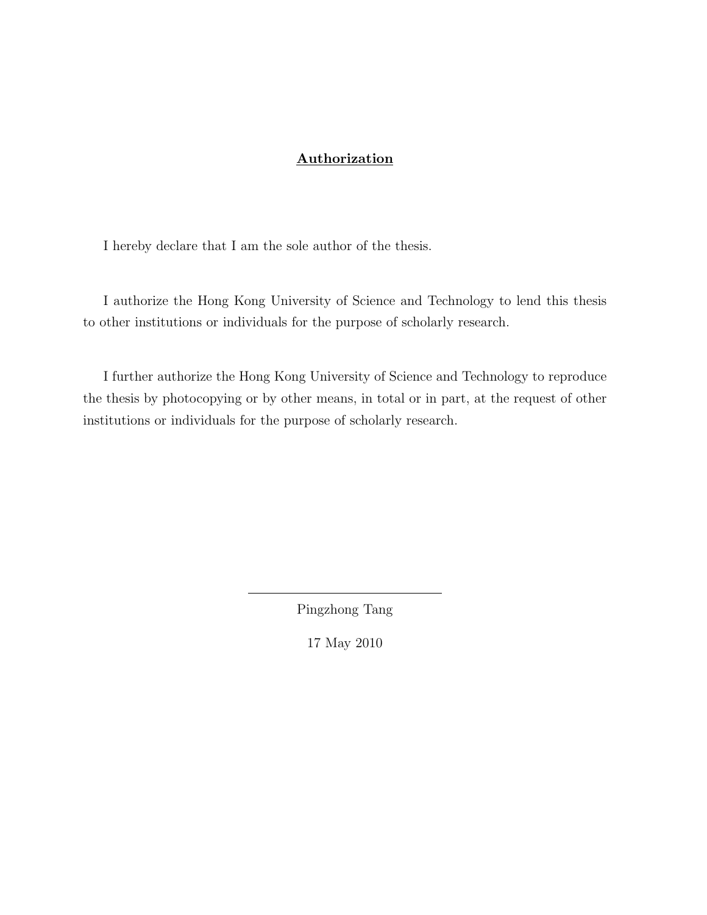## **Authorization**

I hereby declare that I am the sole author of the thesis.

I authorize the Hong Kong University of Science and Technology to lend this thesis to other institutions or individuals for the purpose of scholarly research.

I further authorize the Hong Kong University of Science and Technology to reproduce the thesis by photocopying or by other means, in total or in part, at the request of other institutions or individuals for the purpose of scholarly research.

Pingzhong Tang

17 May 2010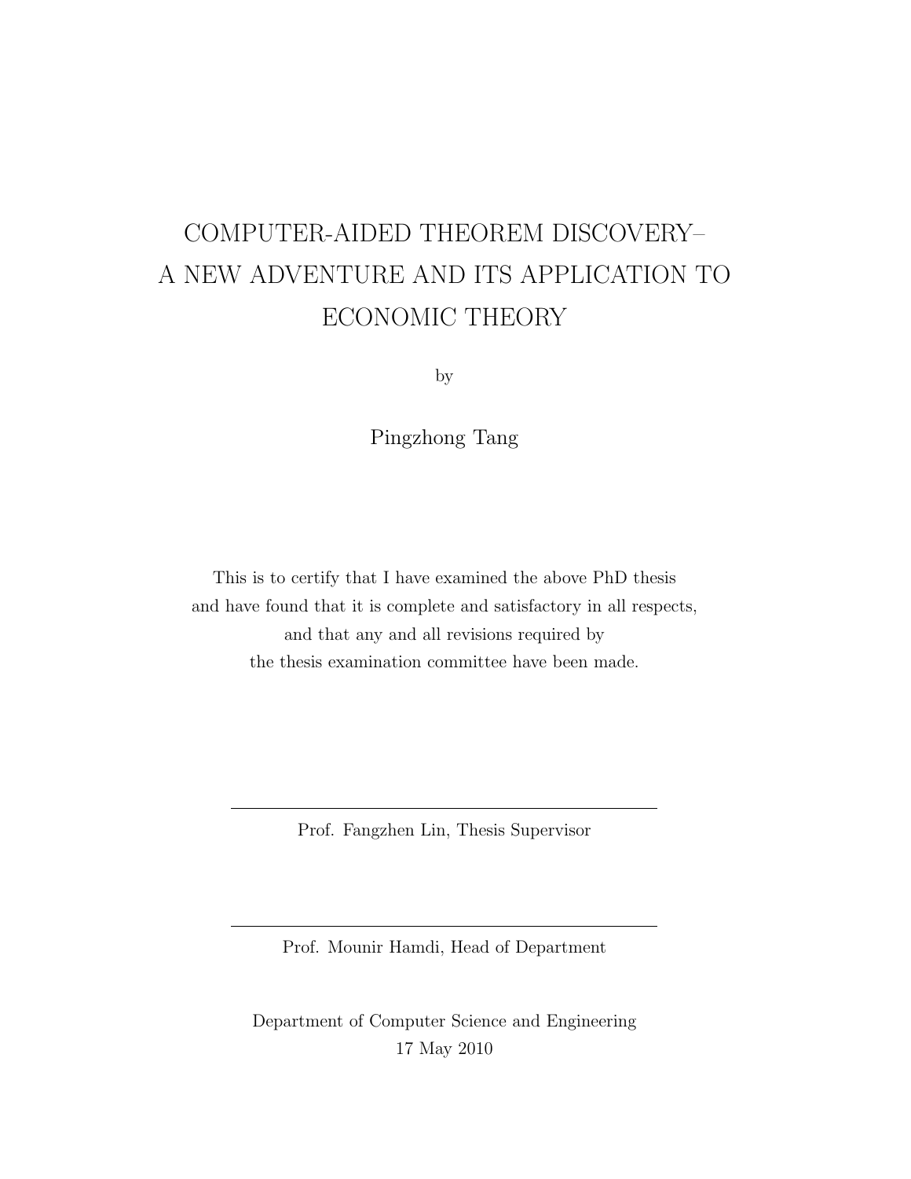# COMPUTER-AIDED THEOREM DISCOVERY– A NEW ADVENTURE AND ITS APPLICATION TO ECONOMIC THEORY

by

Pingzhong Tang

This is to certify that I have examined the above PhD thesis
and have found that it is complete and satisfactory in all respects,
and that any and all revisions required by
the thesis examination committee have been made.

---

Prof. Fangzhen Lin, Thesis Supervisor

---

Prof. Mounir Hamdi, Head of Department

Department of Computer Science and Engineering
17 May 2010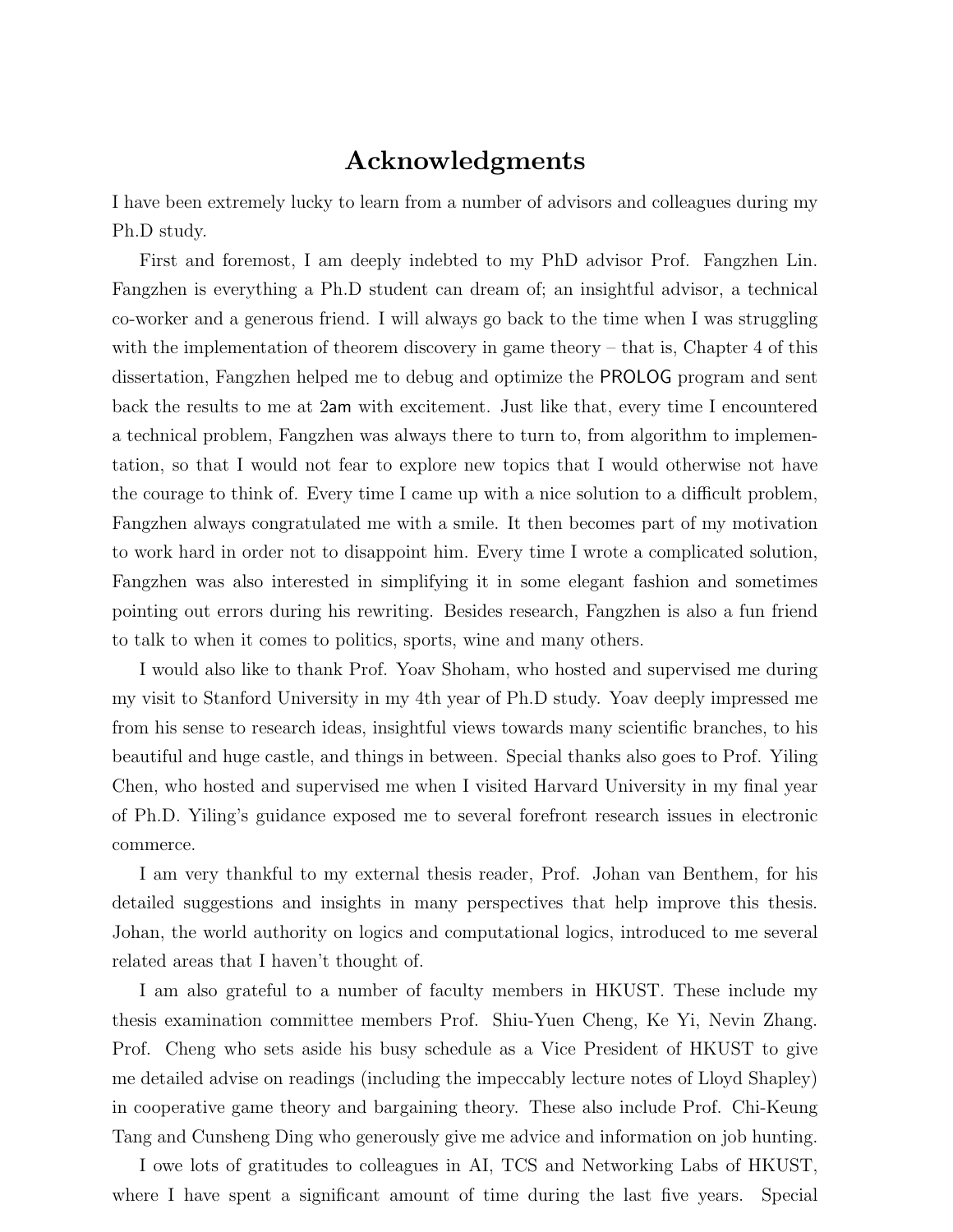# Acknowledgments

I have been extremely lucky to learn from a number of advisors and colleagues during my Ph.D study.

First and foremost, I am deeply indebted to my PhD advisor Prof. Fangzhen Lin. Fangzhen is everything a Ph.D student can dream of; an insightful advisor, a technical co-worker and a generous friend. I will always go back to the time when I was struggling with the implementation of theorem discovery in game theory – that is, Chapter 4 of this dissertation, Fangzhen helped me to debug and optimize the PROLOG program and sent back the results to me at 2am with excitement. Just like that, every time I encountered a technical problem, Fangzhen was always there to turn to, from algorithm to implementation, so that I would not fear to explore new topics that I would otherwise not have the courage to think of. Every time I came up with a nice solution to a difficult problem, Fangzhen always congratulated me with a smile. It then becomes part of my motivation to work hard in order not to disappoint him. Every time I wrote a complicated solution, Fangzhen was also interested in simplifying it in some elegant fashion and sometimes pointing out errors during his rewriting. Besides research, Fangzhen is also a fun friend to talk to when it comes to politics, sports, wine and many others.

I would also like to thank Prof. Yoav Shoham, who hosted and supervised me during my visit to Stanford University in my 4th year of Ph.D study. Yoav deeply impressed me from his sense to research ideas, insightful views towards many scientific branches, to his beautiful and huge castle, and things in between. Special thanks also goes to Prof. Yiling Chen, who hosted and supervised me when I visited Harvard University in my final year of Ph.D. Yiling's guidance exposed me to several forefront research issues in electronic commerce.

I am very thankful to my external thesis reader, Prof. Johan van Benthem, for his detailed suggestions and insights in many perspectives that help improve this thesis. Johan, the world authority on logics and computational logics, introduced to me several related areas that I haven't thought of.

I am also grateful to a number of faculty members in HKUST. These include my thesis examination committee members Prof. Shiu-Yuen Cheng, Ke Yi, Nevin Zhang. Prof. Cheng who sets aside his busy schedule as a Vice President of HKUST to give me detailed advise on readings (including the impeccably lecture notes of Lloyd Shapley) in cooperative game theory and bargaining theory. These also include Prof. Chi-Keung Tang and Cunsheng Ding who generously give me advice and information on job hunting.

I owe lots of gratitudes to colleagues in AI, TCS and Networking Labs of HKUST, where I have spent a significant amount of time during the last five years. Special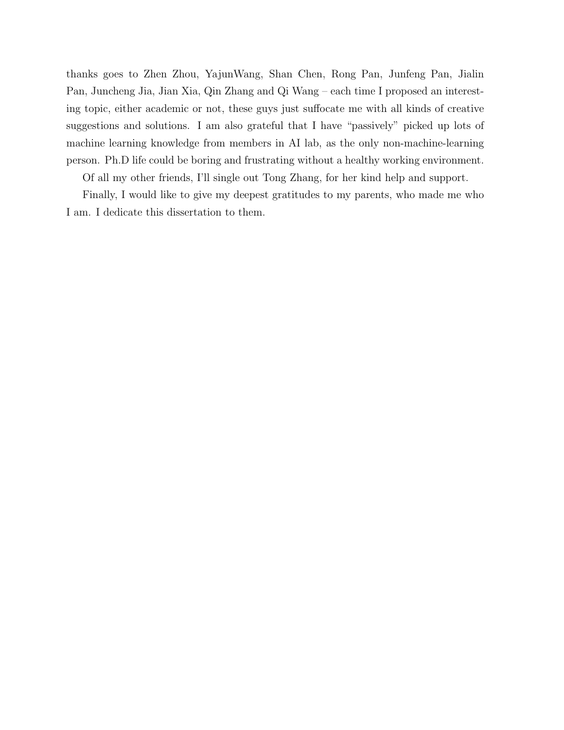thanks goes to Zhen Zhou, YajunWang, Shan Chen, Rong Pan, Junfeng Pan, Jialin Pan, Juncheng Jia, Jian Xia, Qin Zhang and Qi Wang – each time I proposed an interesting topic, either academic or not, these guys just suffocate me with all kinds of creative suggestions and solutions. I am also grateful that I have "passively" picked up lots of machine learning knowledge from members in AI lab, as the only non-machine-learning person. Ph.D life could be boring and frustrating without a healthy working environment.

Of all my other friends, I'll single out Tong Zhang, for her kind help and support.

Finally, I would like to give my deepest gratitudes to my parents, who made me who I am. I dedicate this dissertation to them.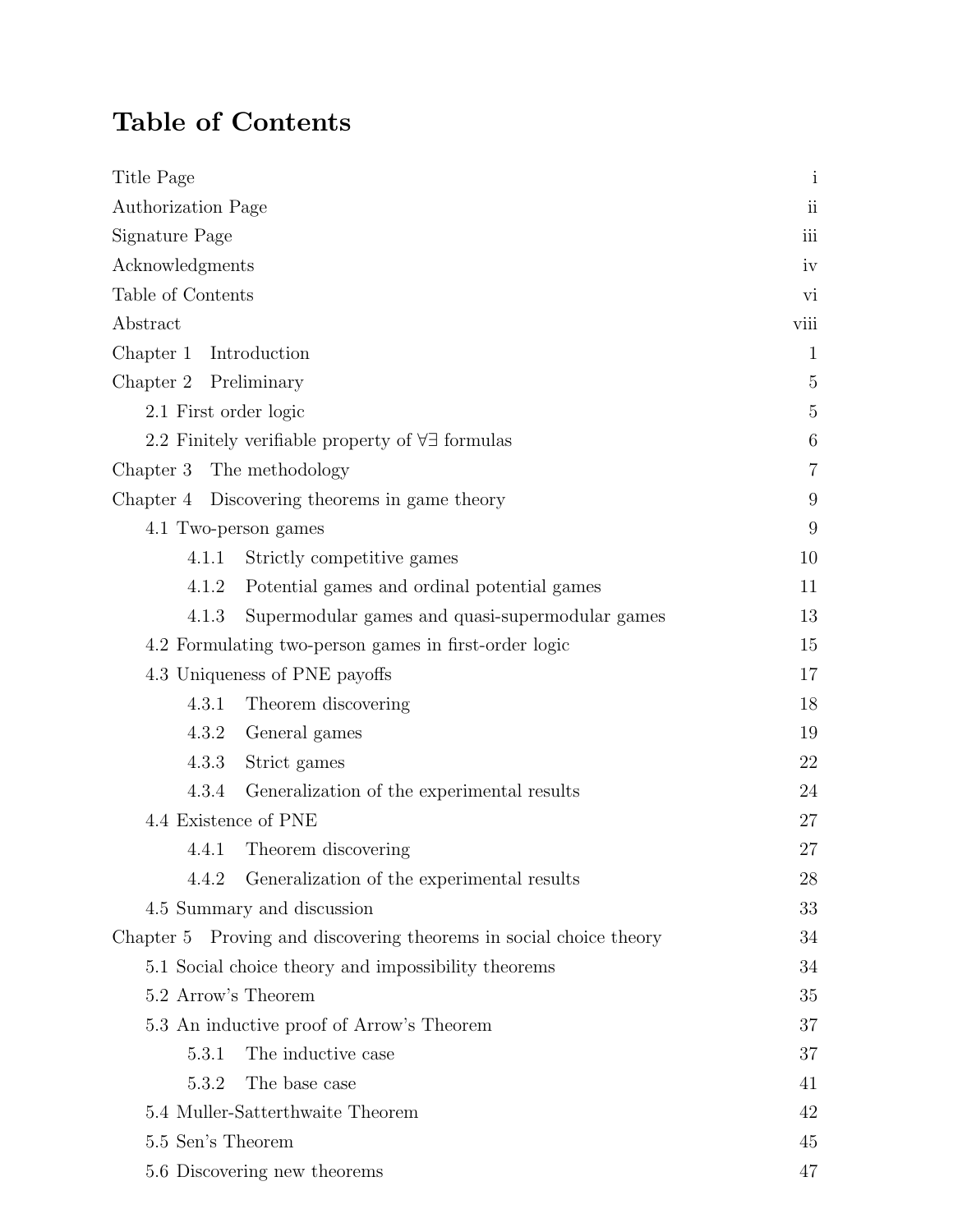# Table of Contents

| | |
|---|---|
| Title Page | i |
| Authorization Page | ii |
| Signature Page | iii |
| Acknowledgments | iv |
| Table of Contents | vi |
| Abstract | viii |
| Chapter 1 Introduction | 1 |
| Chapter 2 Preliminary | 5 |
| 2.1 First order logic | 5 |
| 2.2 Finitely verifiable property of $\forall\exists$ formulas | 6 |
| Chapter 3 The methodology | 7 |
| Chapter 4 Discovering theorems in game theory | 9 |
| 4.1 Two-person games | 9 |
| 4.1.1 Strictly competitive games | 10 |
| 4.1.2 Potential games and ordinal potential games | 11 |
| 4.1.3 Supermodular games and quasi-supermodular games | 13 |
| 4.2 Formulating two-person games in first-order logic | 15 |
| 4.3 Uniqueness of PNE payoffs | 17 |
| 4.3.1 Theorem discovering | 18 |
| 4.3.2 General games | 19 |
| 4.3.3 Strict games | 22 |
| 4.3.4 Generalization of the experimental results | 24 |
| 4.4 Existence of PNE | 27 |
| 4.4.1 Theorem discovering | 27 |
| 4.4.2 Generalization of the experimental results | 28 |
| 4.5 Summary and discussion | 33 |
| Chapter 5 Proving and discovering theorems in social choice theory | 34 |
| 5.1 Social choice theory and impossibility theorems | 34 |
| 5.2 Arrow's Theorem | 35 |
| 5.3 An inductive proof of Arrow's Theorem | 37 |
| 5.3.1 The inductive case | 37 |
| 5.3.2 The base case | 41 |
| 5.4 Muller-Satterthwaite Theorem | 42 |
| 5.5 Sen's Theorem | 45 |
| 5.6 Discovering new theorems | 47 |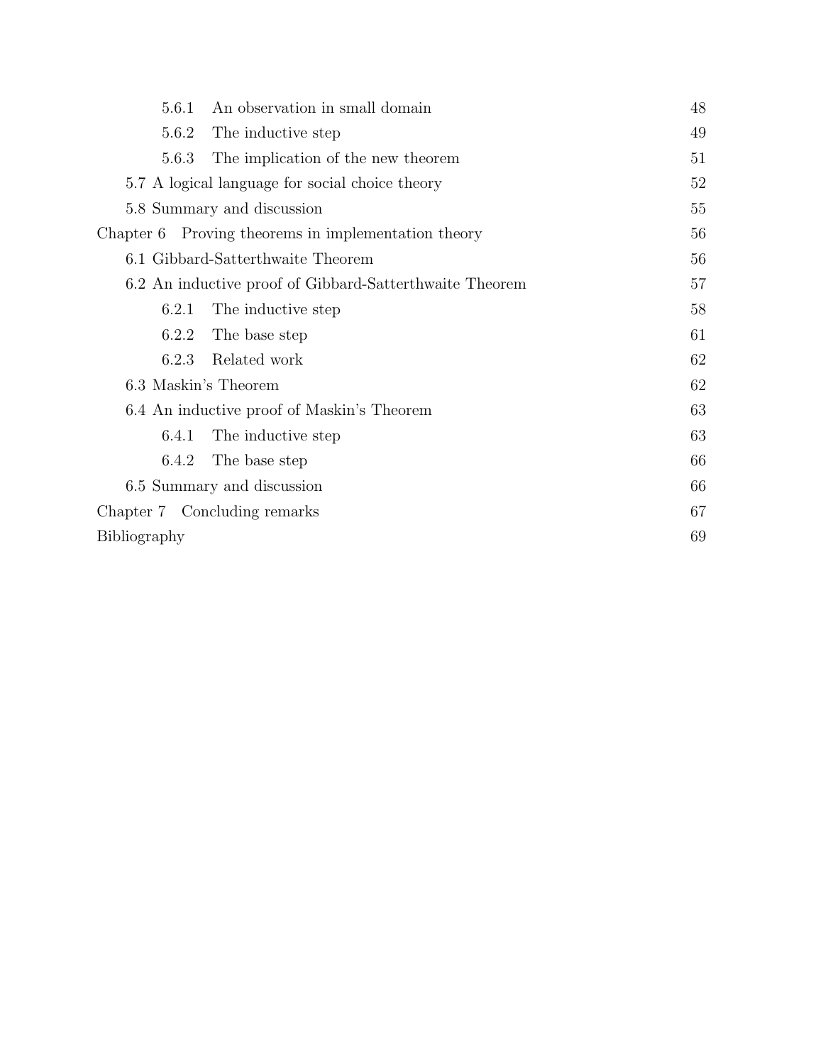5.6.1 An observation in small domain 48

5.6.2 The inductive step 49

5.6.3 The implication of the new theorem 51

5.7 A logical language for social choice theory 52

5.8 Summary and discussion 55

Chapter 6 Proving theorems in implementation theory 56

6.1 Gibbard-Satterthwaite Theorem 56

6.2 An inductive proof of Gibbard-Satterthwaite Theorem 57

6.2.1 The inductive step 58

6.2.2 The base step 61

6.2.3 Related work 62

6.3 Maskin's Theorem 62

6.4 An inductive proof of Maskin's Theorem 63

6.4.1 The inductive step 63

6.4.2 The base step 66

6.5 Summary and discussion 66

Chapter 7 Concluding remarks 67

Bibliography 69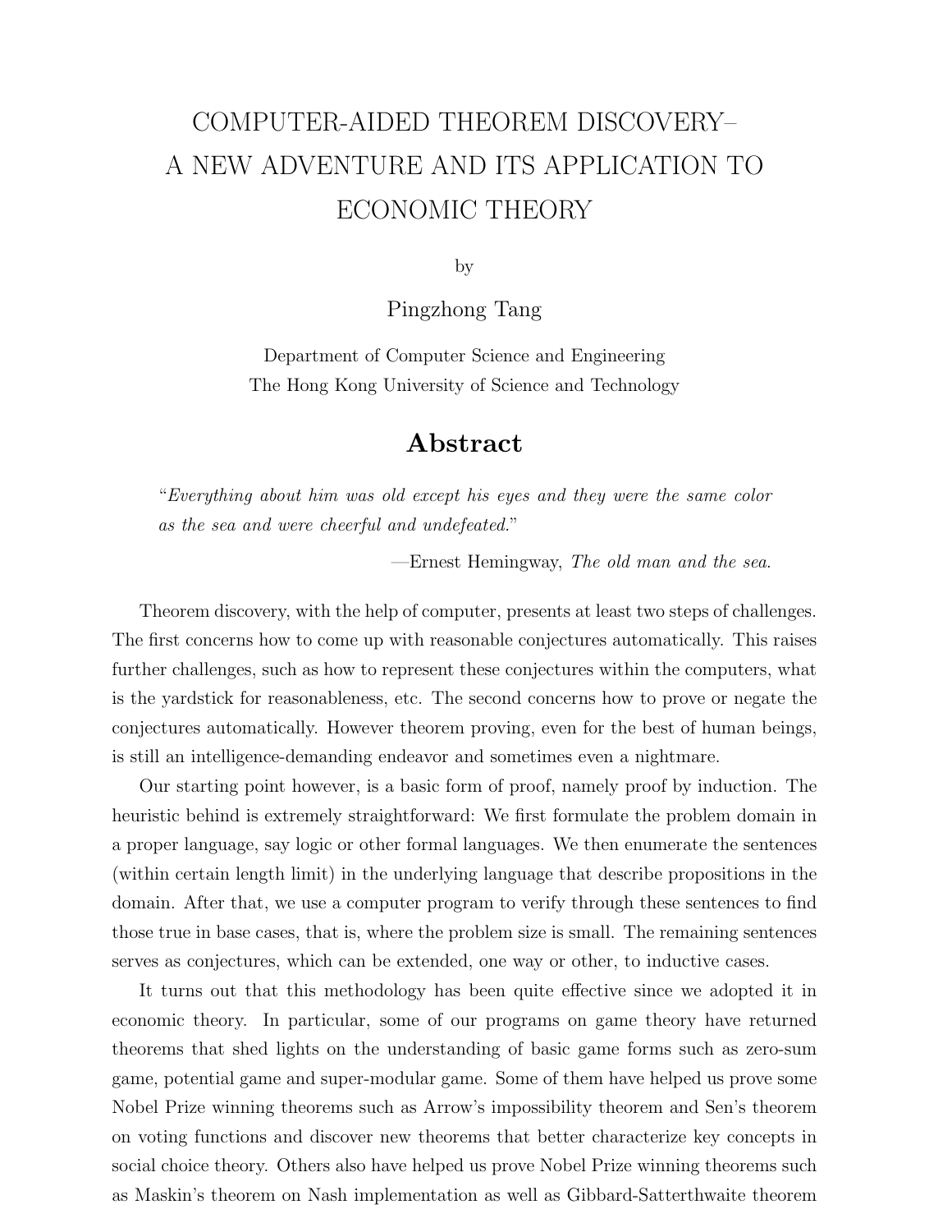# COMPUTER-AIDED THEOREM DISCOVERY– A NEW ADVENTURE AND ITS APPLICATION TO ECONOMIC THEORY

by

Pingzhong Tang

Department of Computer Science and Engineering
The Hong Kong University of Science and Technology

## Abstract

> "*Everything about him was old except his eyes and they were the same color as the sea and were cheerful and undefeated.*"
>
> —Ernest Hemingway, *The old man and the sea.*

Theorem discovery, with the help of computer, presents at least two steps of challenges. The first concerns how to come up with reasonable conjectures automatically. This raises further challenges, such as how to represent these conjectures within the computers, what is the yardstick for reasonableness, etc. The second concerns how to prove or negate the conjectures automatically. However theorem proving, even for the best of human beings, is still an intelligence-demanding endeavor and sometimes even a nightmare.

Our starting point however, is a basic form of proof, namely proof by induction. The heuristic behind is extremely straightforward: We first formulate the problem domain in a proper language, say logic or other formal languages. We then enumerate the sentences (within certain length limit) in the underlying language that describe propositions in the domain. After that, we use a computer program to verify through these sentences to find those true in base cases, that is, where the problem size is small. The remaining sentences serves as conjectures, which can be extended, one way or other, to inductive cases.

It turns out that this methodology has been quite effective since we adopted it in economic theory. In particular, some of our programs on game theory have returned theorems that shed lights on the understanding of basic game forms such as zero-sum game, potential game and super-modular game. Some of them have helped us prove some Nobel Prize winning theorems such as Arrow's impossibility theorem and Sen's theorem on voting functions and discover new theorems that better characterize key concepts in social choice theory. Others also have helped us prove Nobel Prize winning theorems such as Maskin's theorem on Nash implementation as well as Gibbard-Satterthwaite theorem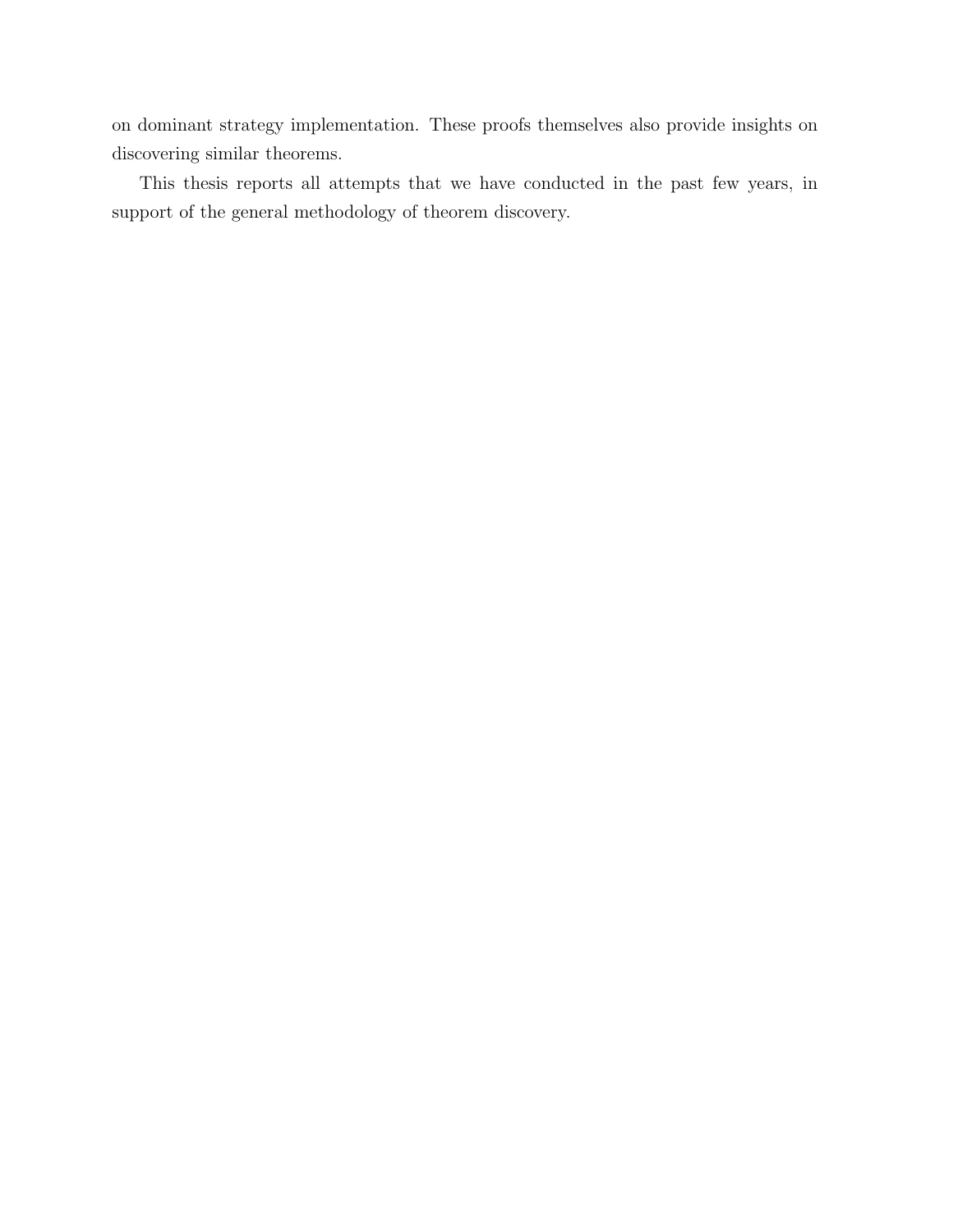on dominant strategy implementation. These proofs themselves also provide insights on discovering similar theorems.

This thesis reports all attempts that we have conducted in the past few years, in support of the general methodology of theorem discovery.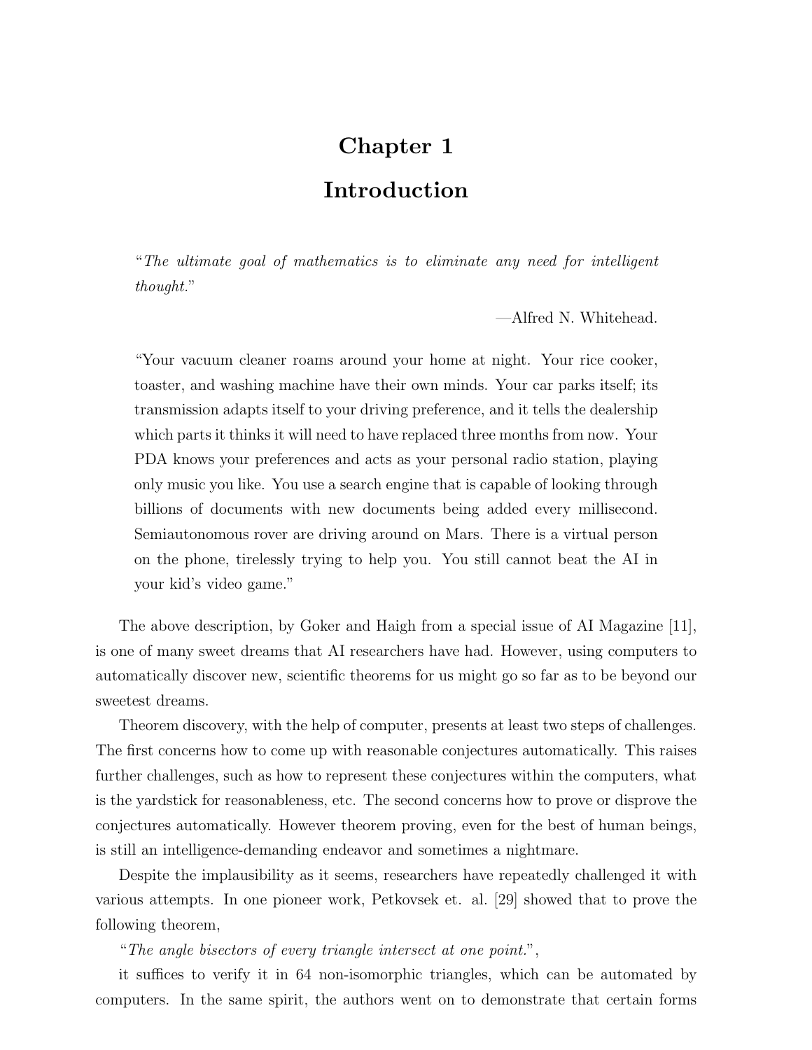# Chapter 1

# Introduction

> "*The ultimate goal of mathematics is to eliminate any need for intelligent thought.*"
>
> —Alfred N. Whitehead.

> "Your vacuum cleaner roams around your home at night. Your rice cooker, toaster, and washing machine have their own minds. Your car parks itself; its transmission adapts itself to your driving preference, and it tells the dealership which parts it thinks it will need to have replaced three months from now. Your PDA knows your preferences and acts as your personal radio station, playing only music you like. You use a search engine that is capable of looking through billions of documents with new documents being added every millisecond. Semiautonomous rover are driving around on Mars. There is a virtual person on the phone, tirelessly trying to help you. You still cannot beat the AI in your kid's video game."

The above description, by Goker and Haigh from a special issue of AI Magazine [11], is one of many sweet dreams that AI researchers have had. However, using computers to automatically discover new, scientific theorems for us might go so far as to be beyond our sweetest dreams.

Theorem discovery, with the help of computer, presents at least two steps of challenges. The first concerns how to come up with reasonable conjectures automatically. This raises further challenges, such as how to represent these conjectures within the computers, what is the yardstick for reasonableness, etc. The second concerns how to prove or disprove the conjectures automatically. However theorem proving, even for the best of human beings, is still an intelligence-demanding endeavor and sometimes a nightmare.

Despite the implausibility as it seems, researchers have repeatedly challenged it with various attempts. In one pioneer work, Petkovsek et. al. [29] showed that to prove the following theorem,

"*The angle bisectors of every triangle intersect at one point.*",

it suffices to verify it in 64 non-isomorphic triangles, which can be automated by computers. In the same spirit, the authors went on to demonstrate that certain forms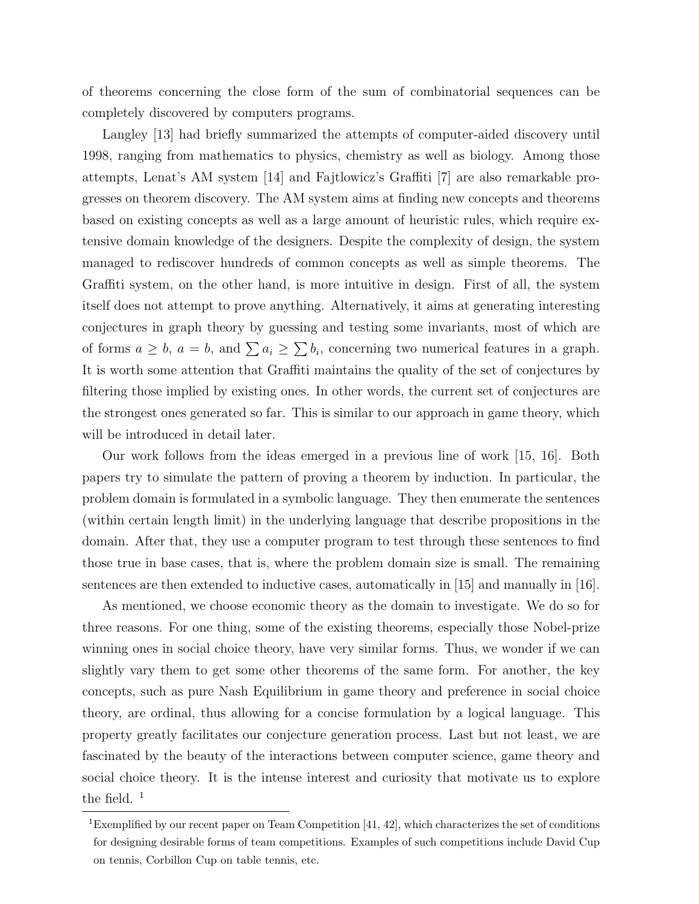of theorems concerning the close form of the sum of combinatorial sequences can be completely discovered by computers programs.

Langley [13] had briefly summarized the attempts of computer-aided discovery until 1998, ranging from mathematics to physics, chemistry as well as biology. Among those attempts, Lenat's AM system [14] and Fajtlowicz's Graffiti [7] are also remarkable progresses on theorem discovery. The AM system aims at finding new concepts and theorems based on existing concepts as well as a large amount of heuristic rules, which require extensive domain knowledge of the designers. Despite the complexity of design, the system managed to rediscover hundreds of common concepts as well as simple theorems. The Graffiti system, on the other hand, is more intuitive in design. First of all, the system itself does not attempt to prove anything. Alternatively, it aims at generating interesting conjectures in graph theory by guessing and testing some invariants, most of which are of forms $a \geq b$, $a = b$, and $\sum a_i \geq \sum b_i$, concerning two numerical features in a graph. It is worth some attention that Graffiti maintains the quality of the set of conjectures by filtering those implied by existing ones. In other words, the current set of conjectures are the strongest ones generated so far. This is similar to our approach in game theory, which will be introduced in detail later.

Our work follows from the ideas emerged in a previous line of work [15, 16]. Both papers try to simulate the pattern of proving a theorem by induction. In particular, the problem domain is formulated in a symbolic language. They then enumerate the sentences (within certain length limit) in the underlying language that describe propositions in the domain. After that, they use a computer program to test through these sentences to find those true in base cases, that is, where the problem domain size is small. The remaining sentences are then extended to inductive cases, automatically in [15] and manually in [16].

As mentioned, we choose economic theory as the domain to investigate. We do so for three reasons. For one thing, some of the existing theorems, especially those Nobel-prize winning ones in social choice theory, have very similar forms. Thus, we wonder if we can slightly vary them to get some other theorems of the same form. For another, the key concepts, such as pure Nash Equilibrium in game theory and preference in social choice theory, are ordinal, thus allowing for a concise formulation by a logical language. This property greatly facilitates our conjecture generation process. Last but not least, we are fascinated by the beauty of the interactions between computer science, game theory and social choice theory. It is the intense interest and curiosity that motivate us to explore the field. [1]

[1] Exemplified by our recent paper on Team Competition [41, 42], which characterizes the set of conditions for designing desirable forms of team competitions. Examples of such competitions include David Cup on tennis, Corbillon Cup on table tennis, etc.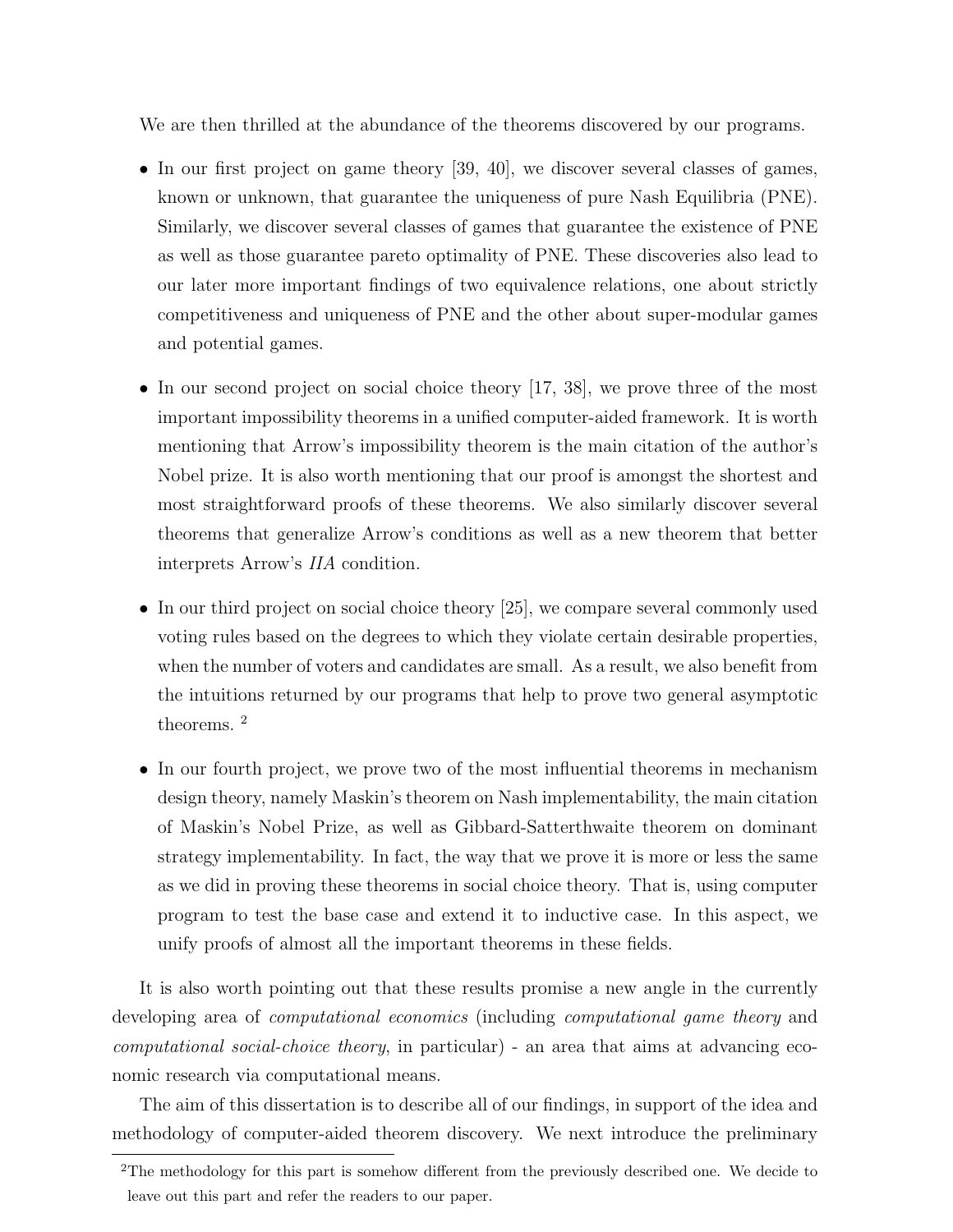We are then thrilled at the abundance of the theorems discovered by our programs.

- In our first project on game theory [39, 40], we discover several classes of games, known or unknown, that guarantee the uniqueness of pure Nash Equilibria (PNE). Similarly, we discover several classes of games that guarantee the existence of PNE as well as those guarantee pareto optimality of PNE. These discoveries also lead to our later more important findings of two equivalence relations, one about strictly competitiveness and uniqueness of PNE and the other about super-modular games and potential games.

- In our second project on social choice theory [17, 38], we prove three of the most important impossibility theorems in a unified computer-aided framework. It is worth mentioning that Arrow's impossibility theorem is the main citation of the author's Nobel prize. It is also worth mentioning that our proof is amongst the shortest and most straightforward proofs of these theorems. We also similarly discover several theorems that generalize Arrow's conditions as well as a new theorem that better interprets Arrow's *IIA* condition.

- In our third project on social choice theory [25], we compare several commonly used voting rules based on the degrees to which they violate certain desirable properties, when the number of voters and candidates are small. As a result, we also benefit from the intuitions returned by our programs that help to prove two general asymptotic theorems. [2]

- In our fourth project, we prove two of the most influential theorems in mechanism design theory, namely Maskin's theorem on Nash implementability, the main citation of Maskin's Nobel Prize, as well as Gibbard-Satterthwaite theorem on dominant strategy implementability. In fact, the way that we prove it is more or less the same as we did in proving these theorems in social choice theory. That is, using computer program to test the base case and extend it to inductive case. In this aspect, we unify proofs of almost all the important theorems in these fields.

It is also worth pointing out that these results promise a new angle in the currently developing area of *computational economics* (including *computational game theory* and *computational social-choice theory*, in particular) - an area that aims at advancing economic research via computational means.

The aim of this dissertation is to describe all of our findings, in support of the idea and methodology of computer-aided theorem discovery. We next introduce the preliminary

[2] The methodology for this part is somehow different from the previously described one. We decide to leave out this part and refer the readers to our paper.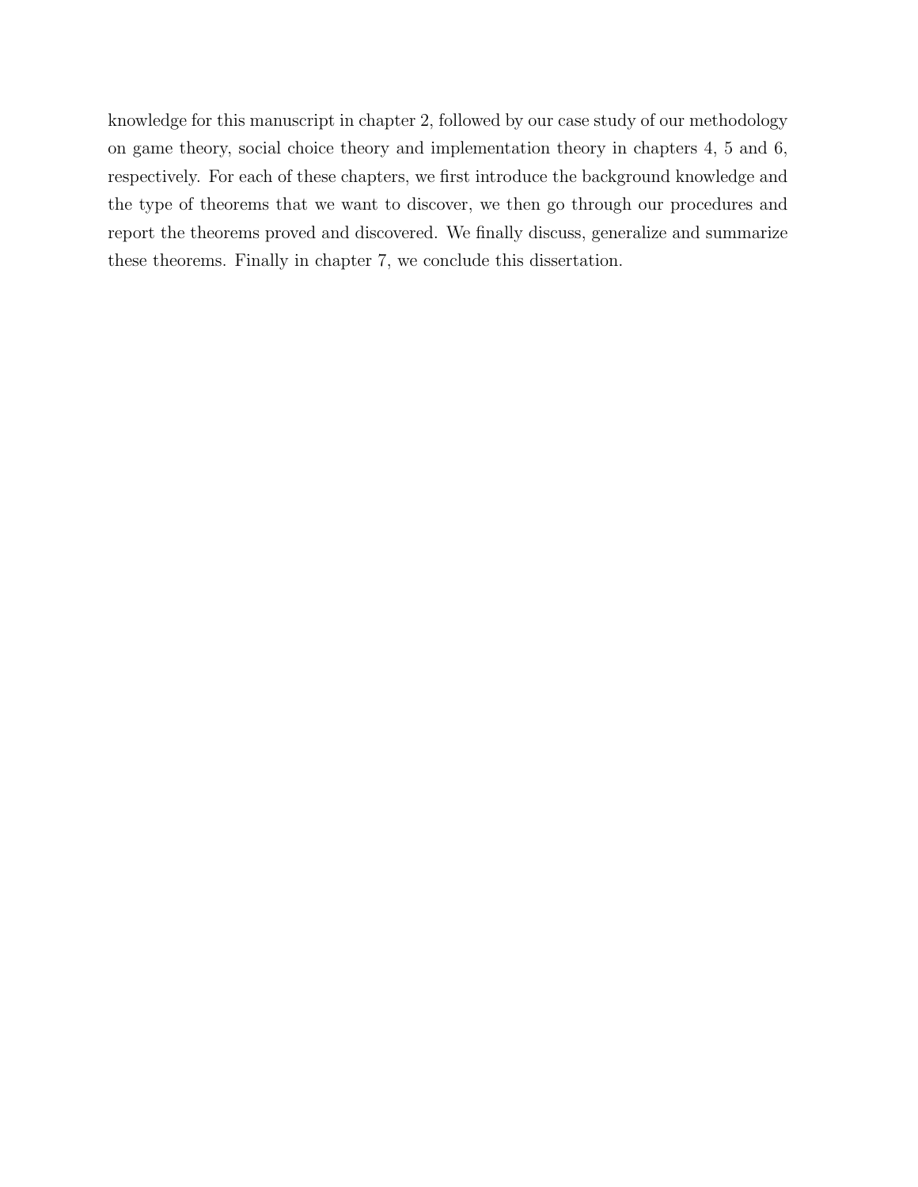knowledge for this manuscript in chapter 2, followed by our case study of our methodology on game theory, social choice theory and implementation theory in chapters 4, 5 and 6, respectively. For each of these chapters, we first introduce the background knowledge and the type of theorems that we want to discover, we then go through our procedures and report the theorems proved and discovered. We finally discuss, generalize and summarize these theorems. Finally in chapter 7, we conclude this dissertation.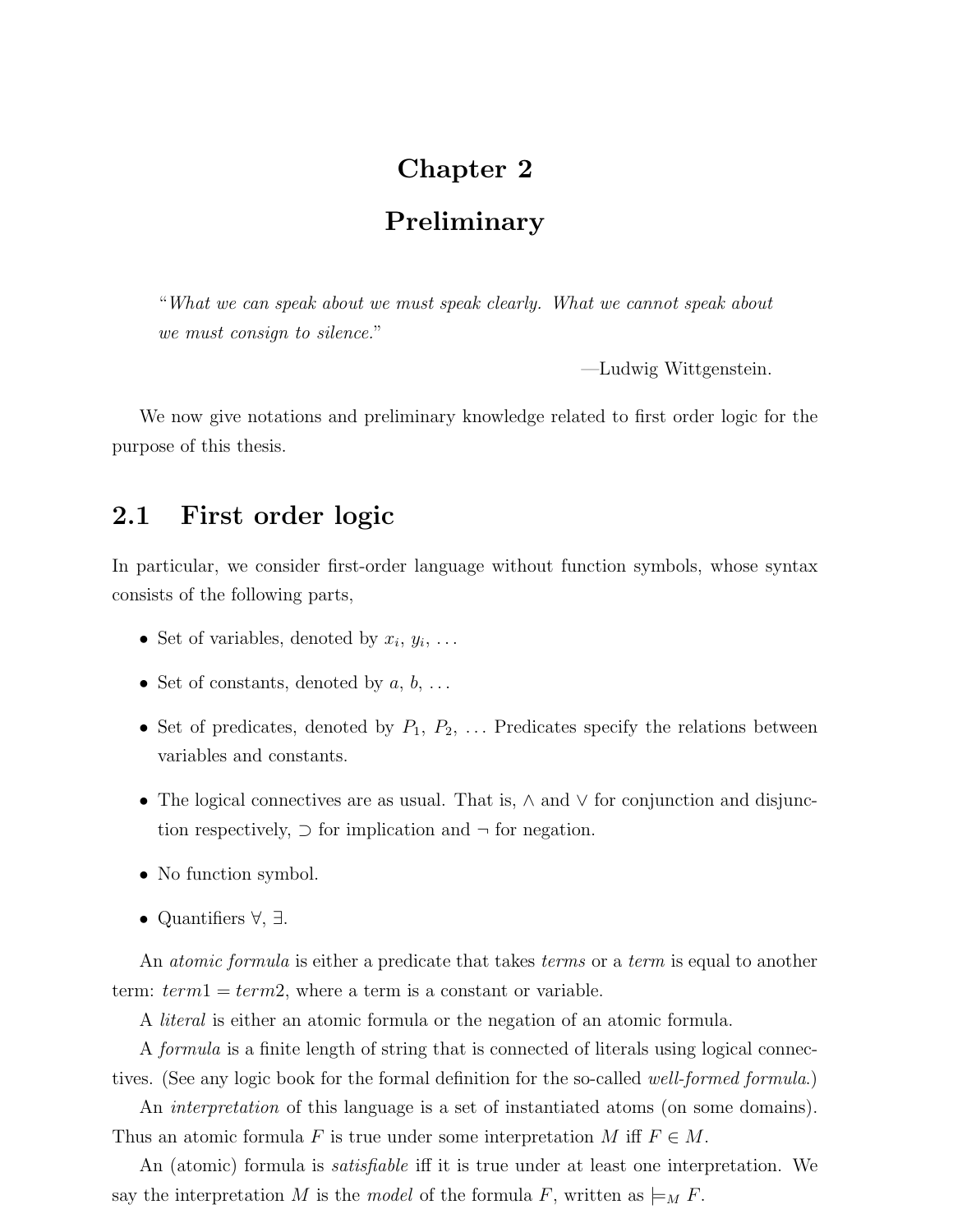# Chapter 2

# Preliminary

> "*What we can speak about we must speak clearly. What we cannot speak about we must consign to silence.*"
>
> —Ludwig Wittgenstein.

We now give notations and preliminary knowledge related to first order logic for the purpose of this thesis.

## 2.1 First order logic

In particular, we consider first-order language without function symbols, whose syntax consists of the following parts,

- Set of variables, denoted by $x_i$, $y_i$, ...
- Set of constants, denoted by $a$, $b$, ...
- Set of predicates, denoted by $P_1$, $P_2$, ... Predicates specify the relations between variables and constants.
- The logical connectives are as usual. That is, $\wedge$ and $\vee$ for conjunction and disjunction respectively, $\supset$ for implication and $\neg$ for negation.
- No function symbol.
- Quantifiers $\forall$, $\exists$.

An *atomic formula* is either a predicate that takes *terms* or a *term* is equal to another term: $term1 = term2$, where a term is a constant or variable.

A *literal* is either an atomic formula or the negation of an atomic formula.

A *formula* is a finite length of string that is connected of literals using logical connectives. (See any logic book for the formal definition for the so-called *well-formed formula*.)

An *interpretation* of this language is a set of instantiated atoms (on some domains). Thus an atomic formula $F$ is true under some interpretation $M$ iff $F \in M$.

An (atomic) formula is *satisfiable* iff it is true under at least one interpretation. We say the interpretation $M$ is the *model* of the formula $F$, written as $\models_M F$.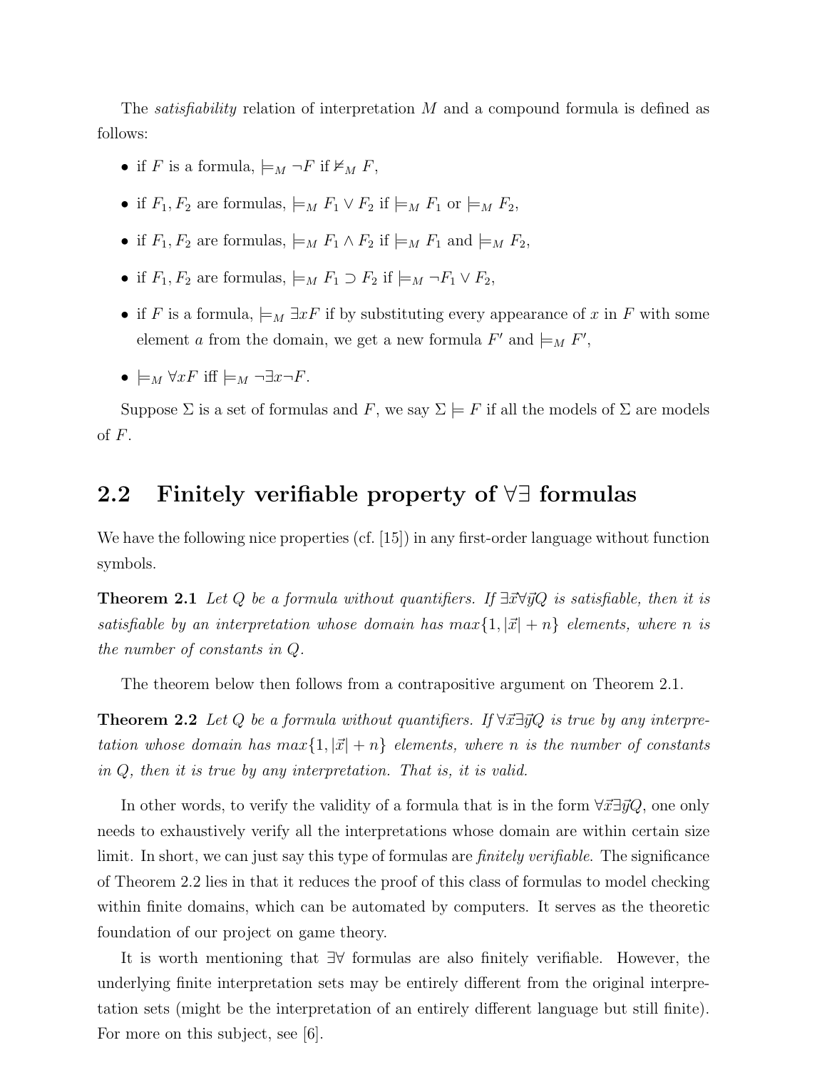The *satisfiability* relation of interpretation $M$ and a compound formula is defined as follows:

- if $F$ is a formula, $\models_M \neg F$ if $\not\models_M F$,
- if $F_1, F_2$ are formulas, $\models_M F_1 \vee F_2$ if $\models_M F_1$ or $\models_M F_2$,
- if $F_1, F_2$ are formulas, $\models_M F_1 \wedge F_2$ if $\models_M F_1$ and $\models_M F_2$,
- if $F_1, F_2$ are formulas, $\models_M F_1 \supset F_2$ if $\models_M \neg F_1 \vee F_2$,
- if $F$ is a formula, $\models_M \exists x F$ if by substituting every appearance of $x$ in $F$ with some element $a$ from the domain, we get a new formula $F'$ and $\models_M F'$,
- $\models_M \forall x F$ iff $\models_M \neg \exists x \neg F$.

Suppose $\Sigma$ is a set of formulas and $F$, we say $\Sigma \models F$ if all the models of $\Sigma$ are models of $F$.

## 2.2 Finitely verifiable property of $\forall\exists$ formulas

We have the following nice properties (cf. [15]) in any first-order language without function symbols.

**Theorem 2.1** *Let $Q$ be a formula without quantifiers. If $\exists\vec{x}\forall\vec{y}Q$ is satisfiable, then it is satisfiable by an interpretation whose domain has $max\{1, |\vec{x}| + n\}$ elements, where $n$ is the number of constants in $Q$.*

The theorem below then follows from a contrapositive argument on Theorem 2.1.

**Theorem 2.2** *Let $Q$ be a formula without quantifiers. If $\forall\vec{x}\exists\vec{y}Q$ is true by any interpretation whose domain has $max\{1, |\vec{x}| + n\}$ elements, where $n$ is the number of constants in $Q$, then it is true by any interpretation. That is, it is valid.*

In other words, to verify the validity of a formula that is in the form $\forall\vec{x}\exists\vec{y}Q$, one only needs to exhaustively verify all the interpretations whose domain are within certain size limit. In short, we can just say this type of formulas are *finitely verifiable.* The significance of Theorem 2.2 lies in that it reduces the proof of this class of formulas to model checking within finite domains, which can be automated by computers. It serves as the theoretic foundation of our project on game theory.

It is worth mentioning that $\exists\forall$ formulas are also finitely verifiable. However, the underlying finite interpretation sets may be entirely different from the original interpretation sets (might be the interpretation of an entirely different language but still finite). For more on this subject, see [6].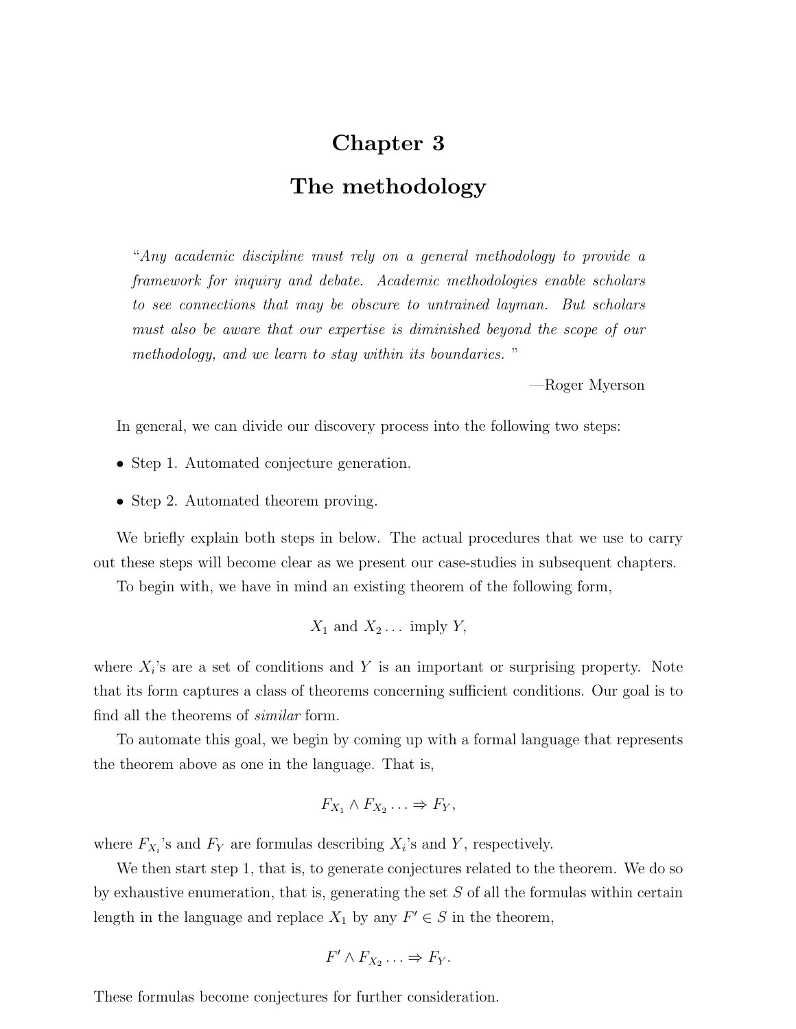# Chapter 3

# The methodology

> *"Any academic discipline must rely on a general methodology to provide a framework for inquiry and debate. Academic methodologies enable scholars to see connections that may be obscure to untrained layman. But scholars must also be aware that our expertise is diminished beyond the scope of our methodology, and we learn to stay within its boundaries. "*
>
> —Roger Myerson

In general, we can divide our discovery process into the following two steps:

- Step 1. Automated conjecture generation.
- Step 2. Automated theorem proving.

We briefly explain both steps in below. The actual procedures that we use to carry out these steps will become clear as we present our case-studies in subsequent chapters.

To begin with, we have in mind an existing theorem of the following form,

$$X_1 \text{ and } X_2 \ldots \text{ imply } Y,$$

where $X_i$'s are a set of conditions and $Y$ is an important or surprising property. Note that its form captures a class of theorems concerning sufficient conditions. Our goal is to find all the theorems of *similar* form.

To automate this goal, we begin by coming up with a formal language that represents the theorem above as one in the language. That is,

$$F_{X_1} \wedge F_{X_2} \ldots \Rightarrow F_Y,$$

where $F_{X_i}$'s and $F_Y$ are formulas describing $X_i$'s and $Y$, respectively.

We then start step 1, that is, to generate conjectures related to the theorem. We do so by exhaustive enumeration, that is, generating the set $S$ of all the formulas within certain length in the language and replace $X_1$ by any $F' \in S$ in the theorem,

$$F' \wedge F_{X_2} \ldots \Rightarrow F_Y.$$

These formulas become conjectures for further consideration.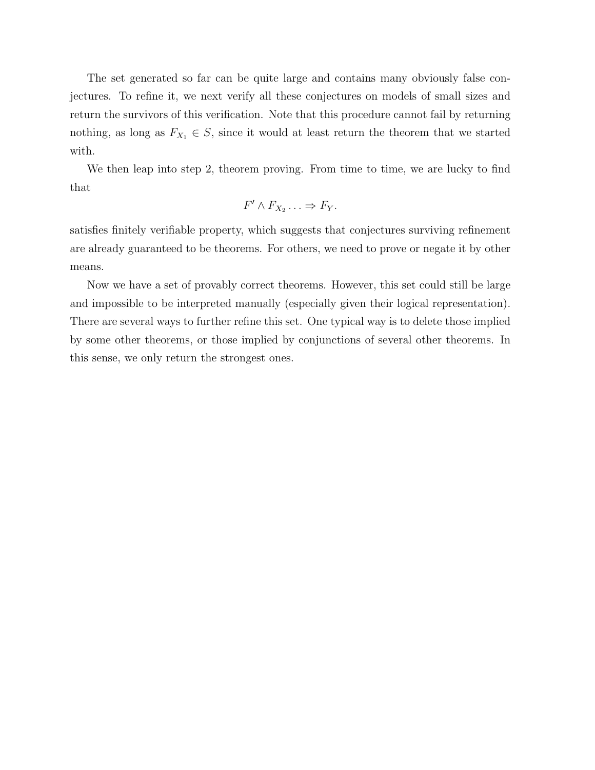The set generated so far can be quite large and contains many obviously false conjectures. To refine it, we next verify all these conjectures on models of small sizes and return the survivors of this verification. Note that this procedure cannot fail by returning nothing, as long as $F_{X_1} \in S$, since it would at least return the theorem that we started with.

We then leap into step 2, theorem proving. From time to time, we are lucky to find that

$$F' \wedge F_{X_2} \ldots \Rightarrow F_Y.$$

satisfies finitely verifiable property, which suggests that conjectures surviving refinement are already guaranteed to be theorems. For others, we need to prove or negate it by other means.

Now we have a set of provably correct theorems. However, this set could still be large and impossible to be interpreted manually (especially given their logical representation). There are several ways to further refine this set. One typical way is to delete those implied by some other theorems, or those implied by conjunctions of several other theorems. In this sense, we only return the strongest ones.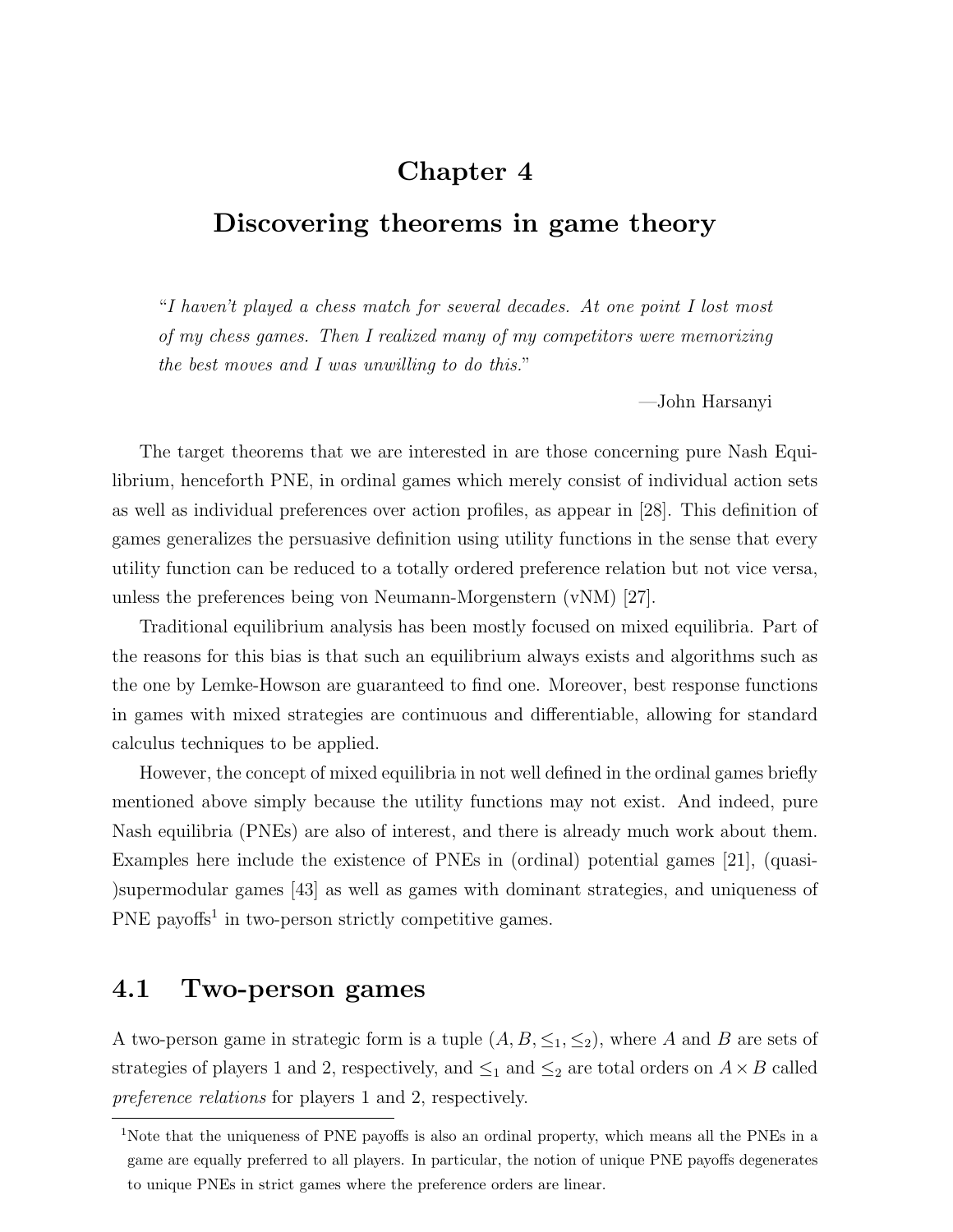# Chapter 4

# Discovering theorems in game theory

> *"I haven't played a chess match for several decades. At one point I lost most of my chess games. Then I realized many of my competitors were memorizing the best moves and I was unwilling to do this."*
>
> —John Harsanyi

The target theorems that we are interested in are those concerning pure Nash Equilibrium, henceforth PNE, in ordinal games which merely consist of individual action sets as well as individual preferences over action profiles, as appear in [28]. This definition of games generalizes the persuasive definition using utility functions in the sense that every utility function can be reduced to a totally ordered preference relation but not vice versa, unless the preferences being von Neumann-Morgenstern (vNM) [27].

Traditional equilibrium analysis has been mostly focused on mixed equilibria. Part of the reasons for this bias is that such an equilibrium always exists and algorithms such as the one by Lemke-Howson are guaranteed to find one. Moreover, best response functions in games with mixed strategies are continuous and differentiable, allowing for standard calculus techniques to be applied.

However, the concept of mixed equilibria in not well defined in the ordinal games briefly mentioned above simply because the utility functions may not exist. And indeed, pure Nash equilibria (PNEs) are also of interest, and there is already much work about them. Examples here include the existence of PNEs in (ordinal) potential games [21], (quasi-)supermodular games [43] as well as games with dominant strategies, and uniqueness of PNE payoffs[1] in two-person strictly competitive games.

## 4.1 Two-person games

A two-person game in strategic form is a tuple $(A, B, \leq_1, \leq_2)$, where $A$ and $B$ are sets of strategies of players 1 and 2, respectively, and $\leq_1$ and $\leq_2$ are total orders on $A \times B$ called *preference relations* for players 1 and 2, respectively.

---

[1] Note that the uniqueness of PNE payoffs is also an ordinal property, which means all the PNEs in a game are equally preferred to all players. In particular, the notion of unique PNE payoffs degenerates to unique PNEs in strict games where the preference orders are linear.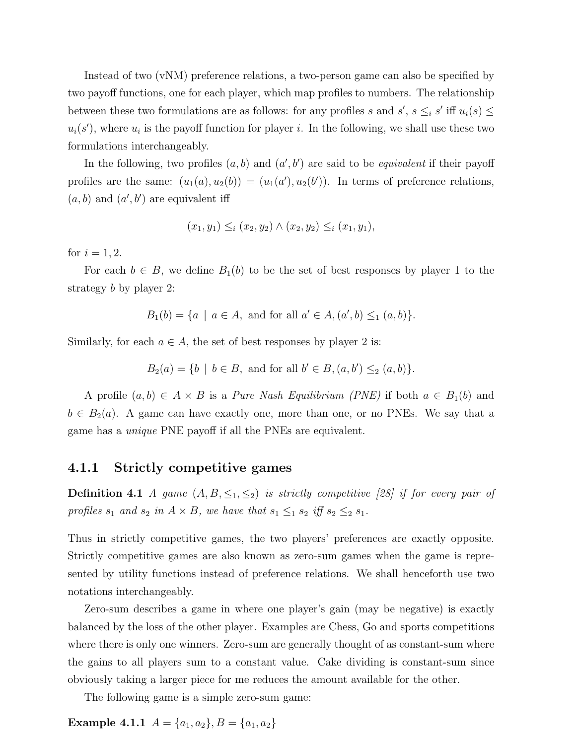Instead of two (vNM) preference relations, a two-person game can also be specified by two payoff functions, one for each player, which map profiles to numbers. The relationship between these two formulations are as follows: for any profiles $s$ and $s'$, $s \leq_i s'$ iff $u_i(s) \leq u_i(s')$, where $u_i$ is the payoff function for player $i$. In the following, we shall use these two formulations interchangeably.

In the following, two profiles $(a, b)$ and $(a', b')$ are said to be *equivalent* if their payoff profiles are the same: $(u_1(a), u_2(b)) = (u_1(a'), u_2(b'))$. In terms of preference relations, $(a, b)$ and $(a', b')$ are equivalent iff

$$(x_1, y_1) \leq_i (x_2, y_2) \wedge (x_2, y_2) \leq_i (x_1, y_1),$$

for $i = 1, 2$.

For each $b \in B$, we define $B_1(b)$ to be the set of best responses by player 1 to the strategy $b$ by player 2:

$$B_1(b) = \{a \mid a \in A, \text{ and for all } a' \in A, (a', b) \leq_1 (a, b)\}.$$

Similarly, for each $a \in A$, the set of best responses by player 2 is:

$$B_2(a) = \{b \mid b \in B, \text{ and for all } b' \in B, (a, b') \leq_2 (a, b)\}.$$

A profile $(a, b) \in A \times B$ is a *Pure Nash Equilibrium (PNE)* if both $a \in B_1(b)$ and $b \in B_2(a)$. A game can have exactly one, more than one, or no PNEs. We say that a game has a *unique* PNE payoff if all the PNEs are equivalent.

### 4.1.1 Strictly competitive games

**Definition 4.1** *A game $(A, B, \leq_1, \leq_2)$ is strictly competitive [28] if for every pair of profiles $s_1$ and $s_2$ in $A \times B$, we have that $s_1 \leq_1 s_2$ iff $s_2 \leq_2 s_1$.*

Thus in strictly competitive games, the two players' preferences are exactly opposite. Strictly competitive games are also known as zero-sum games when the game is represented by utility functions instead of preference relations. We shall henceforth use two notations interchangeably.

Zero-sum describes a game in where one player's gain (may be negative) is exactly balanced by the loss of the other player. Examples are Chess, Go and sports competitions where there is only one winners. Zero-sum are generally thought of as constant-sum where the gains to all players sum to a constant value. Cake dividing is constant-sum since obviously taking a larger piece for me reduces the amount available for the other.

The following game is a simple zero-sum game:

**Example 4.1.1** $A = \{a_1, a_2\}, B = \{a_1, a_2\}$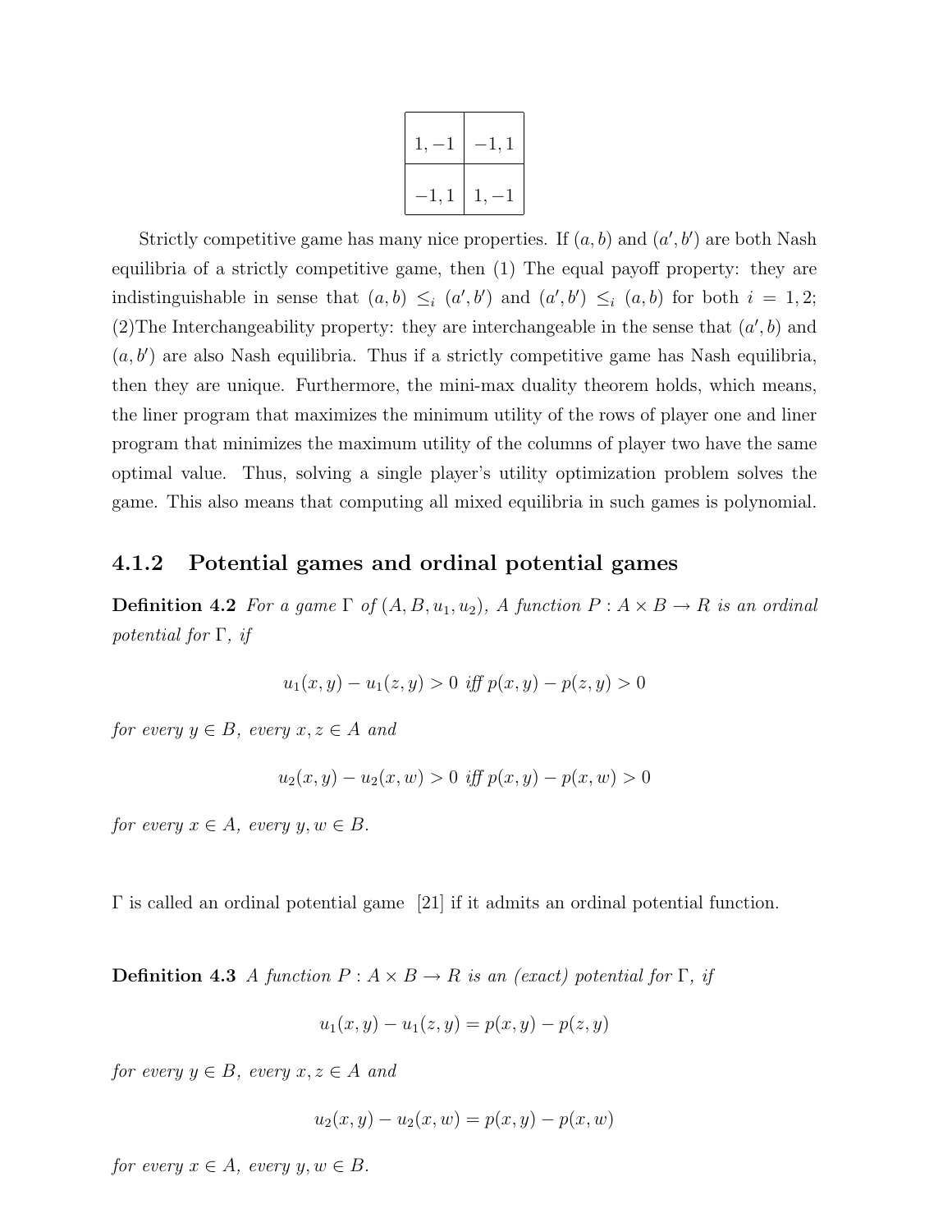| | |
|---|---|
| $1, -1$ | $-1, 1$ |
| $-1, 1$ | $1, -1$ |

Strictly competitive game has many nice properties. If $(a, b)$ and $(a', b')$ are both Nash equilibria of a strictly competitive game, then (1) The equal payoff property: they are indistinguishable in sense that $(a, b) \leq_i (a', b')$ and $(a', b') \leq_i (a, b)$ for both $i = 1, 2$; (2)The Interchangeability property: they are interchangeable in the sense that $(a', b)$ and $(a, b')$ are also Nash equilibria. Thus if a strictly competitive game has Nash equilibria, then they are unique. Furthermore, the mini-max duality theorem holds, which means, the liner program that maximizes the minimum utility of the rows of player one and liner program that minimizes the maximum utility of the columns of player two have the same optimal value. Thus, solving a single player's utility optimization problem solves the game. This also means that computing all mixed equilibria in such games is polynomial.

### 4.1.2 Potential games and ordinal potential games

**Definition 4.2** *For a game $\Gamma$ of $(A, B, u_1, u_2)$, A function $P : A \times B \rightarrow R$ is an ordinal potential for $\Gamma$, if*

$$u_1(x, y) - u_1(z, y) > 0 \text{ iff } p(x, y) - p(z, y) > 0$$

*for every $y \in B$, every $x, z \in A$ and*

$$u_2(x, y) - u_2(x, w) > 0 \text{ iff } p(x, y) - p(x, w) > 0$$

*for every $x \in A$, every $y, w \in B$.*

$\Gamma$ is called an ordinal potential game [21] if it admits an ordinal potential function.

**Definition 4.3** *A function $P : A \times B \rightarrow R$ is an (exact) potential for $\Gamma$, if*

$$u_1(x, y) - u_1(z, y) = p(x, y) - p(z, y)$$

*for every $y \in B$, every $x, z \in A$ and*

$$u_2(x, y) - u_2(x, w) = p(x, y) - p(x, w)$$

*for every $x \in A$, every $y, w \in B$.*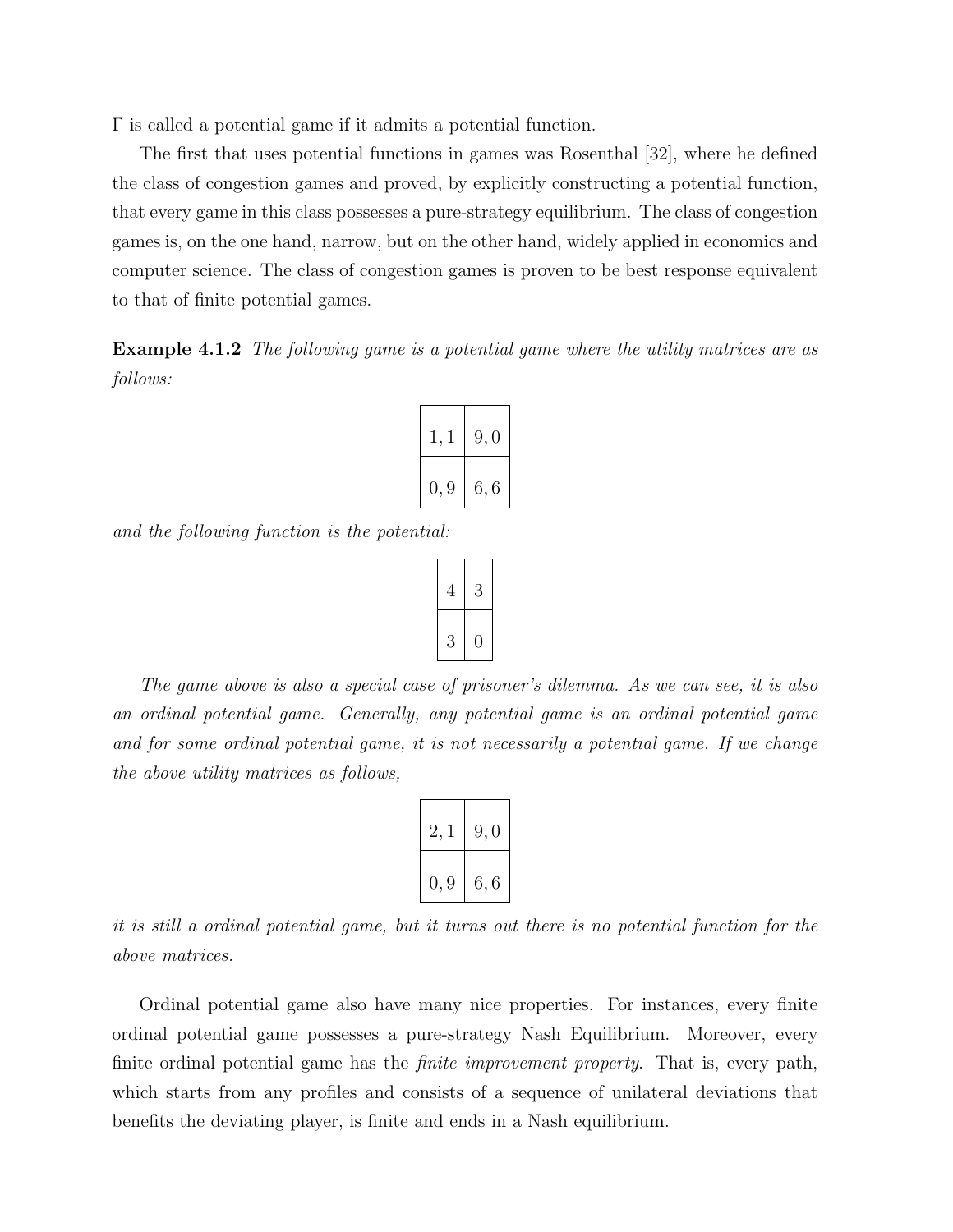$\Gamma$ is called a potential game if it admits a potential function.

The first that uses potential functions in games was Rosenthal [32], where he defined the class of congestion games and proved, by explicitly constructing a potential function, that every game in this class possesses a pure-strategy equilibrium. The class of congestion games is, on the one hand, narrow, but on the other hand, widely applied in economics and computer science. The class of congestion games is proven to be best response equivalent to that of finite potential games.

**Example 4.1.2** *The following game is a potential game where the utility matrices are as follows:*

| | |
|---|---|
| $1, 1$ | $9, 0$ |
| $0, 9$ | $6, 6$ |

*and the following function is the potential:*

| | |
|---|---|
| 4 | 3 |
| 3 | 0 |

*The game above is also a special case of prisoner's dilemma. As we can see, it is also an ordinal potential game. Generally, any potential game is an ordinal potential game and for some ordinal potential game, it is not necessarily a potential game. If we change the above utility matrices as follows,*

| | |
|---|---|
| $2, 1$ | $9, 0$ |
| $0, 9$ | $6, 6$ |

*it is still a ordinal potential game, but it turns out there is no potential function for the above matrices.*

Ordinal potential game also have many nice properties. For instances, every finite ordinal potential game possesses a pure-strategy Nash Equilibrium. Moreover, every finite ordinal potential game has the *finite improvement property*. That is, every path, which starts from any profiles and consists of a sequence of unilateral deviations that benefits the deviating player, is finite and ends in a Nash equilibrium.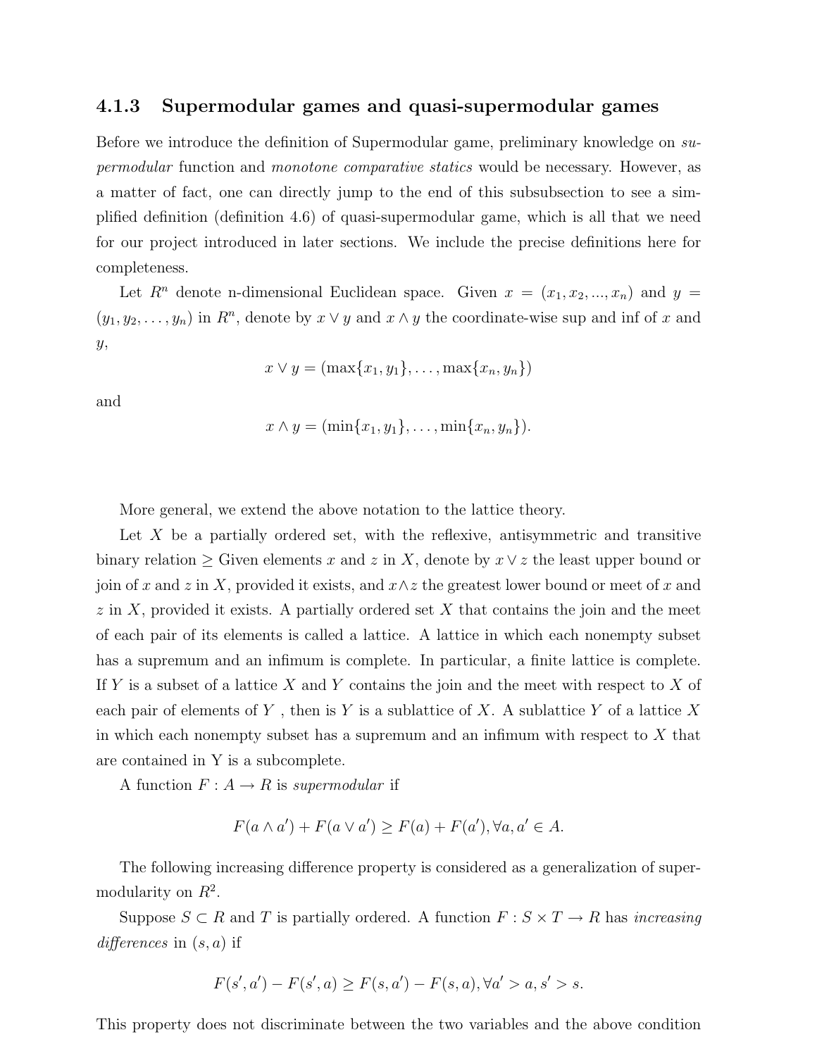### 4.1.3 Supermodular games and quasi-supermodular games

Before we introduce the definition of Supermodular game, preliminary knowledge on *supermodular* function and *monotone comparative statics* would be necessary. However, as a matter of fact, one can directly jump to the end of this subsubsection to see a simplified definition (definition 4.6) of quasi-supermodular game, which is all that we need for our project introduced in later sections. We include the precise definitions here for completeness.

Let $R^n$ denote n-dimensional Euclidean space. Given $x = (x_1, x_2, ..., x_n)$ and $y = (y_1, y_2, \ldots, y_n)$ in $R^n$, denote by $x \vee y$ and $x \wedge y$ the coordinate-wise sup and inf of $x$ and $y$,

$$x \vee y = (\max\{x_1, y_1\}, \ldots, \max\{x_n, y_n\})$$

and

$$x \wedge y = (\min\{x_1, y_1\}, \ldots, \min\{x_n, y_n\}).$$

More general, we extend the above notation to the lattice theory.

Let $X$ be a partially ordered set, with the reflexive, antisymmetric and transitive binary relation $\geq$ Given elements $x$ and $z$ in $X$, denote by $x \vee z$ the least upper bound or join of $x$ and $z$ in $X$, provided it exists, and $x \wedge z$ the greatest lower bound or meet of $x$ and $z$ in $X$, provided it exists. A partially ordered set $X$ that contains the join and the meet of each pair of its elements is called a lattice. A lattice in which each nonempty subset has a supremum and an infimum is complete. In particular, a finite lattice is complete. If $Y$ is a subset of a lattice $X$ and $Y$ contains the join and the meet with respect to $X$ of each pair of elements of $Y$ , then is $Y$ is a sublattice of $X$. A sublattice $Y$ of a lattice $X$ in which each nonempty subset has a supremum and an infimum with respect to $X$ that are contained in Y is a subcomplete.

A function $F : A \rightarrow R$ is *supermodular* if

$$F(a \wedge a') + F(a \vee a') \geq F(a) + F(a'), \forall a, a' \in A.$$

The following increasing difference property is considered as a generalization of supermodularity on $R^2$.

Suppose $S \subset R$ and $T$ is partially ordered. A function $F : S \times T \rightarrow R$ has *increasing differences* in $(s, a)$ if

$$F(s', a') - F(s', a) \geq F(s, a') - F(s, a), \forall a' > a, s' > s.$$

This property does not discriminate between the two variables and the above condition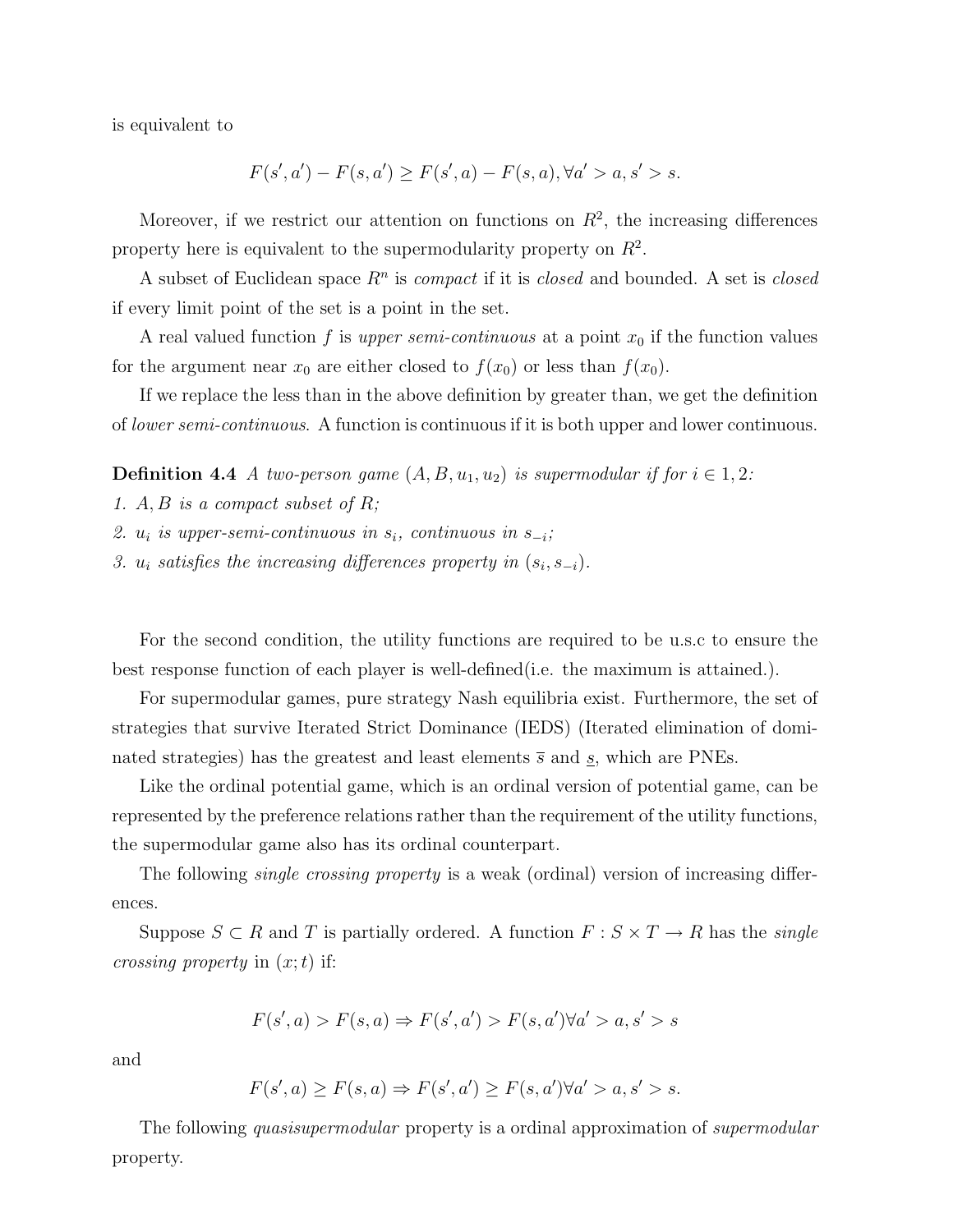is equivalent to

$$F(s', a') - F(s, a') \geq F(s', a) - F(s, a), \forall a' > a, s' > s.$$

Moreover, if we restrict our attention on functions on $R^2$, the increasing differences property here is equivalent to the supermodularity property on $R^2$.

A subset of Euclidean space $R^n$ is *compact* if it is *closed* and bounded. A set is *closed* if every limit point of the set is a point in the set.

A real valued function $f$ is *upper semi-continuous* at a point $x_0$ if the function values for the argument near $x_0$ are either closed to $f(x_0)$ or less than $f(x_0)$.

If we replace the less than in the above definition by greater than, we get the definition of *lower semi-continuous*. A function is continuous if it is both upper and lower continuous.

**Definition 4.4** *A two-person game $(A, B, u_1, u_2)$ is supermodular if for $i \in 1, 2$:*

*1. $A, B$ is a compact subset of $R$;*

*2. $u_i$ is upper-semi-continuous in $s_i$, continuous in $s_{-i}$;*

*3. $u_i$ satisfies the increasing differences property in $(s_i, s_{-i})$.*

For the second condition, the utility functions are required to be u.s.c to ensure the best response function of each player is well-defined(i.e. the maximum is attained.).

For supermodular games, pure strategy Nash equilibria exist. Furthermore, the set of strategies that survive Iterated Strict Dominance (IEDS) (Iterated elimination of dominated strategies) has the greatest and least elements $\overline{s}$ and $\underline{s}$, which are PNEs.

Like the ordinal potential game, which is an ordinal version of potential game, can be represented by the preference relations rather than the requirement of the utility functions, the supermodular game also has its ordinal counterpart.

The following *single crossing property* is a weak (ordinal) version of increasing differences.

Suppose $S \subset R$ and $T$ is partially ordered. A function $F : S \times T \to R$ has the *single crossing property* in $(x; t)$ if:

$$F(s', a) > F(s, a) \Rightarrow F(s', a') > F(s, a') \forall a' > a, s' > s$$

and

$$F(s', a) \geq F(s, a) \Rightarrow F(s', a') \geq F(s, a') \forall a' > a, s' > s.$$

The following *quasisupermodular* property is a ordinal approximation of *supermodular* property.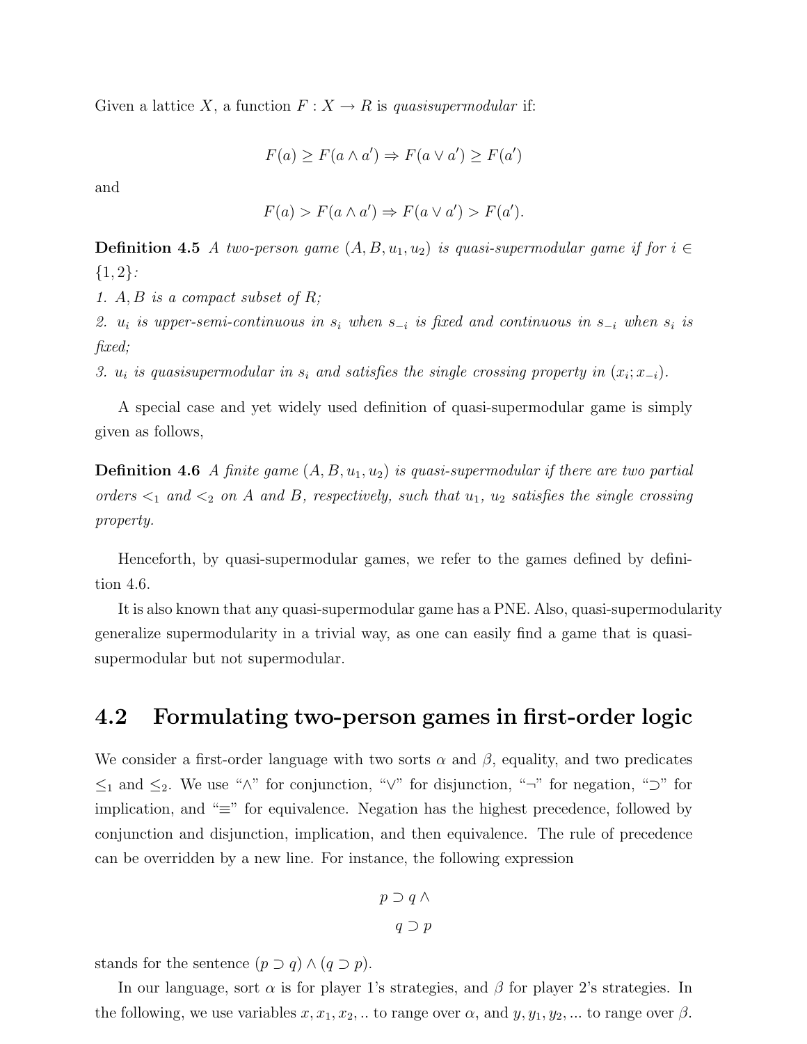Given a lattice $X$, a function $F : X \rightarrow R$ is *quasisupermodular* if:

$$F(a) \geq F(a \wedge a') \Rightarrow F(a \vee a') \geq F(a')$$

and

$$F(a) > F(a \wedge a') \Rightarrow F(a \vee a') > F(a').$$

**Definition 4.5** *A two-person game $(A, B, u_1, u_2)$ is quasi-supermodular game if for $i \in \{1, 2\}$:*
*1. $A, B$ is a compact subset of $R$;*
*2. $u_i$ is upper-semi-continuous in $s_i$ when $s_{-i}$ is fixed and continuous in $s_{-i}$ when $s_i$ is fixed;*
*3. $u_i$ is quasisupermodular in $s_i$ and satisfies the single crossing property in $(x_i; x_{-i})$.*

A special case and yet widely used definition of quasi-supermodular game is simply given as follows,

**Definition 4.6** *A finite game $(A, B, u_1, u_2)$ is quasi-supermodular if there are two partial orders $<_1$ and $<_2$ on $A$ and $B$, respectively, such that $u_1$, $u_2$ satisfies the single crossing property.*

Henceforth, by quasi-supermodular games, we refer to the games defined by definition 4.6.

It is also known that any quasi-supermodular game has a PNE. Also, quasi-supermodularity generalize supermodularity in a trivial way, as one can easily find a game that is quasi-supermodular but not supermodular.

## 4.2 Formulating two-person games in first-order logic

We consider a first-order language with two sorts $\alpha$ and $\beta$, equality, and two predicates $\leq_1$ and $\leq_2$. We use "$\wedge$" for conjunction, "$\vee$" for disjunction, "$\neg$" for negation, "$\supset$" for implication, and "$\equiv$" for equivalence. Negation has the highest precedence, followed by conjunction and disjunction, implication, and then equivalence. The rule of precedence can be overridden by a new line. For instance, the following expression

$$p \supset q \wedge$$
$$q \supset p$$

stands for the sentence $(p \supset q) \wedge (q \supset p)$.

In our language, sort $\alpha$ is for player 1's strategies, and $\beta$ for player 2's strategies. In the following, we use variables $x, x_1, x_2, ..$ to range over $\alpha$, and $y, y_1, y_2, ...$ to range over $\beta$.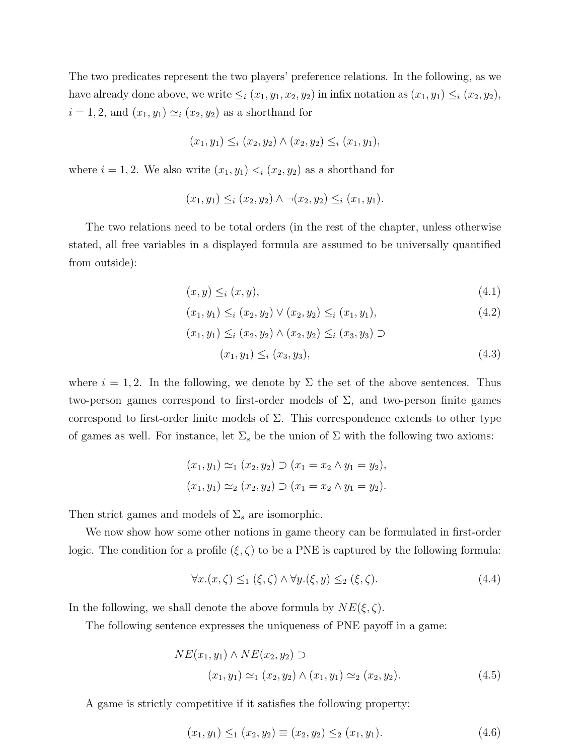The two predicates represent the two players' preference relations. In the following, as we have already done above, we write $\leq_i (x_1, y_1, x_2, y_2)$ in infix notation as $(x_1, y_1) \leq_i (x_2, y_2)$, $i = 1, 2$, and $(x_1, y_1) \simeq_i (x_2, y_2)$ as a shorthand for

$$(x_1, y_1) \leq_i (x_2, y_2) \wedge (x_2, y_2) \leq_i (x_1, y_1),$$

where $i = 1, 2$. We also write $(x_1, y_1) <_i (x_2, y_2)$ as a shorthand for

$$(x_1, y_1) \leq_i (x_2, y_2) \wedge \neg (x_2, y_2) \leq_i (x_1, y_1).$$

The two relations need to be total orders (in the rest of the chapter, unless otherwise stated, all free variables in a displayed formula are assumed to be universally quantified from outside):

$$(x, y) \leq_i (x, y), \tag{4.1}$$

$$(x_1, y_1) \leq_i (x_2, y_2) \vee (x_2, y_2) \leq_i (x_1, y_1), \tag{4.2}$$

$$(x_1, y_1) \leq_i (x_2, y_2) \wedge (x_2, y_2) \leq_i (x_3, y_3) \supset (x_1, y_1) \leq_i (x_3, y_3), \tag{4.3}$$

where $i = 1, 2$. In the following, we denote by $\Sigma$ the set of the above sentences. Thus two-person games correspond to first-order models of $\Sigma$, and two-person finite games correspond to first-order finite models of $\Sigma$. This correspondence extends to other type of games as well. For instance, let $\Sigma_s$ be the union of $\Sigma$ with the following two axioms:

$$(x_1, y_1) \simeq_1 (x_2, y_2) \supset (x_1 = x_2 \wedge y_1 = y_2),$$

$$(x_1, y_1) \simeq_2 (x_2, y_2) \supset (x_1 = x_2 \wedge y_1 = y_2).$$

Then strict games and models of $\Sigma_s$ are isomorphic.

We now show how some other notions in game theory can be formulated in first-order logic. The condition for a profile $(\xi, \zeta)$ to be a PNE is captured by the following formula:

$$\forall x.(x, \zeta) \leq_1 (\xi, \zeta) \wedge \forall y.(\xi, y) \leq_2 (\xi, \zeta). \tag{4.4}$$

In the following, we shall denote the above formula by $NE(\xi, \zeta)$.

The following sentence expresses the uniqueness of PNE payoff in a game:

$$NE(x_1, y_1) \wedge NE(x_2, y_2) \supset (x_1, y_1) \simeq_1 (x_2, y_2) \wedge (x_1, y_1) \simeq_2 (x_2, y_2). \tag{4.5}$$

A game is strictly competitive if it satisfies the following property:

$$(x_1, y_1) \leq_1 (x_2, y_2) \equiv (x_2, y_2) \leq_2 (x_1, y_1). \tag{4.6}$$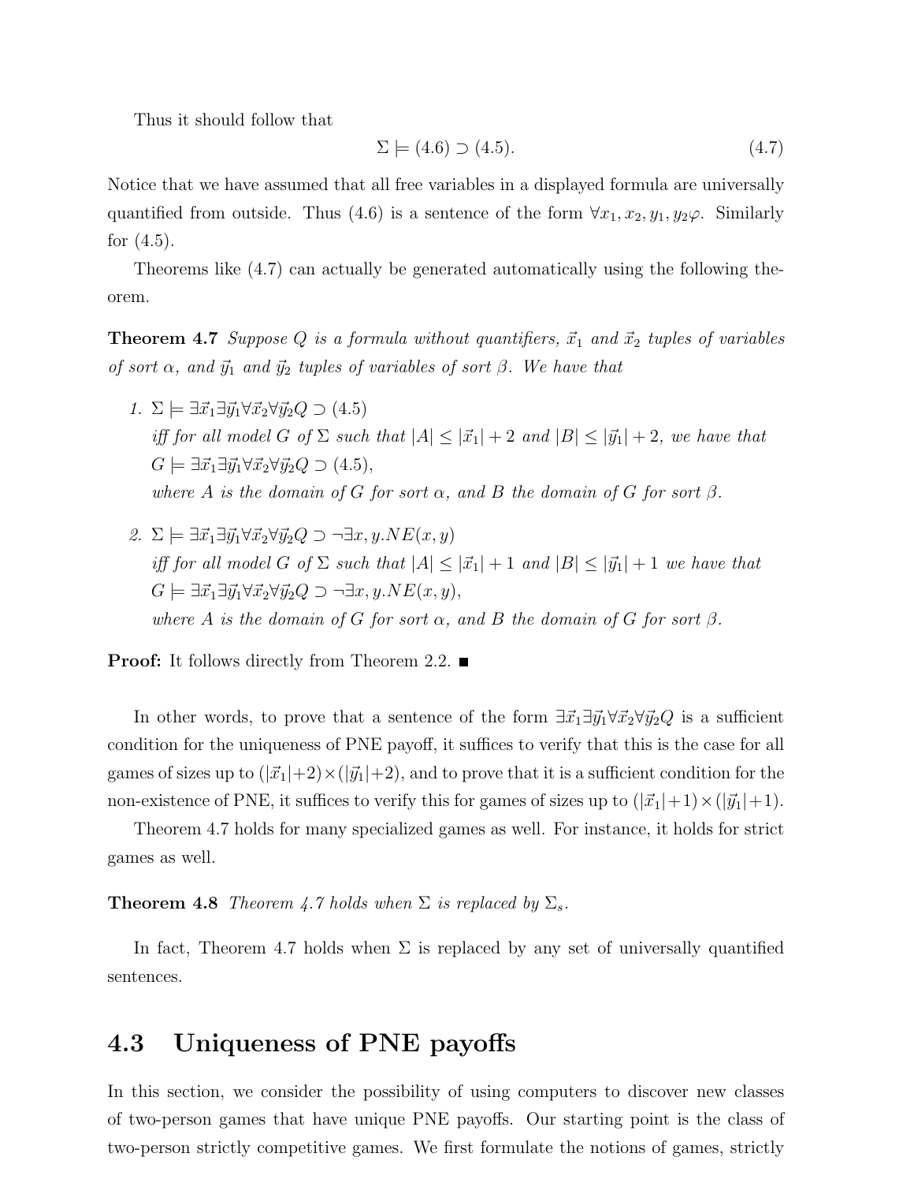Thus it should follow that

$$\Sigma \models (4.6) \supset (4.5). \tag{4.7}$$

Notice that we have assumed that all free variables in a displayed formula are universally quantified from outside. Thus (4.6) is a sentence of the form $\forall x_1, x_2, y_1, y_2 \varphi$. Similarly for (4.5).

Theorems like (4.7) can actually be generated automatically using the following theorem.

**Theorem 4.7** *Suppose $Q$ is a formula without quantifiers, $\vec{x}_1$ and $\vec{x}_2$ tuples of variables of sort $\alpha$, and $\vec{y}_1$ and $\vec{y}_2$ tuples of variables of sort $\beta$. We have that*

1. $\Sigma \models \exists \vec{x}_1 \exists \vec{y}_1 \forall \vec{x}_2 \forall \vec{y}_2 Q \supset (4.5)$
   *iff for all model $G$ of $\Sigma$ such that $|A| \leq |\vec{x}_1| + 2$ and $|B| \leq |\vec{y}_1| + 2$, we have that* $G \models \exists \vec{x}_1 \exists \vec{y}_1 \forall \vec{x}_2 \forall \vec{y}_2 Q \supset (4.5)$,
   *where $A$ is the domain of $G$ for sort $\alpha$, and $B$ the domain of $G$ for sort $\beta$.*

2. $\Sigma \models \exists \vec{x}_1 \exists \vec{y}_1 \forall \vec{x}_2 \forall \vec{y}_2 Q \supset \neg \exists x, y. NE(x, y)$
   *iff for all model $G$ of $\Sigma$ such that $|A| \leq |\vec{x}_1| + 1$ and $|B| \leq |\vec{y}_1| + 1$ we have that* $G \models \exists \vec{x}_1 \exists \vec{y}_1 \forall \vec{x}_2 \forall \vec{y}_2 Q \supset \neg \exists x, y. NE(x, y)$,
   *where $A$ is the domain of $G$ for sort $\alpha$, and $B$ the domain of $G$ for sort $\beta$.*

**Proof:** It follows directly from Theorem 2.2. ■

In other words, to prove that a sentence of the form $\exists \vec{x}_1 \exists \vec{y}_1 \forall \vec{x}_2 \forall \vec{y}_2 Q$ is a sufficient condition for the uniqueness of PNE payoff, it suffices to verify that this is the case for all games of sizes up to $(|\vec{x}_1|+2) \times (|\vec{y}_1|+2)$, and to prove that it is a sufficient condition for the non-existence of PNE, it suffices to verify this for games of sizes up to $(|\vec{x}_1|+1) \times (|\vec{y}_1|+1)$.

Theorem 4.7 holds for many specialized games as well. For instance, it holds for strict games as well.

**Theorem 4.8** *Theorem 4.7 holds when $\Sigma$ is replaced by $\Sigma_s$.*

In fact, Theorem 4.7 holds when $\Sigma$ is replaced by any set of universally quantified sentences.

## 4.3 Uniqueness of PNE payoffs

In this section, we consider the possibility of using computers to discover new classes of two-person games that have unique PNE payoffs. Our starting point is the class of two-person strictly competitive games. We first formulate the notions of games, strictly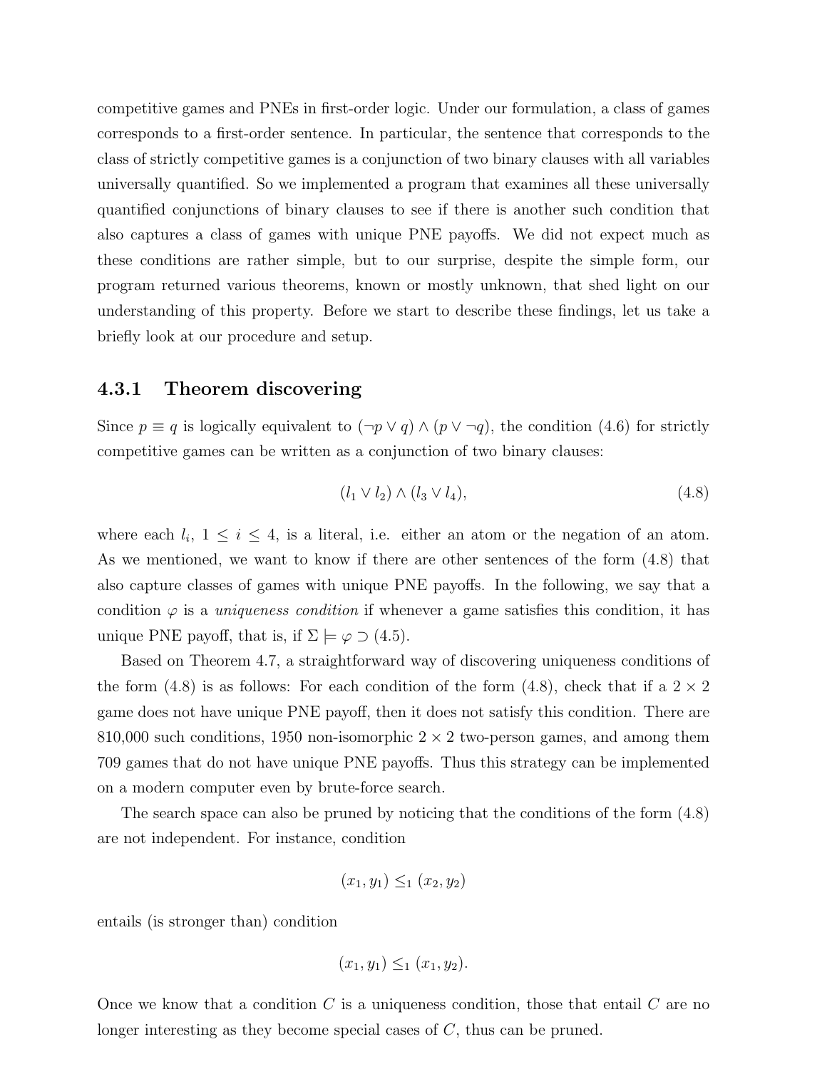competitive games and PNEs in first-order logic. Under our formulation, a class of games corresponds to a first-order sentence. In particular, the sentence that corresponds to the class of strictly competitive games is a conjunction of two binary clauses with all variables universally quantified. So we implemented a program that examines all these universally quantified conjunctions of binary clauses to see if there is another such condition that also captures a class of games with unique PNE payoffs. We did not expect much as these conditions are rather simple, but to our surprise, despite the simple form, our program returned various theorems, known or mostly unknown, that shed light on our understanding of this property. Before we start to describe these findings, let us take a briefly look at our procedure and setup.

### 4.3.1 Theorem discovering

Since $p \equiv q$ is logically equivalent to $(\neg p \vee q) \wedge (p \vee \neg q)$, the condition (4.6) for strictly competitive games can be written as a conjunction of two binary clauses:

$$(l_1 \vee l_2) \wedge (l_3 \vee l_4), \tag{4.8}$$

where each $l_i$, $1 \leq i \leq 4$, is a literal, i.e. either an atom or the negation of an atom. As we mentioned, we want to know if there are other sentences of the form (4.8) that also capture classes of games with unique PNE payoffs. In the following, we say that a condition $\varphi$ is a *uniqueness condition* if whenever a game satisfies this condition, it has unique PNE payoff, that is, if $\Sigma \models \varphi \supset (4.5)$.

Based on Theorem 4.7, a straightforward way of discovering uniqueness conditions of the form (4.8) is as follows: For each condition of the form (4.8), check that if a $2 \times 2$ game does not have unique PNE payoff, then it does not satisfy this condition. There are 810,000 such conditions, 1950 non-isomorphic $2 \times 2$ two-person games, and among them 709 games that do not have unique PNE payoffs. Thus this strategy can be implemented on a modern computer even by brute-force search.

The search space can also be pruned by noticing that the conditions of the form (4.8) are not independent. For instance, condition

$$(x_1, y_1) \leq_1 (x_2, y_2)$$

entails (is stronger than) condition

$$(x_1, y_1) \leq_1 (x_1, y_2).$$

Once we know that a condition $C$ is a uniqueness condition, those that entail $C$ are no longer interesting as they become special cases of $C$, thus can be pruned.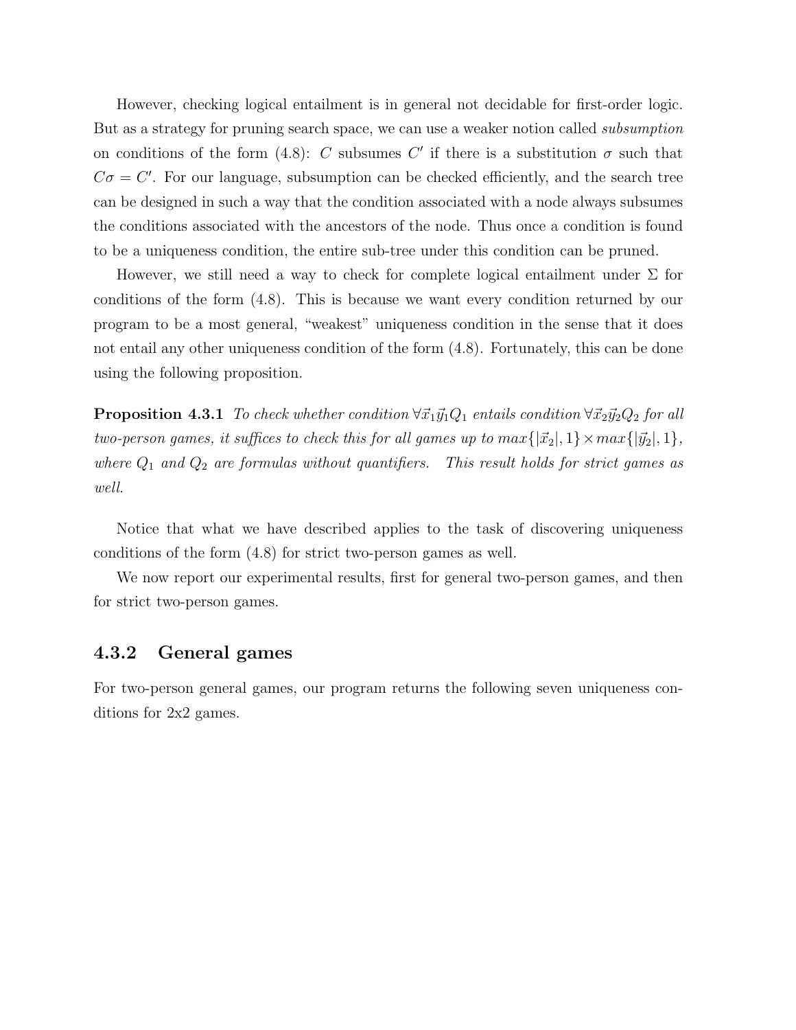However, checking logical entailment is in general not decidable for first-order logic. But as a strategy for pruning search space, we can use a weaker notion called *subsumption* on conditions of the form (4.8): $C$ subsumes $C'$ if there is a substitution $\sigma$ such that $C\sigma = C'$. For our language, subsumption can be checked efficiently, and the search tree can be designed in such a way that the condition associated with a node always subsumes the conditions associated with the ancestors of the node. Thus once a condition is found to be a uniqueness condition, the entire sub-tree under this condition can be pruned.

However, we still need a way to check for complete logical entailment under $\Sigma$ for conditions of the form (4.8). This is because we want every condition returned by our program to be a most general, "weakest" uniqueness condition in the sense that it does not entail any other uniqueness condition of the form (4.8). Fortunately, this can be done using the following proposition.

**Proposition 4.3.1** *To check whether condition $\forall \vec{x}_1 \vec{y}_1 Q_1$ entails condition $\forall \vec{x}_2 \vec{y}_2 Q_2$ for all two-person games, it suffices to check this for all games up to $max\{|\vec{x}_2|, 1\} \times max\{|\vec{y}_2|, 1\}$, where $Q_1$ and $Q_2$ are formulas without quantifiers. This result holds for strict games as well.*

Notice that what we have described applies to the task of discovering uniqueness conditions of the form (4.8) for strict two-person games as well.

We now report our experimental results, first for general two-person games, and then for strict two-person games.

### 4.3.2 General games

For two-person general games, our program returns the following seven uniqueness conditions for 2x2 games.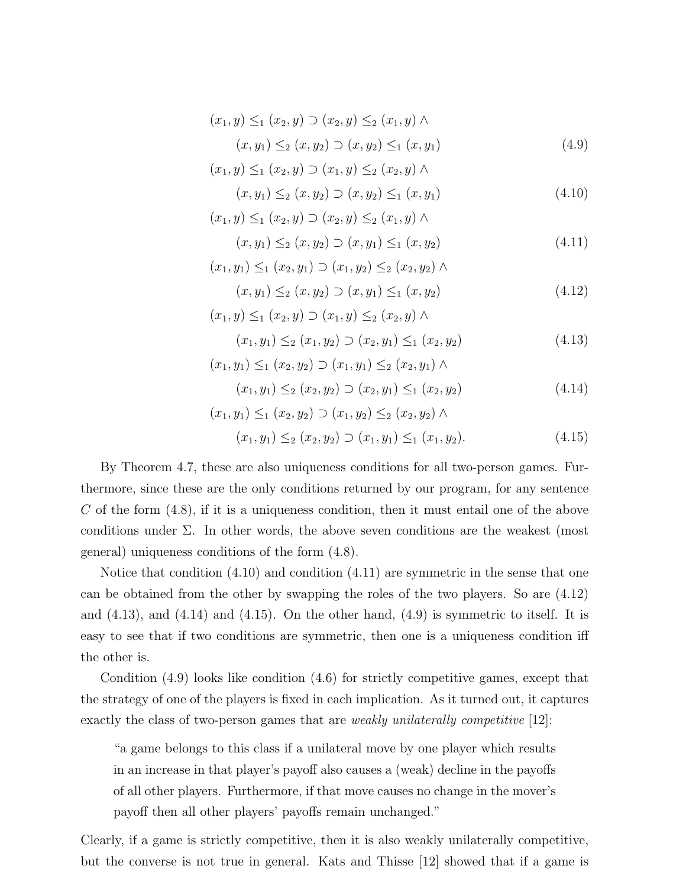$$
\begin{aligned}
&(x_1, y) \leq_1 (x_2, y) \supset (x_2, y) \leq_2 (x_1, y) \wedge \\
&\qquad (x, y_1) \leq_2 (x, y_2) \supset (x, y_2) \leq_1 (x, y_1) && (4.9) \\
&(x_1, y) \leq_1 (x_2, y) \supset (x_1, y) \leq_2 (x_2, y) \wedge \\
&\qquad (x, y_1) \leq_2 (x, y_2) \supset (x, y_2) \leq_1 (x, y_1) && (4.10) \\
&(x_1, y) \leq_1 (x_2, y) \supset (x_2, y) \leq_2 (x_1, y) \wedge \\
&\qquad (x, y_1) \leq_2 (x, y_2) \supset (x, y_1) \leq_1 (x, y_2) && (4.11) \\
&(x_1, y_1) \leq_1 (x_2, y_1) \supset (x_1, y_2) \leq_2 (x_2, y_2) \wedge \\
&\qquad (x, y_1) \leq_2 (x, y_2) \supset (x, y_1) \leq_1 (x, y_2) && (4.12) \\
&(x_1, y) \leq_1 (x_2, y) \supset (x_1, y) \leq_2 (x_2, y) \wedge \\
&\qquad (x_1, y_1) \leq_2 (x_1, y_2) \supset (x_2, y_1) \leq_1 (x_2, y_2) && (4.13) \\
&(x_1, y_1) \leq_1 (x_2, y_2) \supset (x_1, y_1) \leq_2 (x_2, y_1) \wedge \\
&\qquad (x_1, y_1) \leq_2 (x_2, y_2) \supset (x_2, y_1) \leq_1 (x_2, y_2) && (4.14) \\
&(x_1, y_1) \leq_1 (x_2, y_2) \supset (x_1, y_2) \leq_2 (x_2, y_2) \wedge \\
&\qquad (x_1, y_1) \leq_2 (x_2, y_2) \supset (x_1, y_1) \leq_1 (x_1, y_2). && (4.15)
\end{aligned}
$$

By Theorem 4.7, these are also uniqueness conditions for all two-person games. Furthermore, since these are the only conditions returned by our program, for any sentence $C$ of the form (4.8), if it is a uniqueness condition, then it must entail one of the above conditions under $\Sigma$. In other words, the above seven conditions are the weakest (most general) uniqueness conditions of the form (4.8).

Notice that condition (4.10) and condition (4.11) are symmetric in the sense that one can be obtained from the other by swapping the roles of the two players. So are (4.12) and (4.13), and (4.14) and (4.15). On the other hand, (4.9) is symmetric to itself. It is easy to see that if two conditions are symmetric, then one is a uniqueness condition iff the other is.

Condition (4.9) looks like condition (4.6) for strictly competitive games, except that the strategy of one of the players is fixed in each implication. As it turned out, it captures exactly the class of two-person games that are *weakly unilaterally competitive* [12]:

> "a game belongs to this class if a unilateral move by one player which results in an increase in that player's payoff also causes a (weak) decline in the payoffs of all other players. Furthermore, if that move causes no change in the mover's payoff then all other players' payoffs remain unchanged."

Clearly, if a game is strictly competitive, then it is also weakly unilaterally competitive, but the converse is not true in general. Kats and Thisse [12] showed that if a game is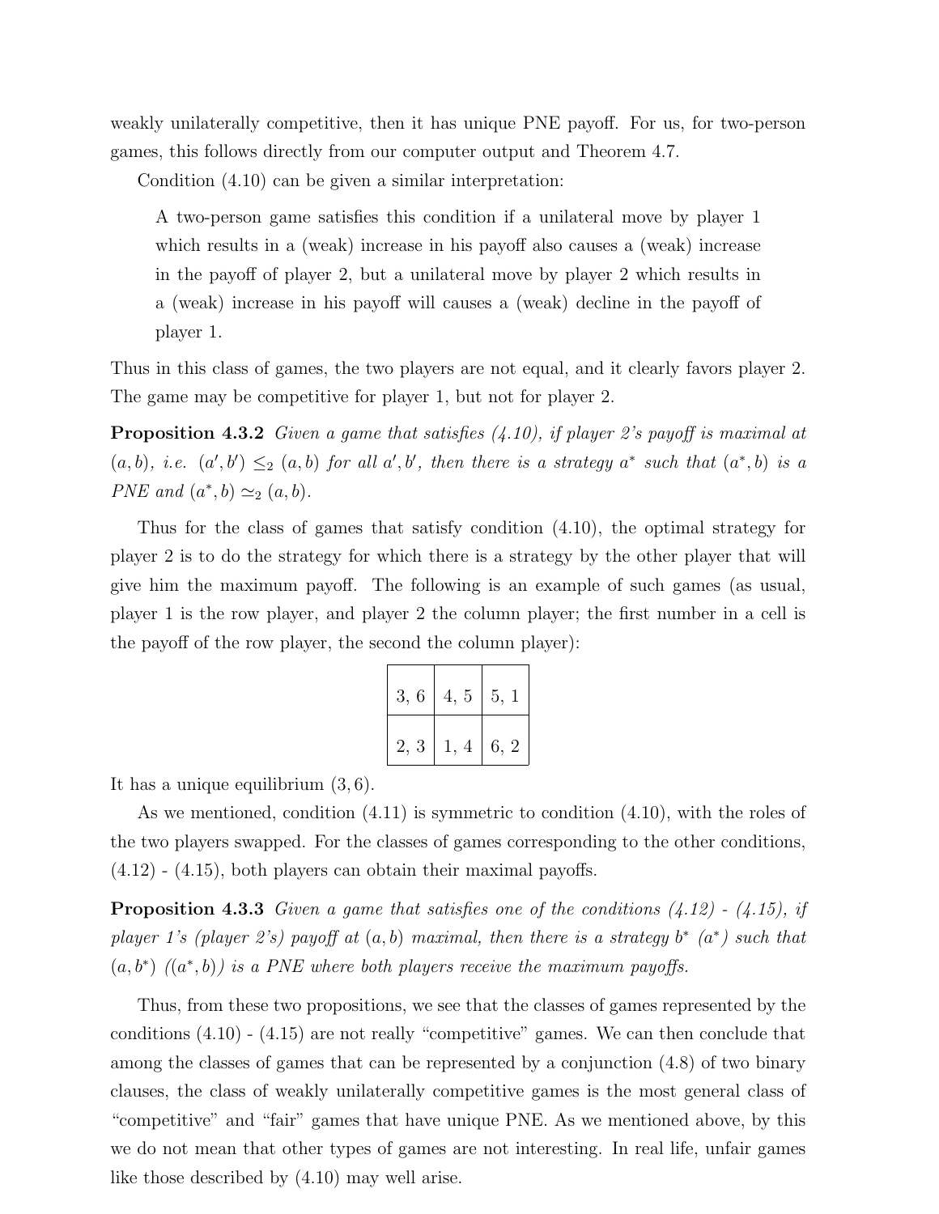weakly unilaterally competitive, then it has unique PNE payoff. For us, for two-person games, this follows directly from our computer output and Theorem 4.7.

Condition (4.10) can be given a similar interpretation:

> A two-person game satisfies this condition if a unilateral move by player 1 which results in a (weak) increase in his payoff also causes a (weak) increase in the payoff of player 2, but a unilateral move by player 2 which results in a (weak) increase in his payoff will causes a (weak) decline in the payoff of player 1.

Thus in this class of games, the two players are not equal, and it clearly favors player 2. The game may be competitive for player 1, but not for player 2.

**Proposition 4.3.2** *Given a game that satisfies (4.10), if player 2's payoff is maximal at $(a, b)$, i.e. $(a', b') \leq_2 (a, b)$ for all $a', b'$, then there is a strategy $a^*$ such that $(a^*, b)$ is a PNE and $(a^*, b) \simeq_2 (a, b)$.*

Thus for the class of games that satisfy condition (4.10), the optimal strategy for player 2 is to do the strategy for which there is a strategy by the other player that will give him the maximum payoff. The following is an example of such games (as usual, player 1 is the row player, and player 2 the column player; the first number in a cell is the payoff of the row player, the second the column player):

| | | |
|---|---|---|
| 3, 6 | 4, 5 | 5, 1 |
| 2, 3 | 1, 4 | 6, 2 |

It has a unique equilibrium $(3, 6)$.

As we mentioned, condition (4.11) is symmetric to condition (4.10), with the roles of the two players swapped. For the classes of games corresponding to the other conditions, (4.12) - (4.15), both players can obtain their maximal payoffs.

**Proposition 4.3.3** *Given a game that satisfies one of the conditions (4.12) - (4.15), if player 1's (player 2's) payoff at $(a, b)$ maximal, then there is a strategy $b^*$ ($a^*$) such that $(a, b^*)$ ($(a^*, b)$) is a PNE where both players receive the maximum payoffs.*

Thus, from these two propositions, we see that the classes of games represented by the conditions (4.10) - (4.15) are not really "competitive" games. We can then conclude that among the classes of games that can be represented by a conjunction (4.8) of two binary clauses, the class of weakly unilaterally competitive games is the most general class of "competitive" and "fair" games that have unique PNE. As we mentioned above, by this we do not mean that other types of games are not interesting. In real life, unfair games like those described by (4.10) may well arise.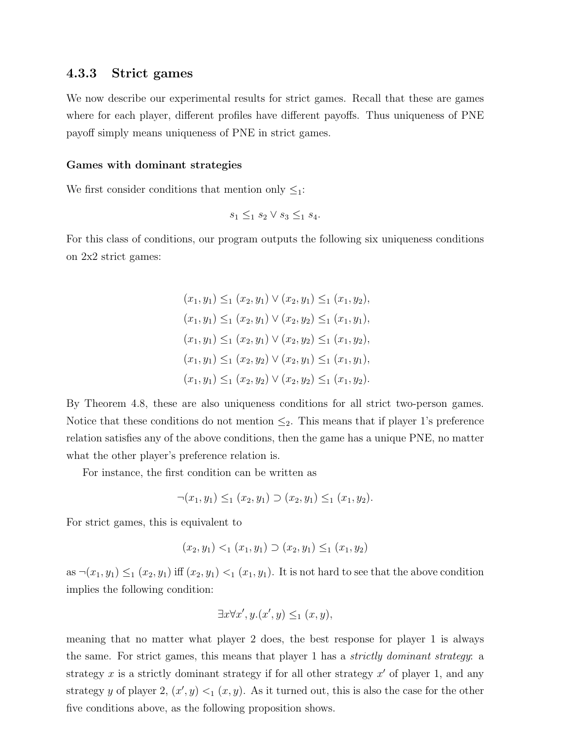### 4.3.3 Strict games

We now describe our experimental results for strict games. Recall that these are games where for each player, different profiles have different payoffs. Thus uniqueness of PNE payoff simply means uniqueness of PNE in strict games.

**Games with dominant strategies**

We first consider conditions that mention only $\leq_1$:

$$s_1 \leq_1 s_2 \vee s_3 \leq_1 s_4.$$

For this class of conditions, our program outputs the following six uniqueness conditions on 2x2 strict games:

$$(x_1, y_1) \leq_1 (x_2, y_1) \vee (x_2, y_1) \leq_1 (x_1, y_2),$$
$$(x_1, y_1) \leq_1 (x_2, y_1) \vee (x_2, y_2) \leq_1 (x_1, y_1),$$
$$(x_1, y_1) \leq_1 (x_2, y_1) \vee (x_2, y_2) \leq_1 (x_1, y_2),$$
$$(x_1, y_1) \leq_1 (x_2, y_2) \vee (x_2, y_1) \leq_1 (x_1, y_1),$$
$$(x_1, y_1) \leq_1 (x_2, y_2) \vee (x_2, y_2) \leq_1 (x_1, y_2).$$

By Theorem 4.8, these are also uniqueness conditions for all strict two-person games. Notice that these conditions do not mention $\leq_2$. This means that if player 1's preference relation satisfies any of the above conditions, then the game has a unique PNE, no matter what the other player's preference relation is.

For instance, the first condition can be written as

$$\neg(x_1, y_1) \leq_1 (x_2, y_1) \supset (x_2, y_1) \leq_1 (x_1, y_2).$$

For strict games, this is equivalent to

$$(x_2, y_1) <_1 (x_1, y_1) \supset (x_2, y_1) \leq_1 (x_1, y_2)$$

as $\neg(x_1, y_1) \leq_1 (x_2, y_1)$ iff $(x_2, y_1) <_1 (x_1, y_1)$. It is not hard to see that the above condition implies the following condition:

$$\exists x \forall x', y.(x', y) \leq_1 (x, y),$$

meaning that no matter what player 2 does, the best response for player 1 is always the same. For strict games, this means that player 1 has a *strictly dominant strategy*: a strategy $x$ is a strictly dominant strategy if for all other strategy $x'$ of player 1, and any strategy $y$ of player 2, $(x', y) <_1 (x, y)$. As it turned out, this is also the case for the other five conditions above, as the following proposition shows.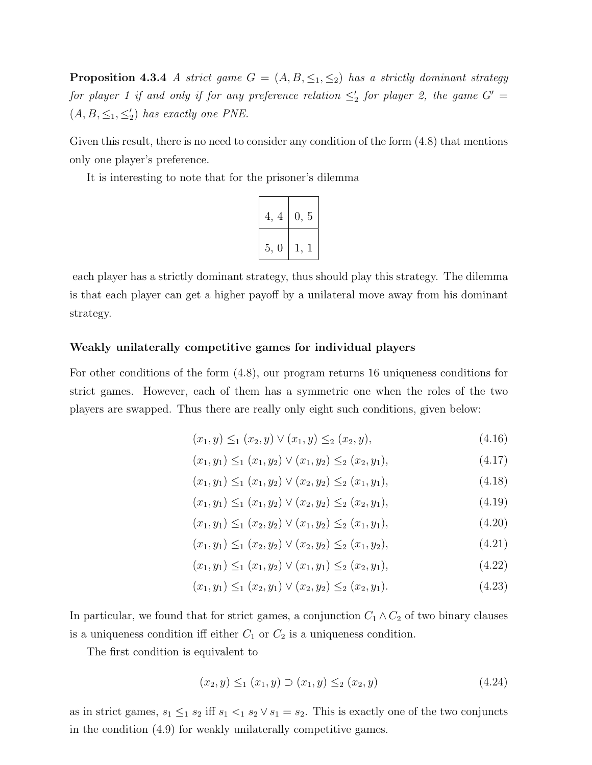**Proposition 4.3.4** *A strict game $G = (A, B, \leq_1, \leq_2)$ has a strictly dominant strategy for player 1 if and only if for any preference relation $\leq'_2$ for player 2, the game $G' = (A, B, \leq_1, \leq'_2)$ has exactly one PNE.*

Given this result, there is no need to consider any condition of the form (4.8) that mentions only one player's preference.

It is interesting to note that for the prisoner's dilemma

| | |
|---|---|
| 4, 4 | 0, 5 |
| 5, 0 | 1, 1 |

each player has a strictly dominant strategy, thus should play this strategy. The dilemma is that each player can get a higher payoff by a unilateral move away from his dominant strategy.

**Weakly unilaterally competitive games for individual players**

For other conditions of the form (4.8), our program returns 16 uniqueness conditions for strict games. However, each of them has a symmetric one when the roles of the two players are swapped. Thus there are really only eight such conditions, given below:

$$(x_1, y) \leq_1 (x_2, y) \vee (x_1, y) \leq_2 (x_2, y), \tag{4.16}$$

$$(x_1, y_1) \leq_1 (x_1, y_2) \vee (x_1, y_2) \leq_2 (x_2, y_1), \tag{4.17}$$

$$(x_1, y_1) \leq_1 (x_1, y_2) \vee (x_2, y_2) \leq_2 (x_1, y_1), \tag{4.18}$$

$$(x_1, y_1) \leq_1 (x_1, y_2) \vee (x_2, y_2) \leq_2 (x_2, y_1), \tag{4.19}$$

$$(x_1, y_1) \leq_1 (x_2, y_2) \vee (x_1, y_2) \leq_2 (x_1, y_1), \tag{4.20}$$

$$(x_1, y_1) \leq_1 (x_2, y_2) \vee (x_2, y_2) \leq_2 (x_1, y_2), \tag{4.21}$$

$$(x_1, y_1) \leq_1 (x_1, y_2) \vee (x_1, y_1) \leq_2 (x_2, y_1), \tag{4.22}$$

$$(x_1, y_1) \leq_1 (x_2, y_1) \vee (x_2, y_2) \leq_2 (x_2, y_1). \tag{4.23}$$

In particular, we found that for strict games, a conjunction $C_1 \wedge C_2$ of two binary clauses is a uniqueness condition iff either $C_1$ or $C_2$ is a uniqueness condition.

The first condition is equivalent to

$$(x_2, y) \leq_1 (x_1, y) \supset (x_1, y) \leq_2 (x_2, y) \tag{4.24}$$

as in strict games, $s_1 \leq_1 s_2$ iff $s_1 <_1 s_2 \vee s_1 = s_2$. This is exactly one of the two conjuncts in the condition (4.9) for weakly unilaterally competitive games.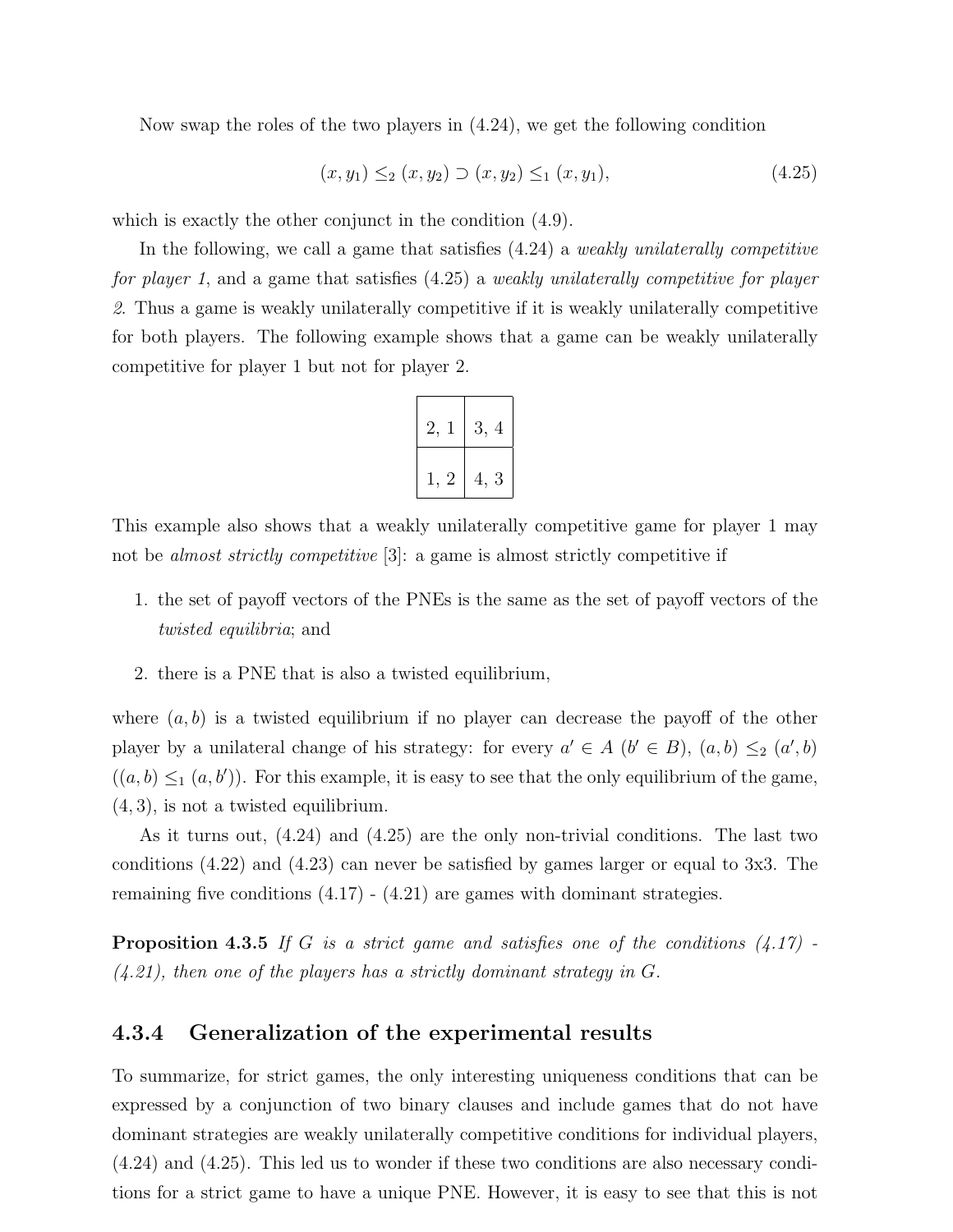Now swap the roles of the two players in (4.24), we get the following condition

$$(x, y_1) \leq_2 (x, y_2) \supset (x, y_2) \leq_1 (x, y_1), \tag{4.25}$$

which is exactly the other conjunct in the condition (4.9).

In the following, we call a game that satisfies (4.24) a *weakly unilaterally competitive for player 1*, and a game that satisfies (4.25) a *weakly unilaterally competitive for player 2*. Thus a game is weakly unilaterally competitive if it is weakly unilaterally competitive for both players. The following example shows that a game can be weakly unilaterally competitive for player 1 but not for player 2.

| | |
|---|---|
| 2, 1 | 3, 4 |
| 1, 2 | 4, 3 |

This example also shows that a weakly unilaterally competitive game for player 1 may not be *almost strictly competitive* [3]: a game is almost strictly competitive if

1. the set of payoff vectors of the PNEs is the same as the set of payoff vectors of the *twisted equilibria*; and
2. there is a PNE that is also a twisted equilibrium,

where $(a, b)$ is a twisted equilibrium if no player can decrease the payoff of the other player by a unilateral change of his strategy: for every $a' \in A$ ($b' \in B$), $(a, b) \leq_2 (a', b)$ ($(a, b) \leq_1 (a, b')$). For this example, it is easy to see that the only equilibrium of the game, $(4, 3)$, is not a twisted equilibrium.

As it turns out, (4.24) and (4.25) are the only non-trivial conditions. The last two conditions (4.22) and (4.23) can never be satisfied by games larger or equal to 3x3. The remaining five conditions (4.17) - (4.21) are games with dominant strategies.

**Proposition 4.3.5** *If $G$ is a strict game and satisfies one of the conditions (4.17) - (4.21), then one of the players has a strictly dominant strategy in $G$.*

### 4.3.4 Generalization of the experimental results

To summarize, for strict games, the only interesting uniqueness conditions that can be expressed by a conjunction of two binary clauses and include games that do not have dominant strategies are weakly unilaterally competitive conditions for individual players, (4.24) and (4.25). This led us to wonder if these two conditions are also necessary conditions for a strict game to have a unique PNE. However, it is easy to see that this is not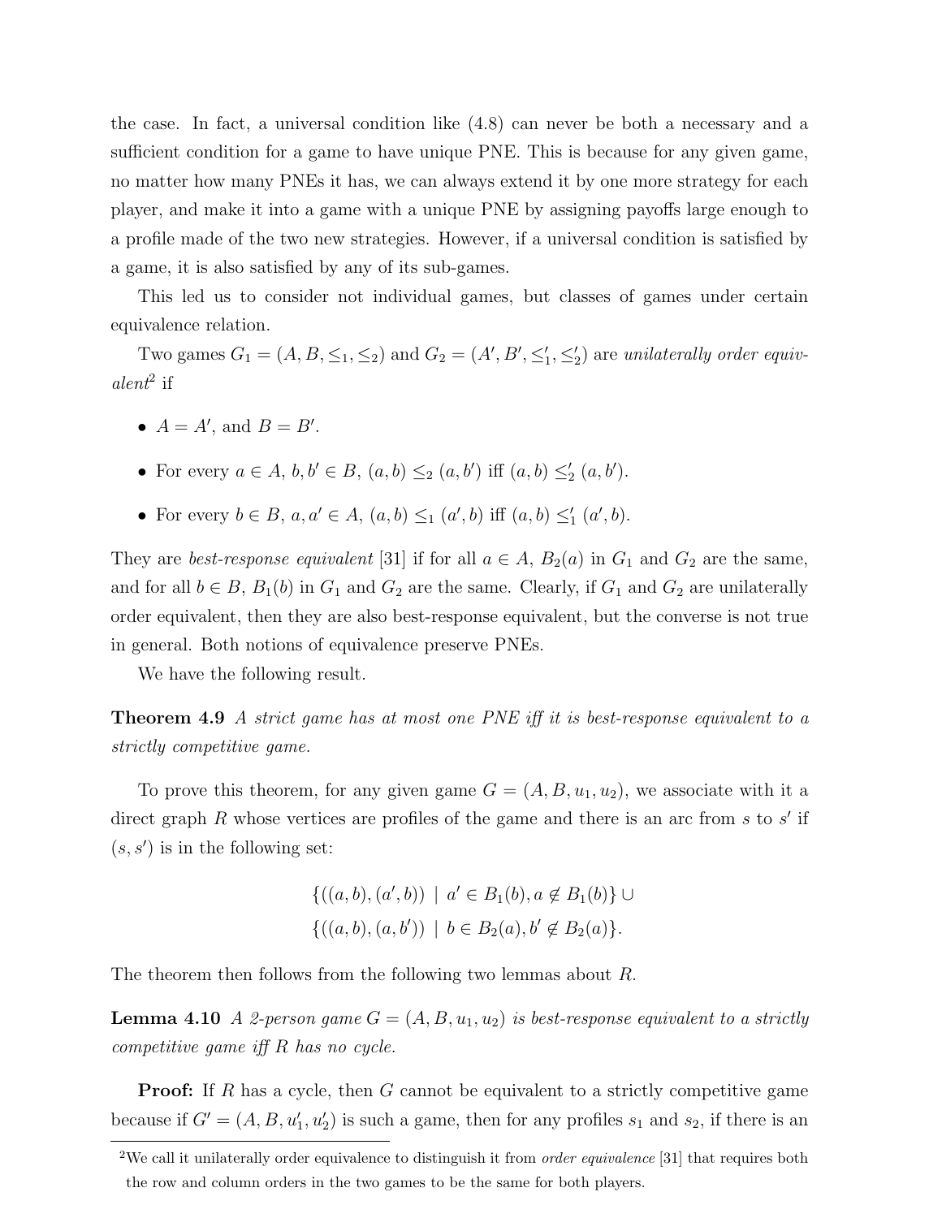the case. In fact, a universal condition like (4.8) can never be both a necessary and a sufficient condition for a game to have unique PNE. This is because for any given game, no matter how many PNEs it has, we can always extend it by one more strategy for each player, and make it into a game with a unique PNE by assigning payoffs large enough to a profile made of the two new strategies. However, if a universal condition is satisfied by a game, it is also satisfied by any of its sub-games.

This led us to consider not individual games, but classes of games under certain equivalence relation.

Two games $G_1 = (A, B, \leq_1, \leq_2)$ and $G_2 = (A', B', \leq'_1, \leq'_2)$ are *unilaterally order equivalent*[2] if

- $A = A'$, and $B = B'$.
- For every $a \in A$, $b, b' \in B$, $(a, b) \leq_2 (a, b')$ iff $(a, b) \leq'_2 (a, b')$.
- For every $b \in B$, $a, a' \in A$, $(a, b) \leq_1 (a', b)$ iff $(a, b) \leq'_1 (a', b)$.

They are *best-response equivalent* [31] if for all $a \in A$, $B_2(a)$ in $G_1$ and $G_2$ are the same, and for all $b \in B$, $B_1(b)$ in $G_1$ and $G_2$ are the same. Clearly, if $G_1$ and $G_2$ are unilaterally order equivalent, then they are also best-response equivalent, but the converse is not true in general. Both notions of equivalence preserve PNEs.

We have the following result.

**Theorem 4.9** *A strict game has at most one PNE iff it is best-response equivalent to a strictly competitive game.*

To prove this theorem, for any given game $G = (A, B, u_1, u_2)$, we associate with it a direct graph $R$ whose vertices are profiles of the game and there is an arc from $s$ to $s'$ if $(s, s')$ is in the following set:

$$\{((a, b), (a', b)) \mid a' \in B_1(b), a \notin B_1(b)\} \cup$$
$$\{((a, b), (a, b')) \mid b \in B_2(a), b' \notin B_2(a)\}.$$

The theorem then follows from the following two lemmas about $R$.

**Lemma 4.10** *A 2-person game $G = (A, B, u_1, u_2)$ is best-response equivalent to a strictly competitive game iff $R$ has no cycle.*

**Proof:** If $R$ has a cycle, then $G$ cannot be equivalent to a strictly competitive game because if $G' = (A, B, u'_1, u'_2)$ is such a game, then for any profiles $s_1$ and $s_2$, if there is an

[2] We call it unilaterally order equivalence to distinguish it from *order equivalence* [31] that requires both the row and column orders in the two games to be the same for both players.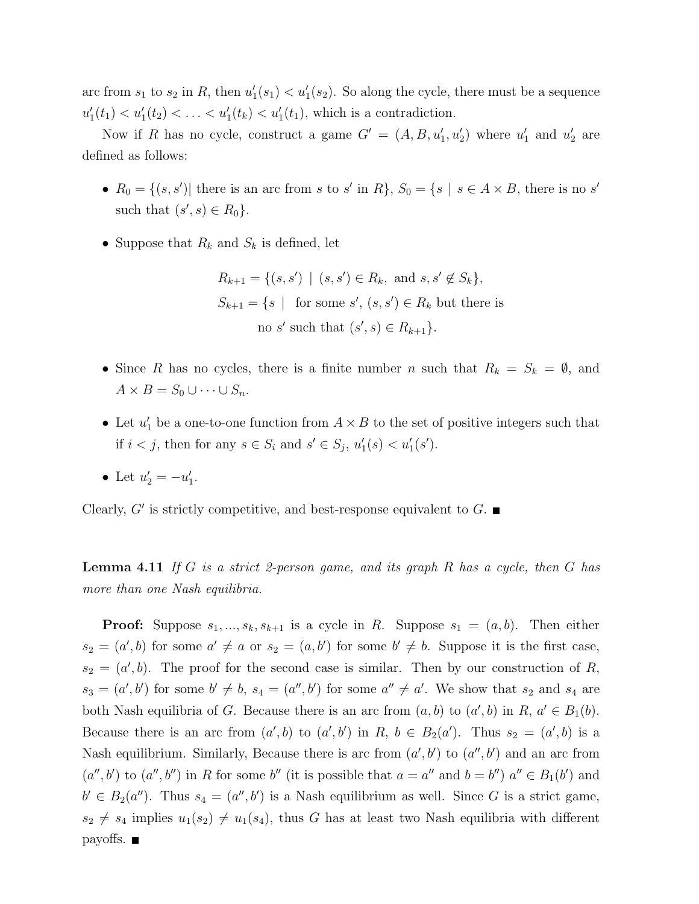arc from $s_1$ to $s_2$ in $R$, then $u_1'(s_1) < u_1'(s_2)$. So along the cycle, there must be a sequence $u_1'(t_1) < u_1'(t_2) < \ldots < u_1'(t_k) < u_1'(t_1)$, which is a contradiction.

Now if $R$ has no cycle, construct a game $G' = (A, B, u_1', u_2')$ where $u_1'$ and $u_2'$ are defined as follows:

- $R_0 = \{(s, s') |$ there is an arc from $s$ to $s'$ in $R\}$, $S_0 = \{s \mid s \in A \times B$, there is no $s'$ such that $(s', s) \in R_0\}$.
- Suppose that $R_k$ and $S_k$ is defined, let

$$R_{k+1} = \{(s, s') \mid (s, s') \in R_k, \text{ and } s, s' \notin S_k\},$$
$$S_{k+1} = \{s \mid \text{ for some } s', (s, s') \in R_k \text{ but there is no } s' \text{ such that } (s', s) \in R_{k+1}\}.$$

- Since $R$ has no cycles, there is a finite number $n$ such that $R_k = S_k = \emptyset$, and $A \times B = S_0 \cup \cdots \cup S_n$.
- Let $u_1'$ be a one-to-one function from $A \times B$ to the set of positive integers such that if $i < j$, then for any $s \in S_i$ and $s' \in S_j$, $u_1'(s) < u_1'(s')$.
- Let $u_2' = -u_1'$.

Clearly, $G'$ is strictly competitive, and best-response equivalent to $G$. ■

**Lemma 4.11** *If $G$ is a strict 2-person game, and its graph $R$ has a cycle, then $G$ has more than one Nash equilibria.*

**Proof:** Suppose $s_1, ..., s_k, s_{k+1}$ is a cycle in $R$. Suppose $s_1 = (a, b)$. Then either $s_2 = (a', b)$ for some $a' \neq a$ or $s_2 = (a, b')$ for some $b' \neq b$. Suppose it is the first case, $s_2 = (a', b)$. The proof for the second case is similar. Then by our construction of $R$, $s_3 = (a', b')$ for some $b' \neq b$, $s_4 = (a'', b')$ for some $a'' \neq a'$. We show that $s_2$ and $s_4$ are both Nash equilibria of $G$. Because there is an arc from $(a, b)$ to $(a', b)$ in $R$, $a' \in B_1(b)$. Because there is an arc from $(a', b)$ to $(a', b')$ in $R$, $b \in B_2(a')$. Thus $s_2 = (a', b)$ is a Nash equilibrium. Similarly, Because there is arc from $(a', b')$ to $(a'', b')$ and an arc from $(a'', b')$ to $(a'', b'')$ in $R$ for some $b''$ (it is possible that $a = a''$ and $b = b''$) $a'' \in B_1(b')$ and $b' \in B_2(a'')$. Thus $s_4 = (a'', b')$ is a Nash equilibrium as well. Since $G$ is a strict game, $s_2 \neq s_4$ implies $u_1(s_2) \neq u_1(s_4)$, thus $G$ has at least two Nash equilibria with different payoffs. ■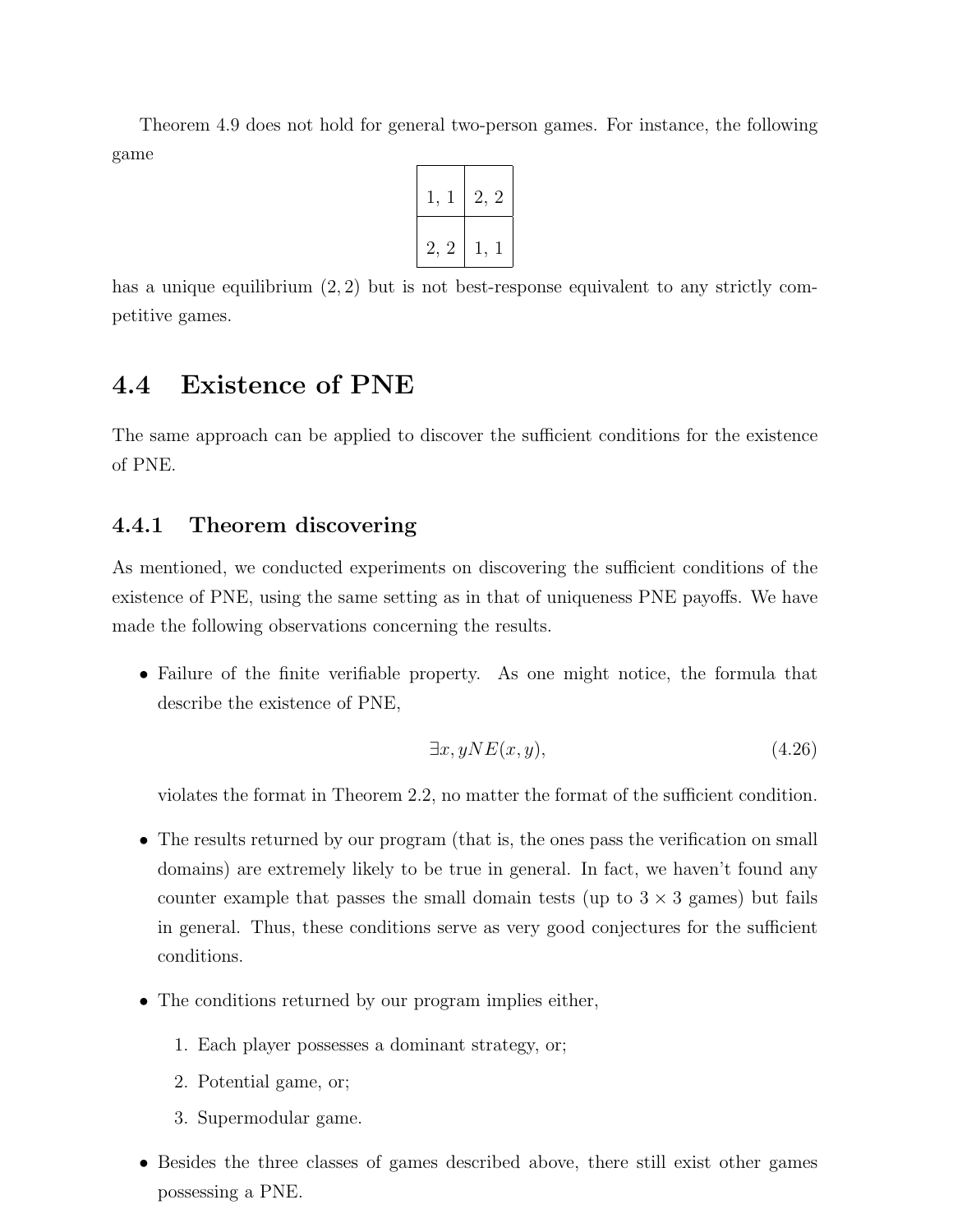Theorem 4.9 does not hold for general two-person games. For instance, the following game

| | |
|---|---|
| 1, 1 | 2, 2 |
| 2, 2 | 1, 1 |

has a unique equilibrium $(2, 2)$ but is not best-response equivalent to any strictly competitive games.

## 4.4 Existence of PNE

The same approach can be applied to discover the sufficient conditions for the existence of PNE.

### 4.4.1 Theorem discovering

As mentioned, we conducted experiments on discovering the sufficient conditions of the existence of PNE, using the same setting as in that of uniqueness PNE payoffs. We have made the following observations concerning the results.

- Failure of the finite verifiable property. As one might notice, the formula that describe the existence of PNE,

$$\exists x, y NE(x, y), \tag{4.26}$$

  violates the format in Theorem 2.2, no matter the format of the sufficient condition.

- The results returned by our program (that is, the ones pass the verification on small domains) are extremely likely to be true in general. In fact, we haven't found any counter example that passes the small domain tests (up to $3 \times 3$ games) but fails in general. Thus, these conditions serve as very good conjectures for the sufficient conditions.

- The conditions returned by our program implies either,
  1. Each player possesses a dominant strategy, or;
  2. Potential game, or;
  3. Supermodular game.

- Besides the three classes of games described above, there still exist other games possessing a PNE.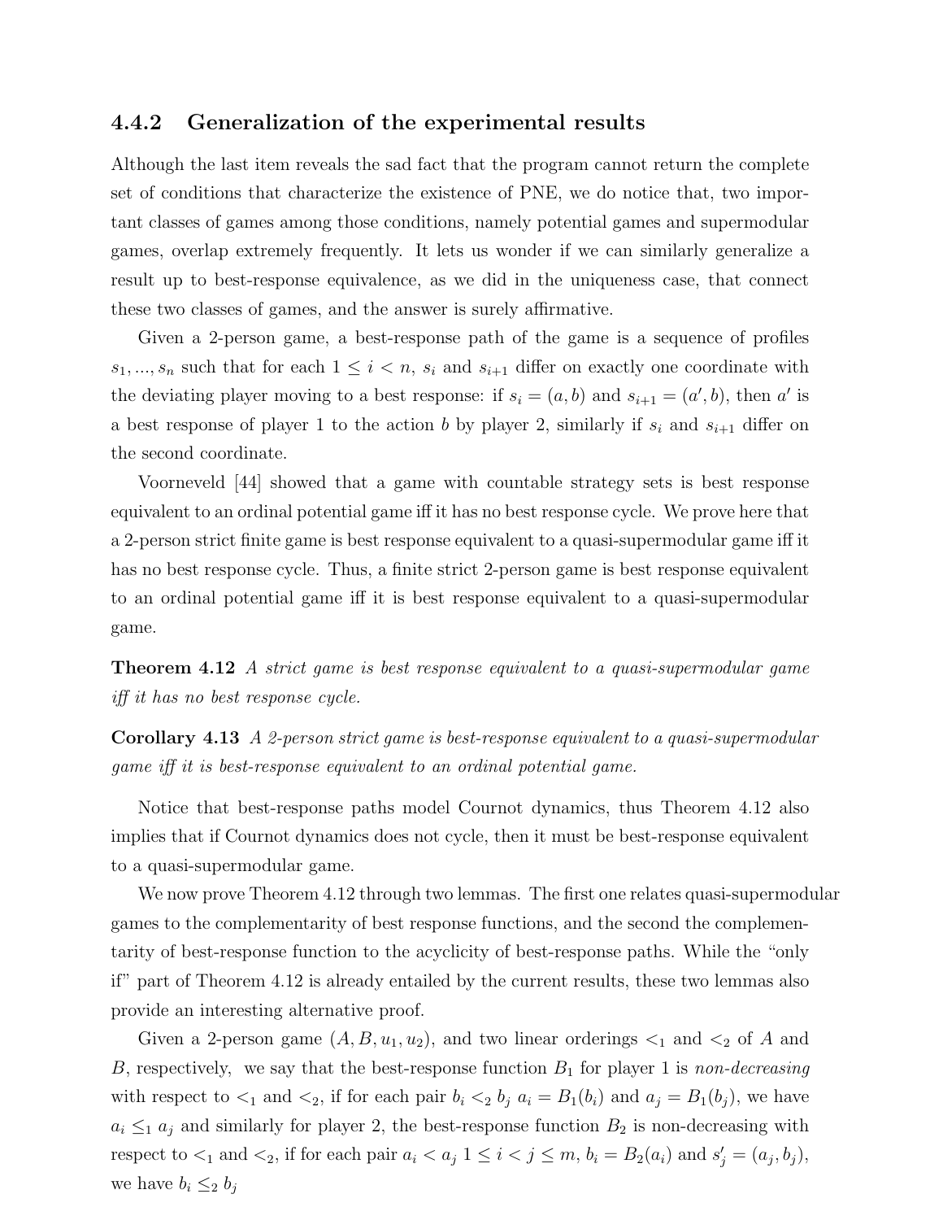### 4.4.2 Generalization of the experimental results

Although the last item reveals the sad fact that the program cannot return the complete set of conditions that characterize the existence of PNE, we do notice that, two important classes of games among those conditions, namely potential games and supermodular games, overlap extremely frequently. It lets us wonder if we can similarly generalize a result up to best-response equivalence, as we did in the uniqueness case, that connect these two classes of games, and the answer is surely affirmative.

Given a 2-person game, a best-response path of the game is a sequence of profiles $s_1, ..., s_n$ such that for each $1 \leq i < n$, $s_i$ and $s_{i+1}$ differ on exactly one coordinate with the deviating player moving to a best response: if $s_i = (a, b)$ and $s_{i+1} = (a', b)$, then $a'$ is a best response of player 1 to the action $b$ by player 2, similarly if $s_i$ and $s_{i+1}$ differ on the second coordinate.

Voorneveld [44] showed that a game with countable strategy sets is best response equivalent to an ordinal potential game iff it has no best response cycle. We prove here that a 2-person strict finite game is best response equivalent to a quasi-supermodular game iff it has no best response cycle. Thus, a finite strict 2-person game is best response equivalent to an ordinal potential game iff it is best response equivalent to a quasi-supermodular game.

**Theorem 4.12** *A strict game is best response equivalent to a quasi-supermodular game iff it has no best response cycle.*

**Corollary 4.13** *A 2-person strict game is best-response equivalent to a quasi-supermodular game iff it is best-response equivalent to an ordinal potential game.*

Notice that best-response paths model Cournot dynamics, thus Theorem 4.12 also implies that if Cournot dynamics does not cycle, then it must be best-response equivalent to a quasi-supermodular game.

We now prove Theorem 4.12 through two lemmas. The first one relates quasi-supermodular games to the complementarity of best response functions, and the second the complementarity of best-response function to the acyclicity of best-response paths. While the "only if" part of Theorem 4.12 is already entailed by the current results, these two lemmas also provide an interesting alternative proof.

Given a 2-person game $(A, B, u_1, u_2)$, and two linear orderings $<_1$ and $<_2$ of $A$ and $B$, respectively, we say that the best-response function $B_1$ for player 1 is *non-decreasing* with respect to $<_1$ and $<_2$, if for each pair $b_i <_2 b_j$ $a_i = B_1(b_i)$ and $a_j = B_1(b_j)$, we have $a_i \leq_1 a_j$ and similarly for player 2, the best-response function $B_2$ is non-decreasing with respect to $<_1$ and $<_2$, if for each pair $a_i < a_j$ $1 \leq i < j \leq m$, $b_i = B_2(a_i)$ and $s'_j = (a_j, b_j)$, we have $b_i \leq_2 b_j$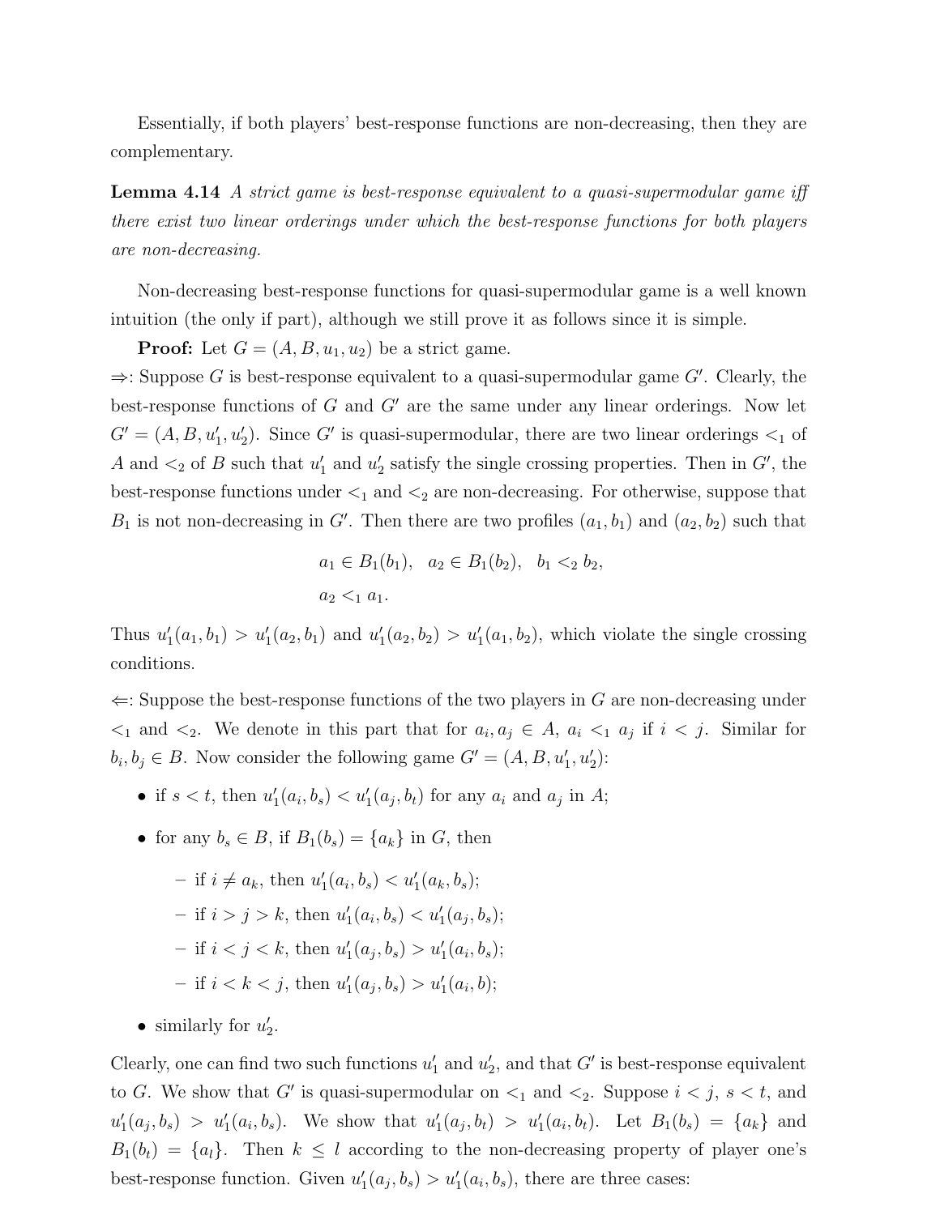Essentially, if both players' best-response functions are non-decreasing, then they are complementary.

**Lemma 4.14** *A strict game is best-response equivalent to a quasi-supermodular game iff there exist two linear orderings under which the best-response functions for both players are non-decreasing.*

Non-decreasing best-response functions for quasi-supermodular game is a well known intuition (the only if part), although we still prove it as follows since it is simple.

**Proof:** Let $G = (A, B, u_1, u_2)$ be a strict game.

$\Rightarrow$: Suppose $G$ is best-response equivalent to a quasi-supermodular game $G'$. Clearly, the best-response functions of $G$ and $G'$ are the same under any linear orderings. Now let $G' = (A, B, u'_1, u'_2)$. Since $G'$ is quasi-supermodular, there are two linear orderings $<_1$ of $A$ and $<_2$ of $B$ such that $u'_1$ and $u'_2$ satisfy the single crossing properties. Then in $G'$, the best-response functions under $<_1$ and $<_2$ are non-decreasing. For otherwise, suppose that $B_1$ is not non-decreasing in $G'$. Then there are two profiles $(a_1, b_1)$ and $(a_2, b_2)$ such that

$$a_1 \in B_1(b_1), \quad a_2 \in B_1(b_2), \quad b_1 <_2 b_2,$$
$$a_2 <_1 a_1.$$

Thus $u'_1(a_1, b_1) > u'_1(a_2, b_1)$ and $u'_1(a_2, b_2) > u'_1(a_1, b_2)$, which violate the single crossing conditions.

$\Leftarrow$: Suppose the best-response functions of the two players in $G$ are non-decreasing under $<_1$ and $<_2$. We denote in this part that for $a_i, a_j \in A$, $a_i <_1 a_j$ if $i < j$. Similar for $b_i, b_j \in B$. Now consider the following game $G' = (A, B, u'_1, u'_2)$:

- if $s < t$, then $u'_1(a_i, b_s) < u'_1(a_j, b_t)$ for any $a_i$ and $a_j$ in $A$;
- for any $b_s \in B$, if $B_1(b_s) = \{a_k\}$ in $G$, then
  - if $i \neq a_k$, then $u'_1(a_i, b_s) < u'_1(a_k, b_s)$;
  - if $i > j > k$, then $u'_1(a_i, b_s) < u'_1(a_j, b_s)$;
  - if $i < j < k$, then $u'_1(a_j, b_s) > u'_1(a_i, b_s)$;
  - if $i < k < j$, then $u'_1(a_j, b_s) > u'_1(a_i, b)$;
- similarly for $u'_2$.

Clearly, one can find two such functions $u'_1$ and $u'_2$, and that $G'$ is best-response equivalent to $G$. We show that $G'$ is quasi-supermodular on $<_1$ and $<_2$. Suppose $i < j$, $s < t$, and $u'_1(a_j, b_s) > u'_1(a_i, b_s)$. We show that $u'_1(a_j, b_t) > u'_1(a_i, b_t)$. Let $B_1(b_s) = \{a_k\}$ and $B_1(b_t) = \{a_l\}$. Then $k \leq l$ according to the non-decreasing property of player one's best-response function. Given $u'_1(a_j, b_s) > u'_1(a_i, b_s)$, there are three cases: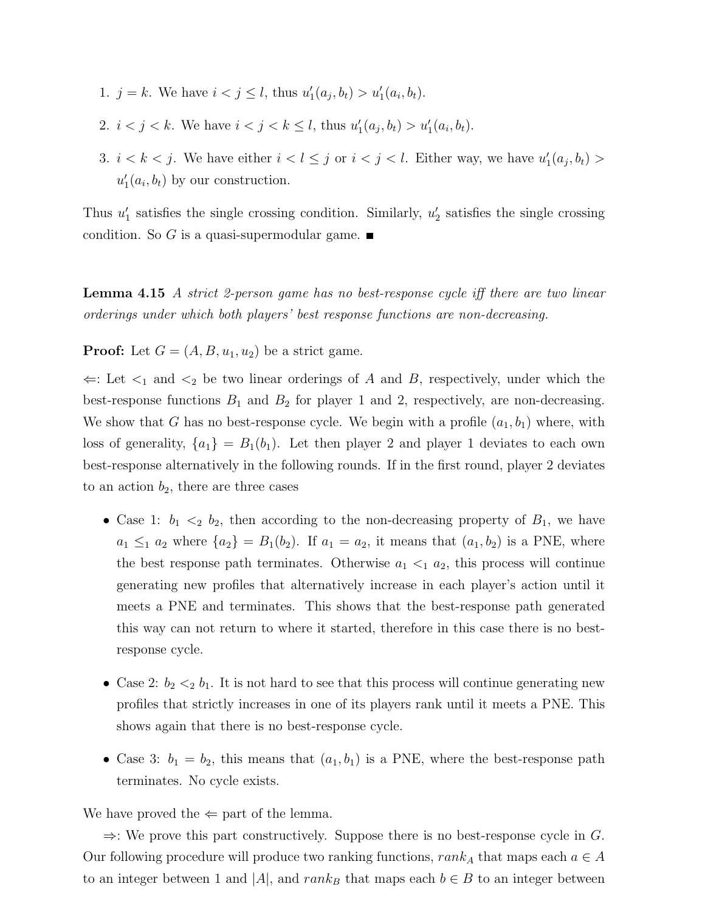1. $j = k$. We have $i < j \leq l$, thus $u'_1(a_j, b_t) > u'_1(a_i, b_t)$.

2. $i < j < k$. We have $i < j < k \leq l$, thus $u'_1(a_j, b_t) > u'_1(a_i, b_t)$.

3. $i < k < j$. We have either $i < l \leq j$ or $i < j < l$. Either way, we have $u'_1(a_j, b_t) > u'_1(a_i, b_t)$ by our construction.

Thus $u'_1$ satisfies the single crossing condition. Similarly, $u'_2$ satisfies the single crossing condition. So $G$ is a quasi-supermodular game. ■

**Lemma 4.15** *A strict 2-person game has no best-response cycle iff there are two linear orderings under which both players' best response functions are non-decreasing.*

**Proof:** Let $G = (A, B, u_1, u_2)$ be a strict game.

$\Leftarrow$: Let $<_1$ and $<_2$ be two linear orderings of $A$ and $B$, respectively, under which the best-response functions $B_1$ and $B_2$ for player 1 and 2, respectively, are non-decreasing. We show that $G$ has no best-response cycle. We begin with a profile $(a_1, b_1)$ where, with loss of generality, $\{a_1\} = B_1(b_1)$. Let then player 2 and player 1 deviates to each own best-response alternatively in the following rounds. If in the first round, player 2 deviates to an action $b_2$, there are three cases

- Case 1: $b_1 <_2 b_2$, then according to the non-decreasing property of $B_1$, we have $a_1 \leq_1 a_2$ where $\{a_2\} = B_1(b_2)$. If $a_1 = a_2$, it means that $(a_1, b_2)$ is a PNE, where the best response path terminates. Otherwise $a_1 <_1 a_2$, this process will continue generating new profiles that alternatively increase in each player's action until it meets a PNE and terminates. This shows that the best-response path generated this way can not return to where it started, therefore in this case there is no best-response cycle.

- Case 2: $b_2 <_2 b_1$. It is not hard to see that this process will continue generating new profiles that strictly increases in one of its players rank until it meets a PNE. This shows again that there is no best-response cycle.

- Case 3: $b_1 = b_2$, this means that $(a_1, b_1)$ is a PNE, where the best-response path terminates. No cycle exists.

We have proved the $\Leftarrow$ part of the lemma.

$\Rightarrow$: We prove this part constructively. Suppose there is no best-response cycle in $G$. Our following procedure will produce two ranking functions, $rank_A$ that maps each $a \in A$ to an integer between 1 and $|A|$, and $rank_B$ that maps each $b \in B$ to an integer between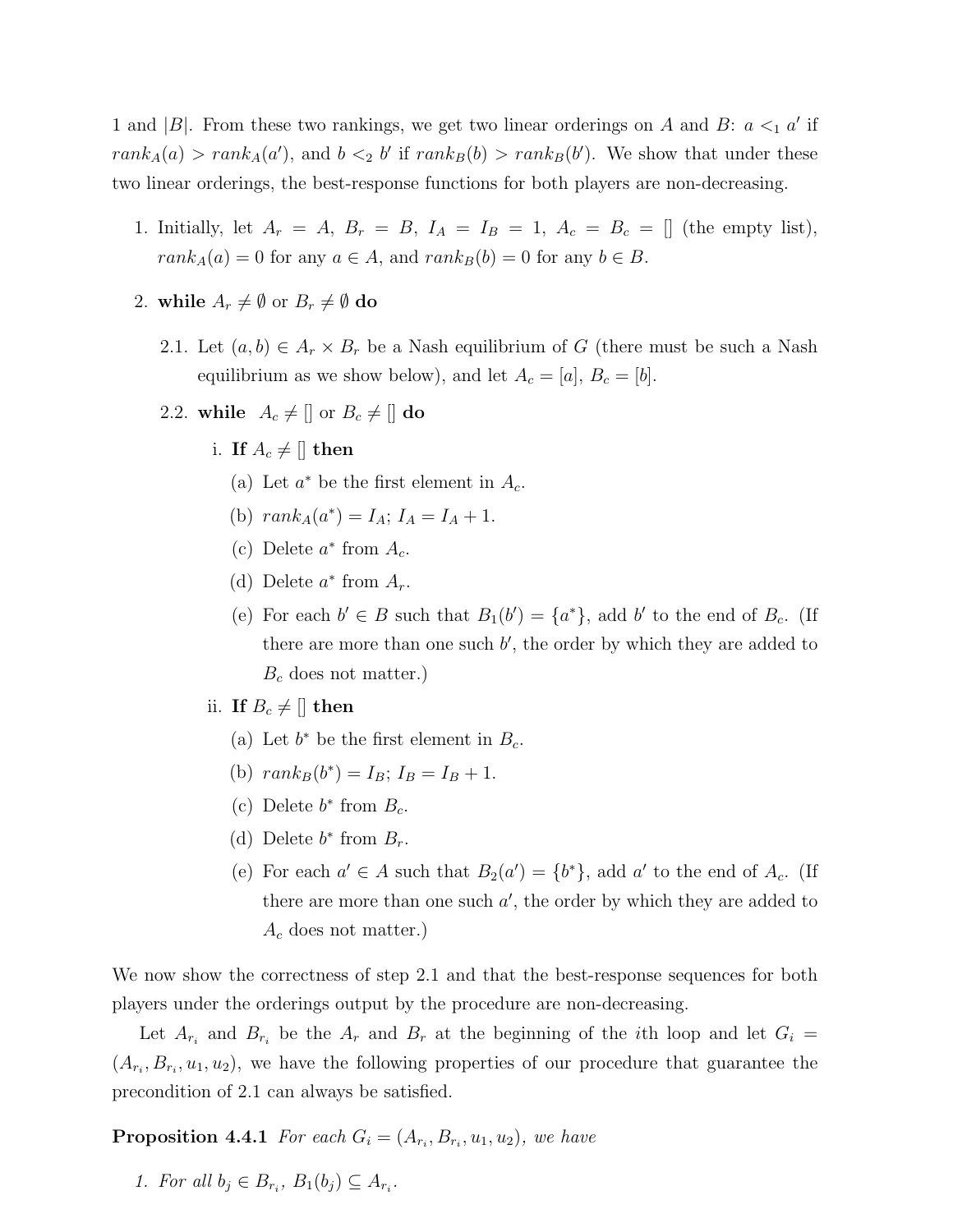1 and $|B|$. From these two rankings, we get two linear orderings on $A$ and $B$: $a <_1 a'$ if $rank_A(a) > rank_A(a')$, and $b <_2 b'$ if $rank_B(b) > rank_B(b')$. We show that under these two linear orderings, the best-response functions for both players are non-decreasing.

1. Initially, let $A_r = A$, $B_r = B$, $I_A = I_B = 1$, $A_c = B_c = []$ (the empty list), $rank_A(a) = 0$ for any $a \in A$, and $rank_B(b) = 0$ for any $b \in B$.

2. **while** $A_r \neq \emptyset$ or $B_r \neq \emptyset$ **do**

   2.1. Let $(a, b) \in A_r \times B_r$ be a Nash equilibrium of $G$ (there must be such a Nash equilibrium as we show below), and let $A_c = [a]$, $B_c = [b]$.

   2.2. **while** $A_c \neq []$ or $B_c \neq []$ **do**

   i. **If** $A_c \neq []$ **then**

      (a) Let $a^*$ be the first element in $A_c$.

      (b) $rank_A(a^*) = I_A$; $I_A = I_A + 1$.

      (c) Delete $a^*$ from $A_c$.

      (d) Delete $a^*$ from $A_r$.

      (e) For each $b' \in B$ such that $B_1(b') = \{a^*\}$, add $b'$ to the end of $B_c$. (If there are more than one such $b'$, the order by which they are added to $B_c$ does not matter.)

   ii. **If** $B_c \neq []$ **then**

      (a) Let $b^*$ be the first element in $B_c$.

      (b) $rank_B(b^*) = I_B$; $I_B = I_B + 1$.

      (c) Delete $b^*$ from $B_c$.

      (d) Delete $b^*$ from $B_r$.

      (e) For each $a' \in A$ such that $B_2(a') = \{b^*\}$, add $a'$ to the end of $A_c$. (If there are more than one such $a'$, the order by which they are added to $A_c$ does not matter.)

We now show the correctness of step 2.1 and that the best-response sequences for both players under the orderings output by the procedure are non-decreasing.

Let $A_{r_i}$ and $B_{r_i}$ be the $A_r$ and $B_r$ at the beginning of the $i$th loop and let $G_i = (A_{r_i}, B_{r_i}, u_1, u_2)$, we have the following properties of our procedure that guarantee the precondition of 2.1 can always be satisfied.

**Proposition 4.4.1** *For each $G_i = (A_{r_i}, B_{r_i}, u_1, u_2)$, we have*

1. *For all $b_j \in B_{r_i}$, $B_1(b_j) \subseteq A_{r_i}$.*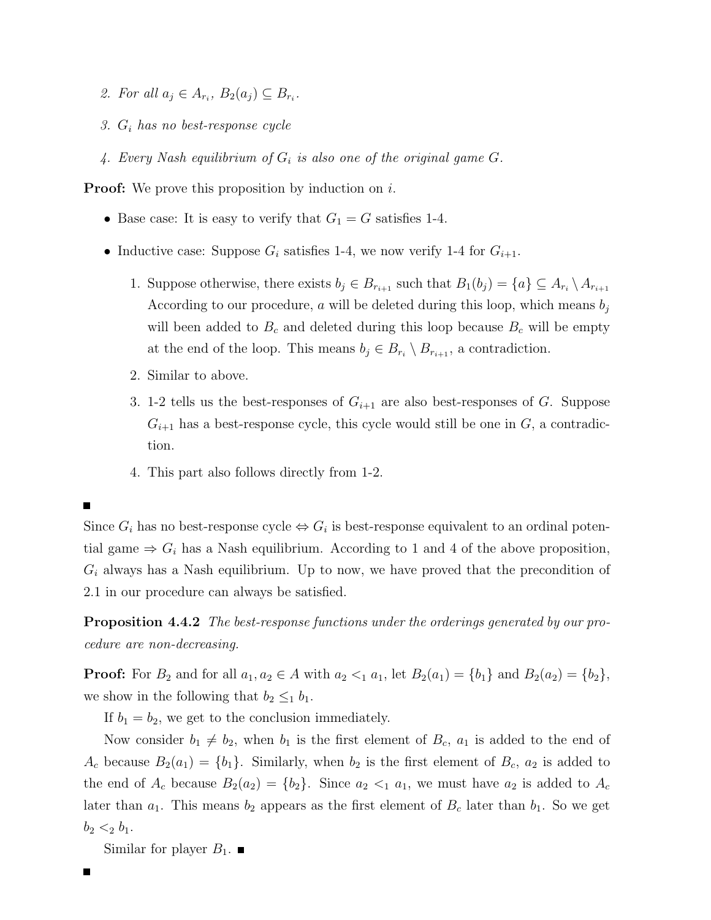2. *For all $a_j \in A_{r_i}$, $B_2(a_j) \subseteq B_{r_i}$.*

3. *$G_i$ has no best-response cycle*

4. *Every Nash equilibrium of $G_i$ is also one of the original game $G$.*

**Proof:** We prove this proposition by induction on $i$.

- Base case: It is easy to verify that $G_1 = G$ satisfies 1-4.
- Inductive case: Suppose $G_i$ satisfies 1-4, we now verify 1-4 for $G_{i+1}$.
  1. Suppose otherwise, there exists $b_j \in B_{r_{i+1}}$ such that $B_1(b_j) = \{a\} \subseteq A_{r_i} \setminus A_{r_{i+1}}$ According to our procedure, $a$ will be deleted during this loop, which means $b_j$ will been added to $B_c$ and deleted during this loop because $B_c$ will be empty at the end of the loop. This means $b_j \in B_{r_i} \setminus B_{r_{i+1}}$, a contradiction.
  2. Similar to above.
  3. 1-2 tells us the best-responses of $G_{i+1}$ are also best-responses of $G$. Suppose $G_{i+1}$ has a best-response cycle, this cycle would still be one in $G$, a contradiction.
  4. This part also follows directly from 1-2.

■

Since $G_i$ has no best-response cycle $\Leftrightarrow$ $G_i$ is best-response equivalent to an ordinal potential game $\Rightarrow$ $G_i$ has a Nash equilibrium. According to 1 and 4 of the above proposition, $G_i$ always has a Nash equilibrium. Up to now, we have proved that the precondition of 2.1 in our procedure can always be satisfied.

**Proposition 4.4.2** *The best-response functions under the orderings generated by our procedure are non-decreasing.*

**Proof:** For $B_2$ and for all $a_1, a_2 \in A$ with $a_2 <_1 a_1$, let $B_2(a_1) = \{b_1\}$ and $B_2(a_2) = \{b_2\}$, we show in the following that $b_2 \leq_1 b_1$.

If $b_1 = b_2$, we get to the conclusion immediately.

Now consider $b_1 \neq b_2$, when $b_1$ is the first element of $B_c$, $a_1$ is added to the end of $A_c$ because $B_2(a_1) = \{b_1\}$. Similarly, when $b_2$ is the first element of $B_c$, $a_2$ is added to the end of $A_c$ because $B_2(a_2) = \{b_2\}$. Since $a_2 <_1 a_1$, we must have $a_2$ is added to $A_c$ later than $a_1$. This means $b_2$ appears as the first element of $B_c$ later than $b_1$. So we get $b_2 <_2 b_1$.

Similar for player $B_1$. ■

■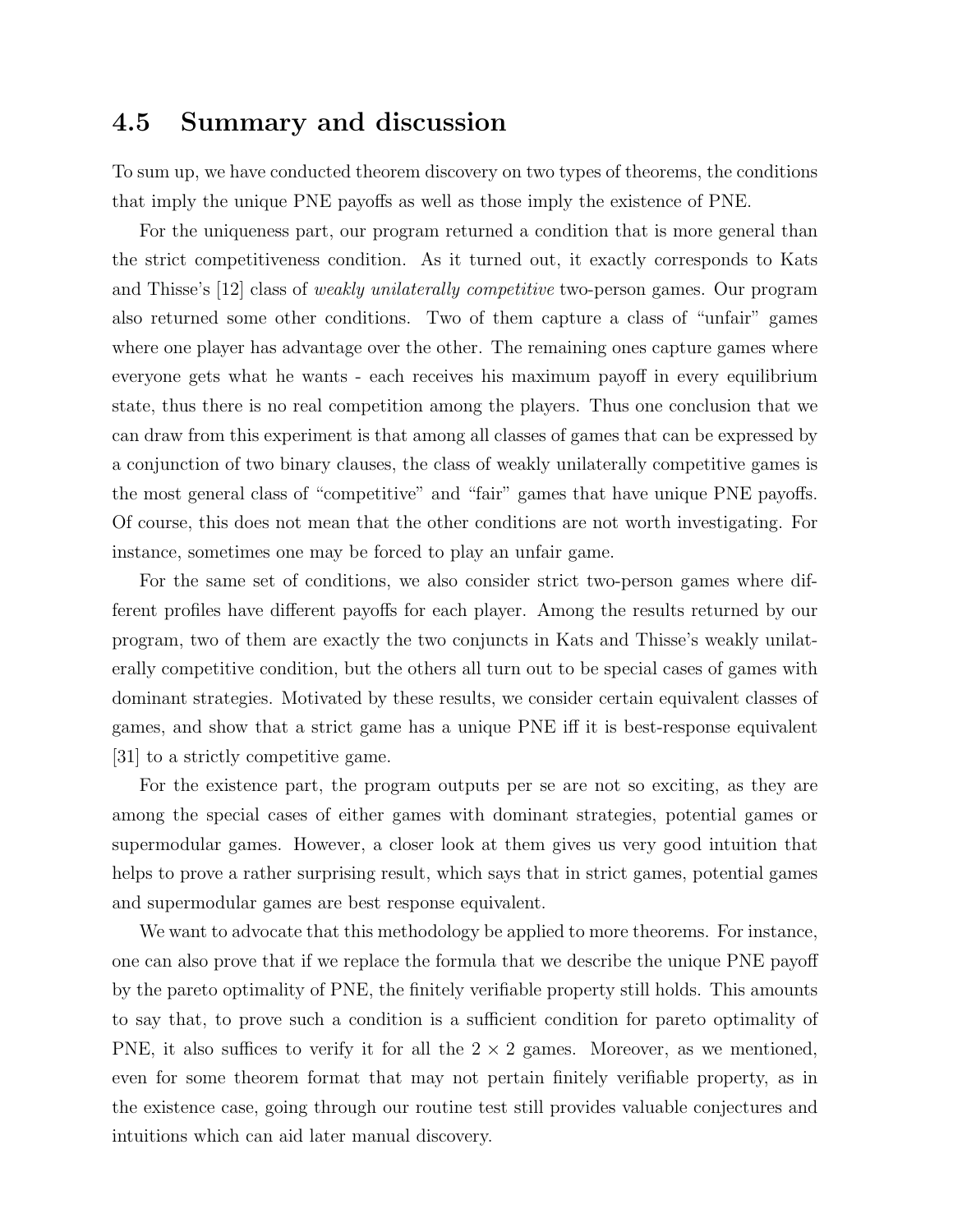## 4.5 Summary and discussion

To sum up, we have conducted theorem discovery on two types of theorems, the conditions that imply the unique PNE payoffs as well as those imply the existence of PNE.

For the uniqueness part, our program returned a condition that is more general than the strict competitiveness condition. As it turned out, it exactly corresponds to Kats and Thisse's [12] class of *weakly unilaterally competitive* two-person games. Our program also returned some other conditions. Two of them capture a class of "unfair" games where one player has advantage over the other. The remaining ones capture games where everyone gets what he wants - each receives his maximum payoff in every equilibrium state, thus there is no real competition among the players. Thus one conclusion that we can draw from this experiment is that among all classes of games that can be expressed by a conjunction of two binary clauses, the class of weakly unilaterally competitive games is the most general class of "competitive" and "fair" games that have unique PNE payoffs. Of course, this does not mean that the other conditions are not worth investigating. For instance, sometimes one may be forced to play an unfair game.

For the same set of conditions, we also consider strict two-person games where different profiles have different payoffs for each player. Among the results returned by our program, two of them are exactly the two conjuncts in Kats and Thisse's weakly unilaterally competitive condition, but the others all turn out to be special cases of games with dominant strategies. Motivated by these results, we consider certain equivalent classes of games, and show that a strict game has a unique PNE iff it is best-response equivalent [31] to a strictly competitive game.

For the existence part, the program outputs per se are not so exciting, as they are among the special cases of either games with dominant strategies, potential games or supermodular games. However, a closer look at them gives us very good intuition that helps to prove a rather surprising result, which says that in strict games, potential games and supermodular games are best response equivalent.

We want to advocate that this methodology be applied to more theorems. For instance, one can also prove that if we replace the formula that we describe the unique PNE payoff by the pareto optimality of PNE, the finitely verifiable property still holds. This amounts to say that, to prove such a condition is a sufficient condition for pareto optimality of PNE, it also suffices to verify it for all the $2 \times 2$ games. Moreover, as we mentioned, even for some theorem format that may not pertain finitely verifiable property, as in the existence case, going through our routine test still provides valuable conjectures and intuitions which can aid later manual discovery.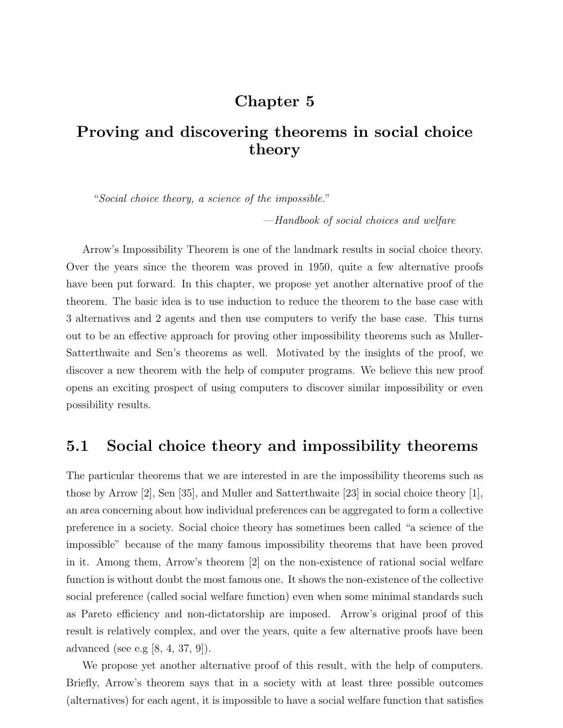# Chapter 5

# Proving and discovering theorems in social choice theory

> "*Social choice theory, a science of the impossible.*"
>
> —*Handbook of social choices and welfare*

Arrow's Impossibility Theorem is one of the landmark results in social choice theory. Over the years since the theorem was proved in 1950, quite a few alternative proofs have been put forward. In this chapter, we propose yet another alternative proof of the theorem. The basic idea is to use induction to reduce the theorem to the base case with 3 alternatives and 2 agents and then use computers to verify the base case. This turns out to be an effective approach for proving other impossibility theorems such as Muller-Satterthwaite and Sen's theorems as well. Motivated by the insights of the proof, we discover a new theorem with the help of computer programs. We believe this new proof opens an exciting prospect of using computers to discover similar impossibility or even possibility results.

## 5.1 Social choice theory and impossibility theorems

The particular theorems that we are interested in are the impossibility theorems such as those by Arrow [2], Sen [35], and Muller and Satterthwaite [23] in social choice theory [1], an area concerning about how individual preferences can be aggregated to form a collective preference in a society. Social choice theory has sometimes been called "a science of the impossible" because of the many famous impossibility theorems that have been proved in it. Among them, Arrow's theorem [2] on the non-existence of rational social welfare function is without doubt the most famous one. It shows the non-existence of the collective social preference (called social welfare function) even when some minimal standards such as Pareto efficiency and non-dictatorship are imposed. Arrow's original proof of this result is relatively complex, and over the years, quite a few alternative proofs have been advanced (see e.g [8, 4, 37, 9]).

We propose yet another alternative proof of this result, with the help of computers. Briefly, Arrow's theorem says that in a society with at least three possible outcomes (alternatives) for each agent, it is impossible to have a social welfare function that satisfies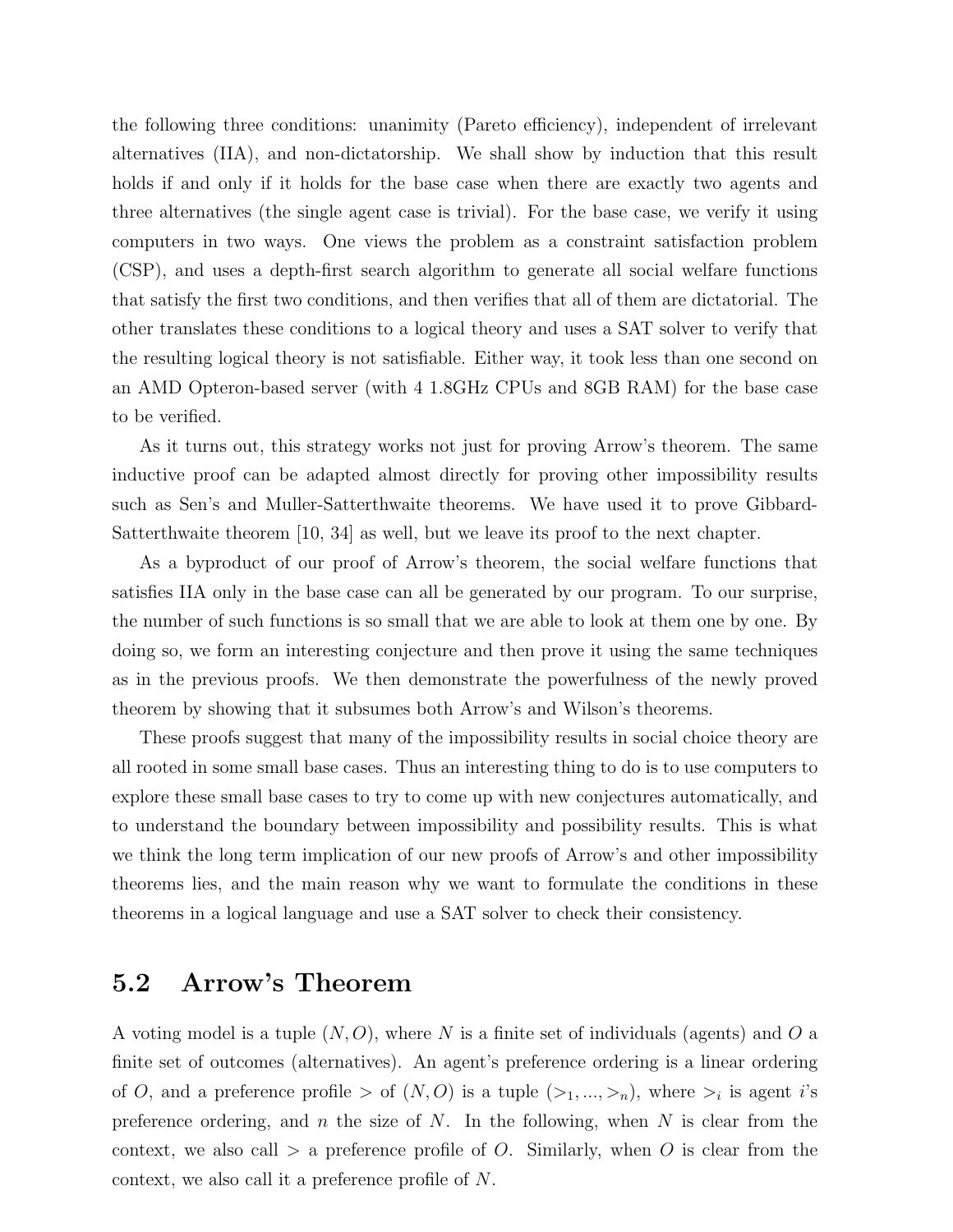the following three conditions: unanimity (Pareto efficiency), independent of irrelevant alternatives (IIA), and non-dictatorship. We shall show by induction that this result holds if and only if it holds for the base case when there are exactly two agents and three alternatives (the single agent case is trivial). For the base case, we verify it using computers in two ways. One views the problem as a constraint satisfaction problem (CSP), and uses a depth-first search algorithm to generate all social welfare functions that satisfy the first two conditions, and then verifies that all of them are dictatorial. The other translates these conditions to a logical theory and uses a SAT solver to verify that the resulting logical theory is not satisfiable. Either way, it took less than one second on an AMD Opteron-based server (with 4 1.8GHz CPUs and 8GB RAM) for the base case to be verified.

As it turns out, this strategy works not just for proving Arrow's theorem. The same inductive proof can be adapted almost directly for proving other impossibility results such as Sen's and Muller-Satterthwaite theorems. We have used it to prove Gibbard-Satterthwaite theorem [10, 34] as well, but we leave its proof to the next chapter.

As a byproduct of our proof of Arrow's theorem, the social welfare functions that satisfies IIA only in the base case can all be generated by our program. To our surprise, the number of such functions is so small that we are able to look at them one by one. By doing so, we form an interesting conjecture and then prove it using the same techniques as in the previous proofs. We then demonstrate the powerfulness of the newly proved theorem by showing that it subsumes both Arrow's and Wilson's theorems.

These proofs suggest that many of the impossibility results in social choice theory are all rooted in some small base cases. Thus an interesting thing to do is to use computers to explore these small base cases to try to come up with new conjectures automatically, and to understand the boundary between impossibility and possibility results. This is what we think the long term implication of our new proofs of Arrow's and other impossibility theorems lies, and the main reason why we want to formulate the conditions in these theorems in a logical language and use a SAT solver to check their consistency.

## 5.2 Arrow's Theorem

A voting model is a tuple $(N, O)$, where $N$ is a finite set of individuals (agents) and $O$ a finite set of outcomes (alternatives). An agent's preference ordering is a linear ordering of $O$, and a preference profile $>$ of $(N, O)$ is a tuple $(>_1, ..., >_n)$, where $>_i$ is agent $i$'s preference ordering, and $n$ the size of $N$. In the following, when $N$ is clear from the context, we also call $>$ a preference profile of $O$. Similarly, when $O$ is clear from the context, we also call it a preference profile of $N$.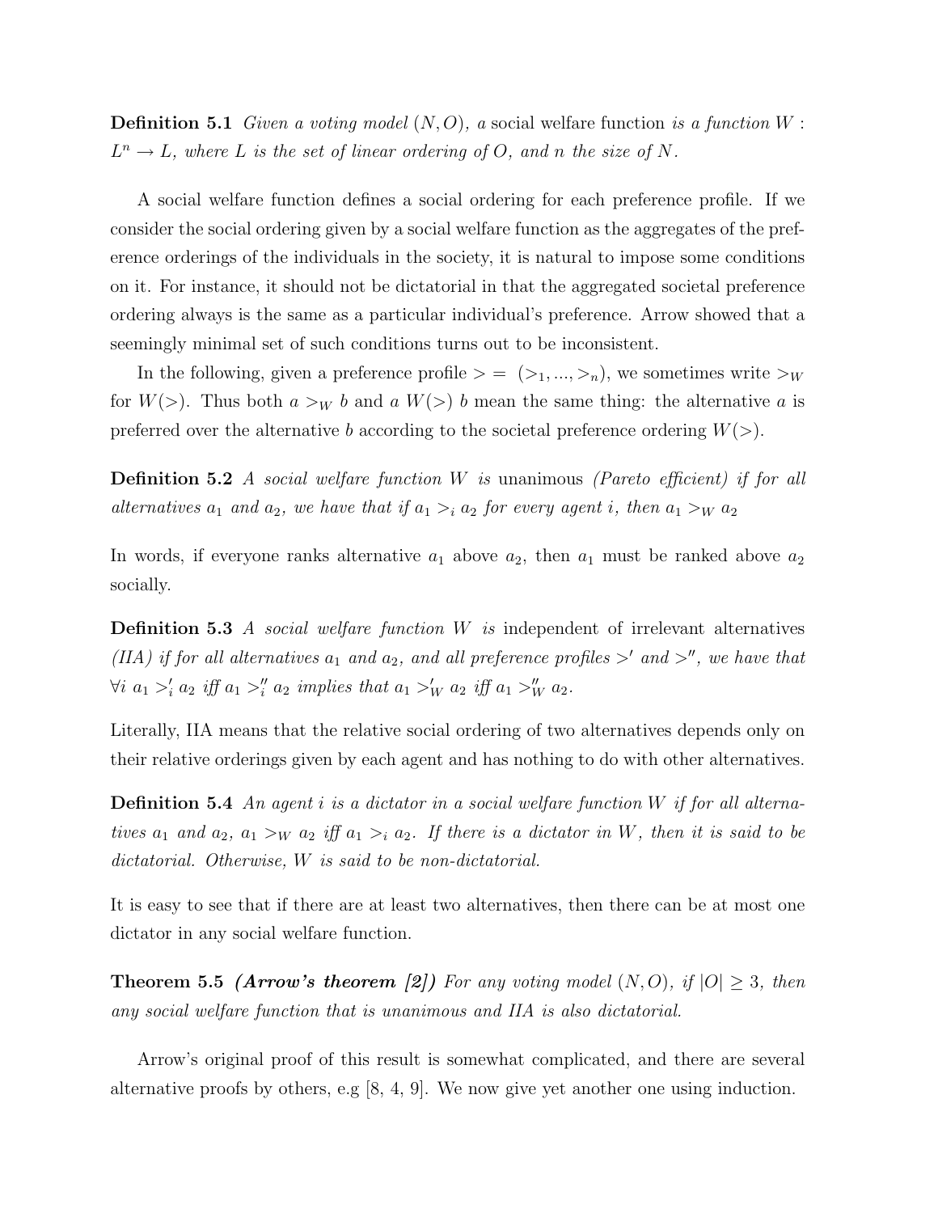**Definition 5.1** *Given a voting model $(N, O)$, a* social welfare function *is a function $W : L^n \to L$, where $L$ is the set of linear ordering of $O$, and $n$ the size of $N$.*

A social welfare function defines a social ordering for each preference profile. If we consider the social ordering given by a social welfare function as the aggregates of the preference orderings of the individuals in the society, it is natural to impose some conditions on it. For instance, it should not be dictatorial in that the aggregated societal preference ordering always is the same as a particular individual's preference. Arrow showed that a seemingly minimal set of such conditions turns out to be inconsistent.

In the following, given a preference profile $> = (>_1, ..., >_n)$, we sometimes write $>_W$ for $W(>)$. Thus both $a >_W b$ and $a\ W(>)\ b$ mean the same thing: the alternative $a$ is preferred over the alternative $b$ according to the societal preference ordering $W(>)$.

**Definition 5.2** *A social welfare function $W$ is* unanimous *(Pareto efficient) if for all alternatives $a_1$ and $a_2$, we have that if $a_1 >_i a_2$ for every agent $i$, then $a_1 >_W a_2$*

In words, if everyone ranks alternative $a_1$ above $a_2$, then $a_1$ must be ranked above $a_2$ socially.

**Definition 5.3** *A social welfare function $W$ is* independent of irrelevant alternatives *(IIA) if for all alternatives $a_1$ and $a_2$, and all preference profiles $>'$ and $>''$, we have that $\forall i\ a_1 >'_i a_2$ iff $a_1 >''_i a_2$ implies that $a_1 >'_W a_2$ iff $a_1 >''_W a_2$.*

Literally, IIA means that the relative social ordering of two alternatives depends only on their relative orderings given by each agent and has nothing to do with other alternatives.

**Definition 5.4** *An agent $i$ is a dictator in a social welfare function $W$ if for all alternatives $a_1$ and $a_2$, $a_1 >_W a_2$ iff $a_1 >_i a_2$. If there is a dictator in $W$, then it is said to be dictatorial. Otherwise, $W$ is said to be non-dictatorial.*

It is easy to see that if there are at least two alternatives, then there can be at most one dictator in any social welfare function.

**Theorem 5.5** ***(Arrow's theorem [2])*** *For any voting model $(N, O)$, if $|O| \geq 3$, then any social welfare function that is unanimous and IIA is also dictatorial.*

Arrow's original proof of this result is somewhat complicated, and there are several alternative proofs by others, e.g [8, 4, 9]. We now give yet another one using induction.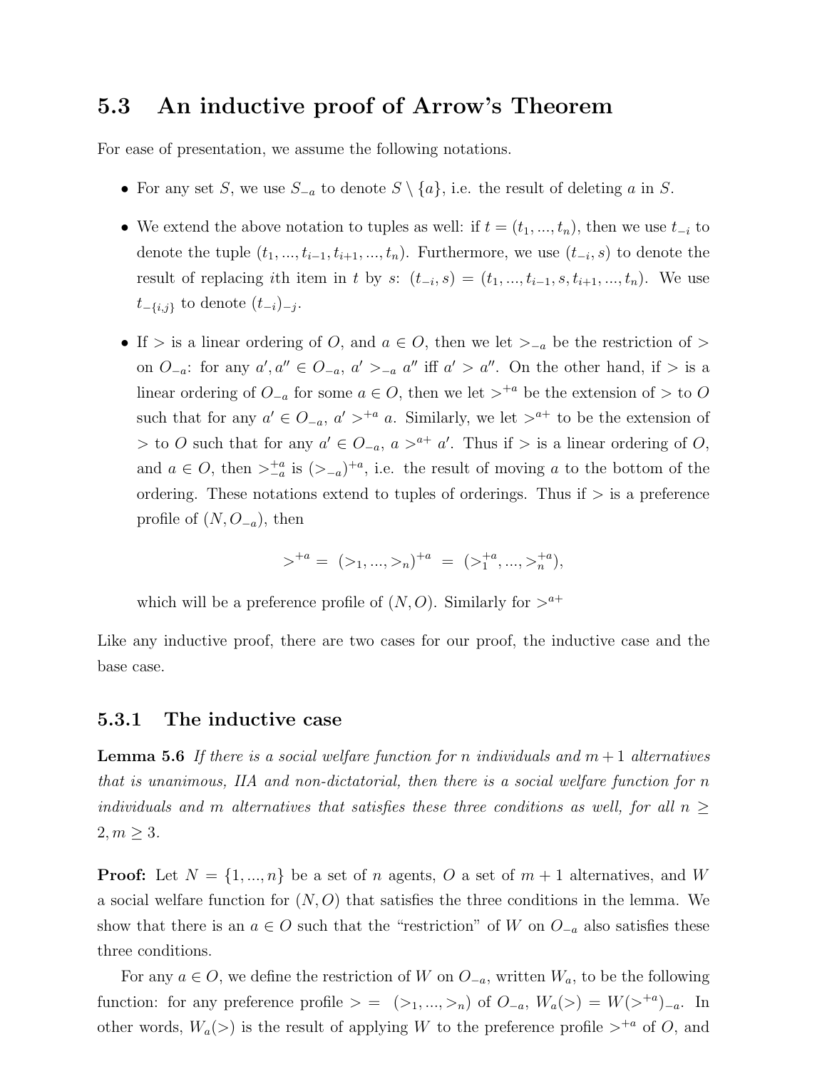## 5.3 An inductive proof of Arrow's Theorem

For ease of presentation, we assume the following notations.

- For any set $S$, we use $S_{-a}$ to denote $S \setminus \{a\}$, i.e. the result of deleting $a$ in $S$.
- We extend the above notation to tuples as well: if $t = (t_1, ..., t_n)$, then we use $t_{-i}$ to denote the tuple $(t_1, ..., t_{i-1}, t_{i+1}, ..., t_n)$. Furthermore, we use $(t_{-i}, s)$ to denote the result of replacing $i$th item in $t$ by $s$: $(t_{-i}, s) = (t_1, ..., t_{i-1}, s, t_{i+1}, ..., t_n)$. We use $t_{-\{i,j\}}$ to denote $(t_{-i})_{-j}$.
- If $>$ is a linear ordering of $O$, and $a \in O$, then we let $>_{-a}$ be the restriction of $>$ on $O_{-a}$: for any $a', a'' \in O_{-a}$, $a' >_{-a} a''$ iff $a' > a''$. On the other hand, if $>$ is a linear ordering of $O_{-a}$ for some $a \in O$, then we let $>^{+a}$ be the extension of $>$ to $O$ such that for any $a' \in O_{-a}$, $a' >^{+a} a$. Similarly, we let $>^{a+}$ to be the extension of $>$ to $O$ such that for any $a' \in O_{-a}$, $a >^{a+} a'$. Thus if $>$ is a linear ordering of $O$, and $a \in O$, then $>^{+a}_{-a}$ is $(>_{-a})^{+a}$, i.e. the result of moving $a$ to the bottom of the ordering. These notations extend to tuples of orderings. Thus if $>$ is a preference profile of $(N, O_{-a})$, then

$$>^{+a} = (>_1, ..., >_n)^{+a} = (>^{+a}_1, ..., >^{+a}_n),$$

which will be a preference profile of $(N, O)$. Similarly for $>^{a+}$

Like any inductive proof, there are two cases for our proof, the inductive case and the base case.

### 5.3.1 The inductive case

**Lemma 5.6** *If there is a social welfare function for $n$ individuals and $m+1$ alternatives that is unanimous, IIA and non-dictatorial, then there is a social welfare function for $n$ individuals and $m$ alternatives that satisfies these three conditions as well, for all $n \geq 2, m \geq 3$.*

**Proof:** Let $N = \{1, ..., n\}$ be a set of $n$ agents, $O$ a set of $m+1$ alternatives, and $W$ a social welfare function for $(N, O)$ that satisfies the three conditions in the lemma. We show that there is an $a \in O$ such that the "restriction" of $W$ on $O_{-a}$ also satisfies these three conditions.

For any $a \in O$, we define the restriction of $W$ on $O_{-a}$, written $W_a$, to be the following function: for any preference profile $> = (>_1, ..., >_n)$ of $O_{-a}$, $W_a(>) = W(>^{+a})_{-a}$. In other words, $W_a(>)$ is the result of applying $W$ to the preference profile $>^{+a}$ of $O$, and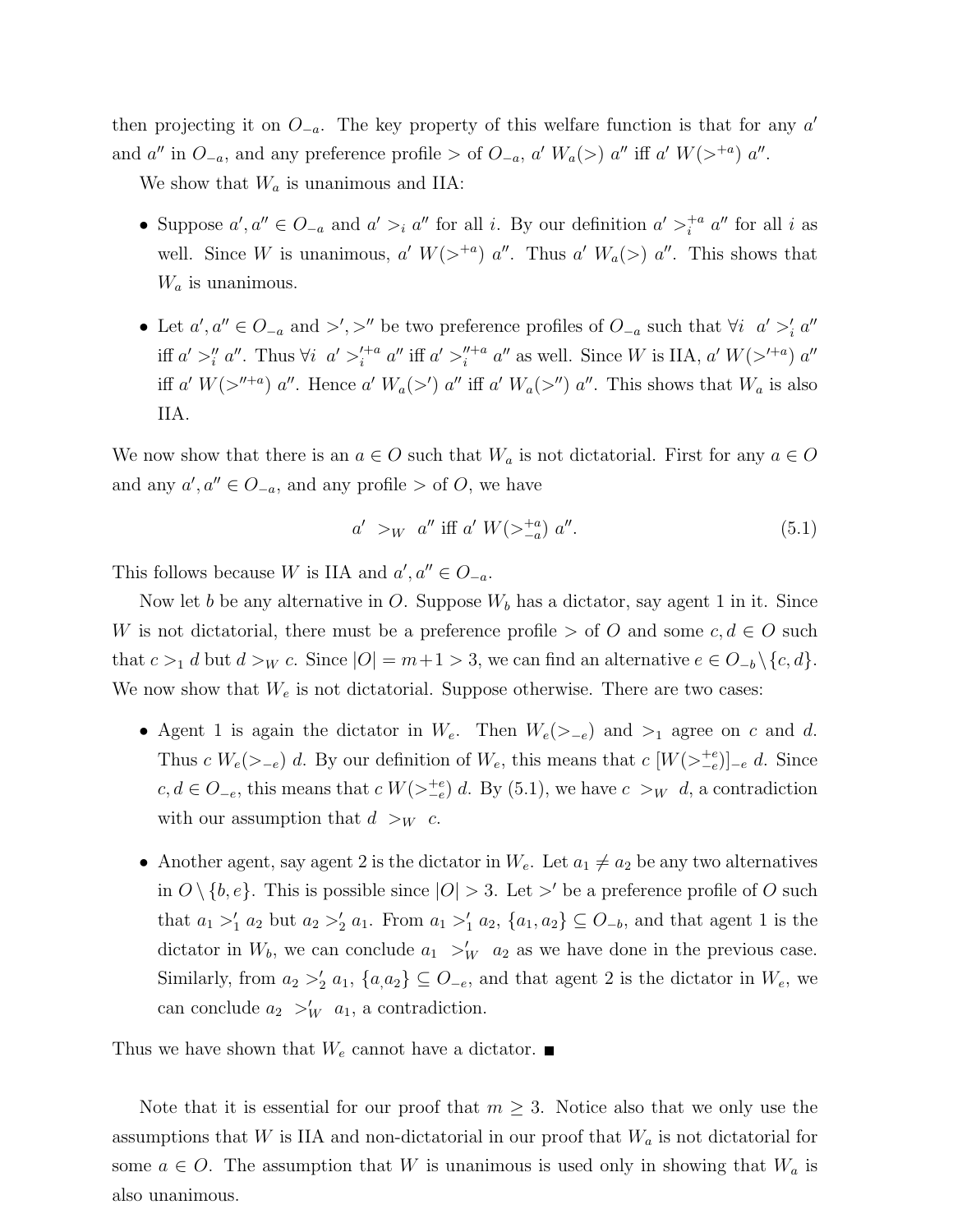then projecting it on $O_{-a}$. The key property of this welfare function is that for any $a'$ and $a''$ in $O_{-a}$, and any preference profile $>$ of $O_{-a}$, $a'$ $W_a(>)$ $a''$ iff $a'$ $W(>^{+a})$ $a''$.

We show that $W_a$ is unanimous and IIA:

- Suppose $a', a'' \in O_{-a}$ and $a' >_i a''$ for all $i$. By our definition $a' >_i^{+a} a''$ for all $i$ as well. Since $W$ is unanimous, $a'$ $W(>^{+a})$ $a''$. Thus $a'$ $W_a(>)$ $a''$. This shows that $W_a$ is unanimous.

- Let $a', a'' \in O_{-a}$ and $>', >''$ be two preference profiles of $O_{-a}$ such that $\forall i$ $a' >'_i a''$ iff $a' >''_i a''$. Thus $\forall i$ $a' >'^{+a}_i a''$ iff $a' >''^{+a}_i a''$ as well. Since $W$ is IIA, $a'$ $W(>'^{+a})$ $a''$ iff $a'$ $W(>''^{+a})$ $a''$. Hence $a'$ $W_a(>')$ $a''$ iff $a'$ $W_a(>'')$ $a''$. This shows that $W_a$ is also IIA.

We now show that there is an $a \in O$ such that $W_a$ is not dictatorial. First for any $a \in O$ and any $a', a'' \in O_{-a}$, and any profile $>$ of $O$, we have

$$a' >_W a'' \text{ iff } a' \ W(>_{-a}^{+a}) \ a''. \tag{5.1}$$

This follows because $W$ is IIA and $a', a'' \in O_{-a}$.

Now let $b$ be any alternative in $O$. Suppose $W_b$ has a dictator, say agent 1 in it. Since $W$ is not dictatorial, there must be a preference profile $>$ of $O$ and some $c, d \in O$ such that $c >_1 d$ but $d >_W c$. Since $|O| = m+1 > 3$, we can find an alternative $e \in O_{-b} \setminus \{c, d\}$. We now show that $W_e$ is not dictatorial. Suppose otherwise. There are two cases:

- Agent 1 is again the dictator in $W_e$. Then $W_e(>_{-e})$ and $>_1$ agree on $c$ and $d$. Thus $c$ $W_e(>_{-e})$ $d$. By our definition of $W_e$, this means that $c$ $[W(>_{-e}^{+e})]_{-e}$ $d$. Since $c, d \in O_{-e}$, this means that $c$ $W(>_{-e}^{+e})$ $d$. By (5.1), we have $c >_W d$, a contradiction with our assumption that $d >_W c$.

- Another agent, say agent 2 is the dictator in $W_e$. Let $a_1 \neq a_2$ be any two alternatives in $O \setminus \{b, e\}$. This is possible since $|O| > 3$. Let $>'$ be a preference profile of $O$ such that $a_1 >'_1 a_2$ but $a_2 >'_2 a_1$. From $a_1 >'_1 a_2$, $\{a_1, a_2\} \subseteq O_{-b}$, and that agent 1 is the dictator in $W_b$, we can conclude $a_1 >'_W a_2$ as we have done in the previous case. Similarly, from $a_2 >'_2 a_1$, $\{a, a_2\} \subseteq O_{-e}$, and that agent 2 is the dictator in $W_e$, we can conclude $a_2 >'_W a_1$, a contradiction.

Thus we have shown that $W_e$ cannot have a dictator. ■

Note that it is essential for our proof that $m \geq 3$. Notice also that we only use the assumptions that $W$ is IIA and non-dictatorial in our proof that $W_a$ is not dictatorial for some $a \in O$. The assumption that $W$ is unanimous is used only in showing that $W_a$ is also unanimous.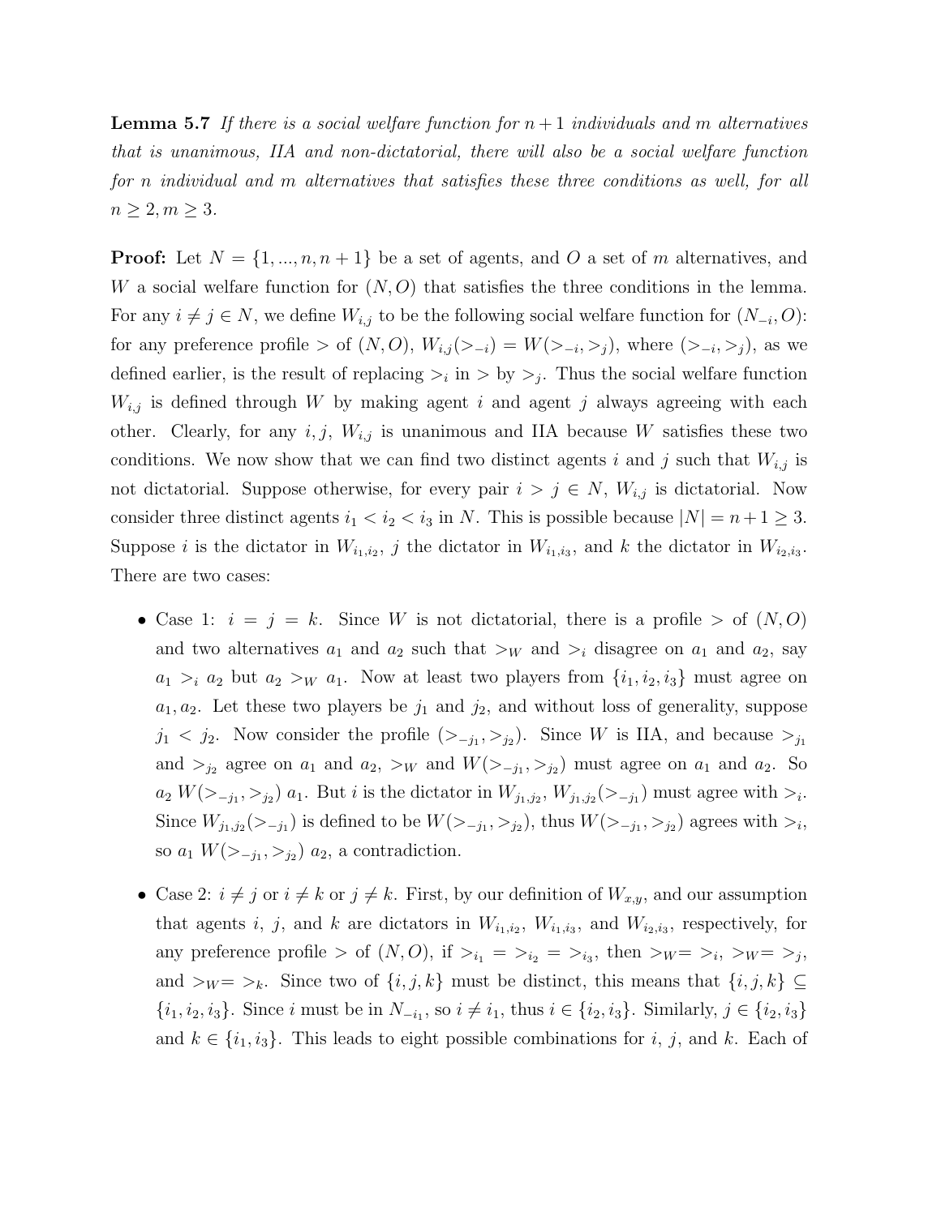**Lemma 5.7** *If there is a social welfare function for $n+1$ individuals and $m$ alternatives that is unanimous, IIA and non-dictatorial, there will also be a social welfare function for $n$ individual and $m$ alternatives that satisfies these three conditions as well, for all $n \geq 2, m \geq 3$.*

**Proof:** Let $N = \{1, ..., n, n+1\}$ be a set of agents, and $O$ a set of $m$ alternatives, and $W$ a social welfare function for $(N, O)$ that satisfies the three conditions in the lemma. For any $i \neq j \in N$, we define $W_{i,j}$ to be the following social welfare function for $(N_{-i}, O)$: for any preference profile $>$ of $(N, O)$, $W_{i,j}(>_{-i}) = W(>_{-i}, >_j)$, where $(>_{-i}, >_j)$, as we defined earlier, is the result of replacing $>_i$ in $>$ by $>_j$. Thus the social welfare function $W_{i,j}$ is defined through $W$ by making agent $i$ and agent $j$ always agreeing with each other. Clearly, for any $i, j$, $W_{i,j}$ is unanimous and IIA because $W$ satisfies these two conditions. We now show that we can find two distinct agents $i$ and $j$ such that $W_{i,j}$ is not dictatorial. Suppose otherwise, for every pair $i > j \in N$, $W_{i,j}$ is dictatorial. Now consider three distinct agents $i_1 < i_2 < i_3$ in $N$. This is possible because $|N| = n+1 \geq 3$. Suppose $i$ is the dictator in $W_{i_1,i_2}$, $j$ the dictator in $W_{i_1,i_3}$, and $k$ the dictator in $W_{i_2,i_3}$. There are two cases:

- Case 1: $i = j = k$. Since $W$ is not dictatorial, there is a profile $>$ of $(N, O)$ and two alternatives $a_1$ and $a_2$ such that $>_W$ and $>_i$ disagree on $a_1$ and $a_2$, say $a_1 >_i a_2$ but $a_2 >_W a_1$. Now at least two players from $\{i_1, i_2, i_3\}$ must agree on $a_1, a_2$. Let these two players be $j_1$ and $j_2$, and without loss of generality, suppose $j_1 < j_2$. Now consider the profile $(>_{-j_1}, >_{j_2})$. Since $W$ is IIA, and because $>_{j_1}$ and $>_{j_2}$ agree on $a_1$ and $a_2$, $>_W$ and $W(>_{-j_1}, >_{j_2})$ must agree on $a_1$ and $a_2$. So $a_2\ W(>_{-j_1}, >_{j_2})\ a_1$. But $i$ is the dictator in $W_{j_1,j_2}$, $W_{j_1,j_2}(>_{-j_1})$ must agree with $>_i$. Since $W_{j_1,j_2}(>_{-j_1})$ is defined to be $W(>_{-j_1}, >_{j_2})$, thus $W(>_{-j_1}, >_{j_2})$ agrees with $>_i$, so $a_1\ W(>_{-j_1}, >_{j_2})\ a_2$, a contradiction.

- Case 2: $i \neq j$ or $i \neq k$ or $j \neq k$. First, by our definition of $W_{x,y}$, and our assumption that agents $i$, $j$, and $k$ are dictators in $W_{i_1,i_2}$, $W_{i_1,i_3}$, and $W_{i_2,i_3}$, respectively, for any preference profile $>$ of $(N, O)$, if $>_{i_1} = >_{i_2} = >_{i_3}$, then $>_W = >_i$, $>_W = >_j$, and $>_W = >_k$. Since two of $\{i, j, k\}$ must be distinct, this means that $\{i, j, k\} \subseteq \{i_1, i_2, i_3\}$. Since $i$ must be in $N_{-i_1}$, so $i \neq i_1$, thus $i \in \{i_2, i_3\}$. Similarly, $j \in \{i_2, i_3\}$ and $k \in \{i_1, i_3\}$. This leads to eight possible combinations for $i$, $j$, and $k$. Each of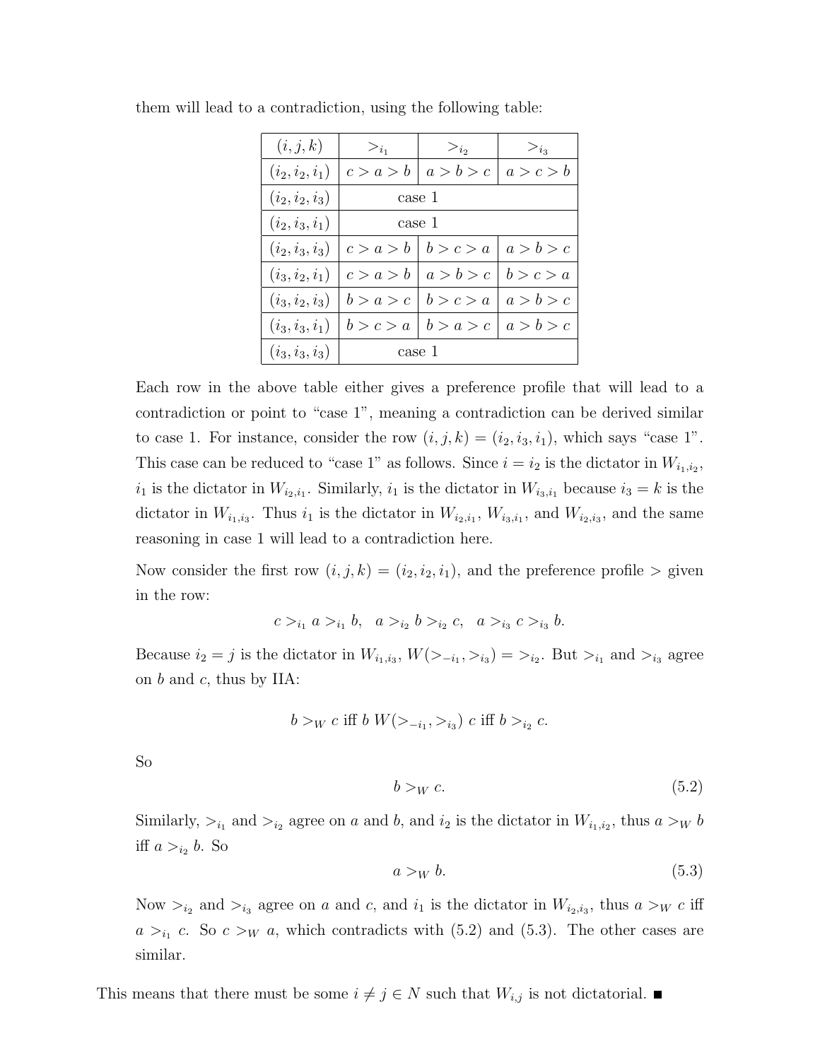them will lead to a contradiction, using the following table:

| $(i,j,k)$ | $>_{i_1}$ | $>_{i_2}$ | $>_{i_3}$ |
|---|---|---|---|
| $(i_2,i_2,i_1)$ | $c>a>b$ | $a>b>c$ | $a>c>b$ |
| $(i_2,i_2,i_3)$ | case 1 | | |
| $(i_2,i_3,i_1)$ | case 1 | | |
| $(i_2,i_3,i_3)$ | $c>a>b$ | $b>c>a$ | $a>b>c$ |
| $(i_3,i_2,i_1)$ | $c>a>b$ | $a>b>c$ | $b>c>a$ |
| $(i_3,i_2,i_3)$ | $b>a>c$ | $b>c>a$ | $a>b>c$ |
| $(i_3,i_3,i_1)$ | $b>c>a$ | $b>a>c$ | $a>b>c$ |
| $(i_3,i_3,i_3)$ | case 1 | | |

Each row in the above table either gives a preference profile that will lead to a contradiction or point to "case 1", meaning a contradiction can be derived similar to case 1. For instance, consider the row $(i,j,k)=(i_2,i_3,i_1)$, which says "case 1". This case can be reduced to "case 1" as follows. Since $i=i_2$ is the dictator in $W_{i_1,i_2}$, $i_1$ is the dictator in $W_{i_2,i_1}$. Similarly, $i_1$ is the dictator in $W_{i_3,i_1}$ because $i_3=k$ is the dictator in $W_{i_1,i_3}$. Thus $i_1$ is the dictator in $W_{i_2,i_1}$, $W_{i_3,i_1}$, and $W_{i_2,i_3}$, and the same reasoning in case 1 will lead to a contradiction here.

Now consider the first row $(i,j,k)=(i_2,i_2,i_1)$, and the preference profile $>$ given in the row:

$$c >_{i_1} a >_{i_1} b, \quad a >_{i_2} b >_{i_2} c, \quad a >_{i_3} c >_{i_3} b.$$

Because $i_2=j$ is the dictator in $W_{i_1,i_3}$, $W(>_{-i_1}, >_{i_3}) = >_{i_2}$. But $>_{i_1}$ and $>_{i_3}$ agree on $b$ and $c$, thus by IIA:

$$b >_W c \text{ iff } b \ W(>_{-i_1}, >_{i_3}) \ c \text{ iff } b >_{i_2} c.$$

So

$$b >_W c. \tag{5.2}$$

Similarly, $>_{i_1}$ and $>_{i_2}$ agree on $a$ and $b$, and $i_2$ is the dictator in $W_{i_1,i_2}$, thus $a >_W b$ iff $a >_{i_2} b$. So

$$a >_W b. \tag{5.3}$$

Now $>_{i_2}$ and $>_{i_3}$ agree on $a$ and $c$, and $i_1$ is the dictator in $W_{i_2,i_3}$, thus $a >_W c$ iff $a >_{i_1} c$. So $c >_W a$, which contradicts with (5.2) and (5.3). The other cases are similar.

This means that there must be some $i \neq j \in N$ such that $W_{i,j}$ is not dictatorial. ■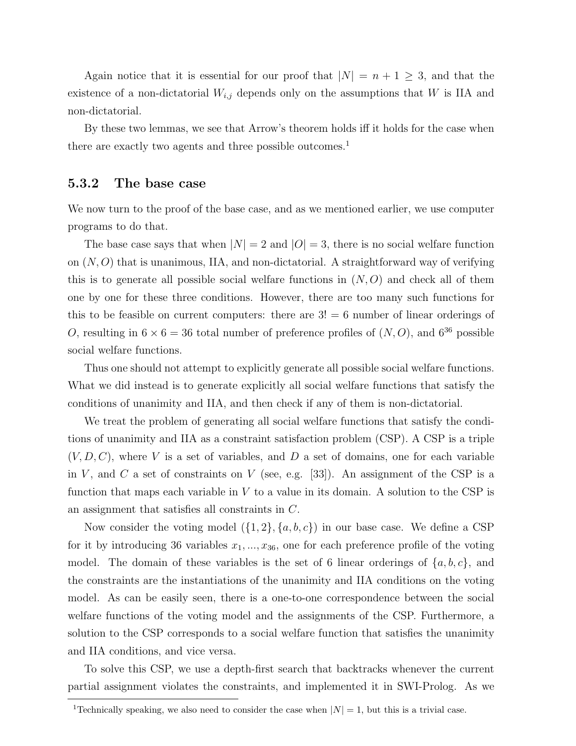Again notice that it is essential for our proof that $|N| = n + 1 \geq 3$, and that the existence of a non-dictatorial $W_{i,j}$ depends only on the assumptions that $W$ is IIA and non-dictatorial.

By these two lemmas, we see that Arrow's theorem holds iff it holds for the case when there are exactly two agents and three possible outcomes.[1]

### 5.3.2 The base case

We now turn to the proof of the base case, and as we mentioned earlier, we use computer programs to do that.

The base case says that when $|N| = 2$ and $|O| = 3$, there is no social welfare function on $(N, O)$ that is unanimous, IIA, and non-dictatorial. A straightforward way of verifying this is to generate all possible social welfare functions in $(N, O)$ and check all of them one by one for these three conditions. However, there are too many such functions for this to be feasible on current computers: there are $3! = 6$ number of linear orderings of $O$, resulting in $6 \times 6 = 36$ total number of preference profiles of $(N, O)$, and $6^{36}$ possible social welfare functions.

Thus one should not attempt to explicitly generate all possible social welfare functions. What we did instead is to generate explicitly all social welfare functions that satisfy the conditions of unanimity and IIA, and then check if any of them is non-dictatorial.

We treat the problem of generating all social welfare functions that satisfy the conditions of unanimity and IIA as a constraint satisfaction problem (CSP). A CSP is a triple $(V, D, C)$, where $V$ is a set of variables, and $D$ a set of domains, one for each variable in $V$, and $C$ a set of constraints on $V$ (see, e.g. [33]). An assignment of the CSP is a function that maps each variable in $V$ to a value in its domain. A solution to the CSP is an assignment that satisfies all constraints in $C$.

Now consider the voting model $(\{1, 2\}, \{a, b, c\})$ in our base case. We define a CSP for it by introducing 36 variables $x_1, ..., x_{36}$, one for each preference profile of the voting model. The domain of these variables is the set of 6 linear orderings of $\{a, b, c\}$, and the constraints are the instantiations of the unanimity and IIA conditions on the voting model. As can be easily seen, there is a one-to-one correspondence between the social welfare functions of the voting model and the assignments of the CSP. Furthermore, a solution to the CSP corresponds to a social welfare function that satisfies the unanimity and IIA conditions, and vice versa.

To solve this CSP, we use a depth-first search that backtracks whenever the current partial assignment violates the constraints, and implemented it in SWI-Prolog. As we

[1] Technically speaking, we also need to consider the case when $|N| = 1$, but this is a trivial case.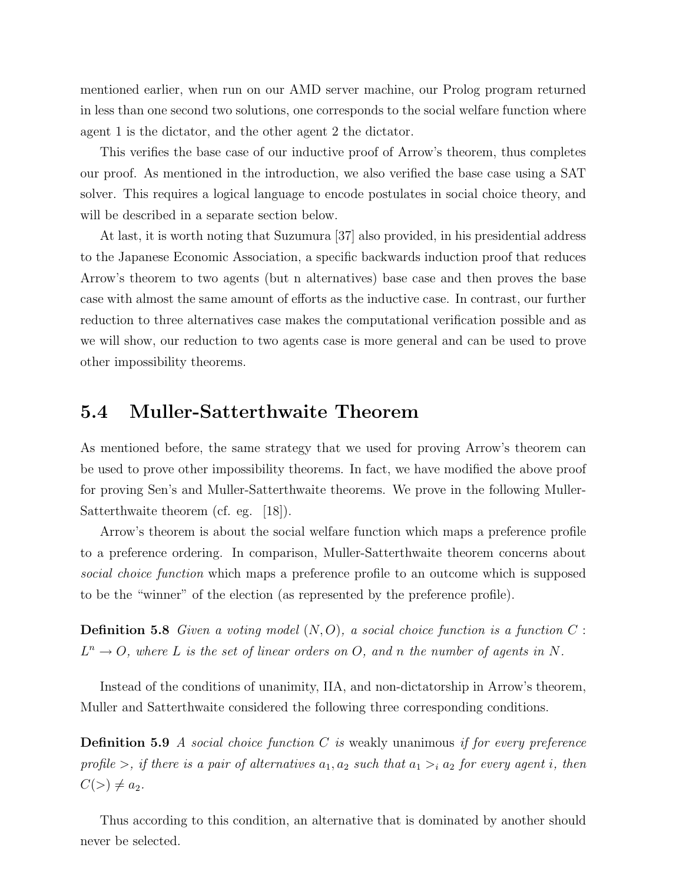mentioned earlier, when run on our AMD server machine, our Prolog program returned in less than one second two solutions, one corresponds to the social welfare function where agent 1 is the dictator, and the other agent 2 the dictator.

This verifies the base case of our inductive proof of Arrow's theorem, thus completes our proof. As mentioned in the introduction, we also verified the base case using a SAT solver. This requires a logical language to encode postulates in social choice theory, and will be described in a separate section below.

At last, it is worth noting that Suzumura [37] also provided, in his presidential address to the Japanese Economic Association, a specific backwards induction proof that reduces Arrow's theorem to two agents (but n alternatives) base case and then proves the base case with almost the same amount of efforts as the inductive case. In contrast, our further reduction to three alternatives case makes the computational verification possible and as we will show, our reduction to two agents case is more general and can be used to prove other impossibility theorems.

## 5.4 Muller-Satterthwaite Theorem

As mentioned before, the same strategy that we used for proving Arrow's theorem can be used to prove other impossibility theorems. In fact, we have modified the above proof for proving Sen's and Muller-Satterthwaite theorems. We prove in the following Muller-Satterthwaite theorem (cf. eg. [18]).

Arrow's theorem is about the social welfare function which maps a preference profile to a preference ordering. In comparison, Muller-Satterthwaite theorem concerns about *social choice function* which maps a preference profile to an outcome which is supposed to be the "winner" of the election (as represented by the preference profile).

**Definition 5.8** *Given a voting model $(N, O)$, a social choice function is a function $C : L^n \to O$, where $L$ is the set of linear orders on $O$, and $n$ the number of agents in $N$.*

Instead of the conditions of unanimity, IIA, and non-dictatorship in Arrow's theorem, Muller and Satterthwaite considered the following three corresponding conditions.

**Definition 5.9** *A social choice function $C$ is* weakly unanimous *if for every preference profile $>$, if there is a pair of alternatives $a_1, a_2$ such that $a_1 >_i a_2$ for every agent $i$, then $C(>) \neq a_2$.*

Thus according to this condition, an alternative that is dominated by another should never be selected.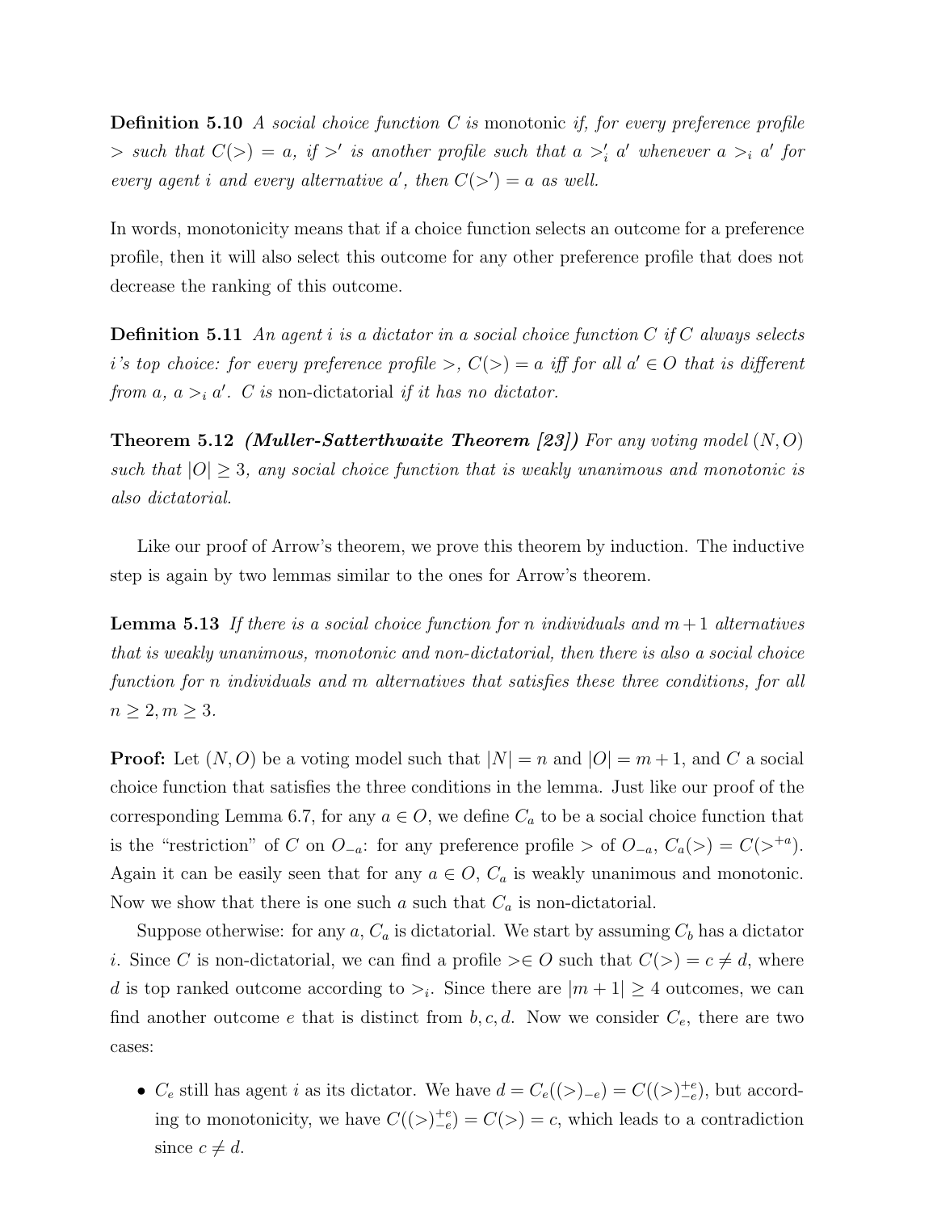**Definition 5.10** *A social choice function $C$ is* monotonic *if, for every preference profile $>$ such that $C(>) = a$, if $>'$ is another profile such that $a >'_i a'$ whenever $a >_i a'$ for every agent $i$ and every alternative $a'$, then $C(>') = a$ as well.*

In words, monotonicity means that if a choice function selects an outcome for a preference profile, then it will also select this outcome for any other preference profile that does not decrease the ranking of this outcome.

**Definition 5.11** *An agent $i$ is a dictator in a social choice function $C$ if $C$ always selects $i$'s top choice: for every preference profile $>$, $C(>) = a$ iff for all $a' \in O$ that is different from $a$, $a >_i a'$. $C$ is* non-dictatorial *if it has no dictator.*

**Theorem 5.12** ***(Muller-Satterthwaite Theorem [23])*** *For any voting model $(N, O)$ such that $|O| \geq 3$, any social choice function that is weakly unanimous and monotonic is also dictatorial.*

Like our proof of Arrow's theorem, we prove this theorem by induction. The inductive step is again by two lemmas similar to the ones for Arrow's theorem.

**Lemma 5.13** *If there is a social choice function for $n$ individuals and $m+1$ alternatives that is weakly unanimous, monotonic and non-dictatorial, then there is also a social choice function for $n$ individuals and $m$ alternatives that satisfies these three conditions, for all $n \geq 2, m \geq 3$.*

**Proof:** Let $(N, O)$ be a voting model such that $|N| = n$ and $|O| = m + 1$, and $C$ a social choice function that satisfies the three conditions in the lemma. Just like our proof of the corresponding Lemma 6.7, for any $a \in O$, we define $C_a$ to be a social choice function that is the "restriction" of $C$ on $O_{-a}$: for any preference profile $>$ of $O_{-a}$, $C_a(>) = C(>^{+a})$. Again it can be easily seen that for any $a \in O$, $C_a$ is weakly unanimous and monotonic. Now we show that there is one such $a$ such that $C_a$ is non-dictatorial.

Suppose otherwise: for any $a$, $C_a$ is dictatorial. We start by assuming $C_b$ has a dictator $i$. Since $C$ is non-dictatorial, we can find a profile $> \in O$ such that $C(>) = c \neq d$, where $d$ is top ranked outcome according to $>_i$. Since there are $|m + 1| \geq 4$ outcomes, we can find another outcome $e$ that is distinct from $b, c, d$. Now we consider $C_e$, there are two cases:

- $C_e$ still has agent $i$ as its dictator. We have $d = C_e((>)_{-e}) = C((>)^{+e}_{-e})$, but according to monotonicity, we have $C((>)^{+e}_{-e}) = C(>) = c$, which leads to a contradiction since $c \neq d$.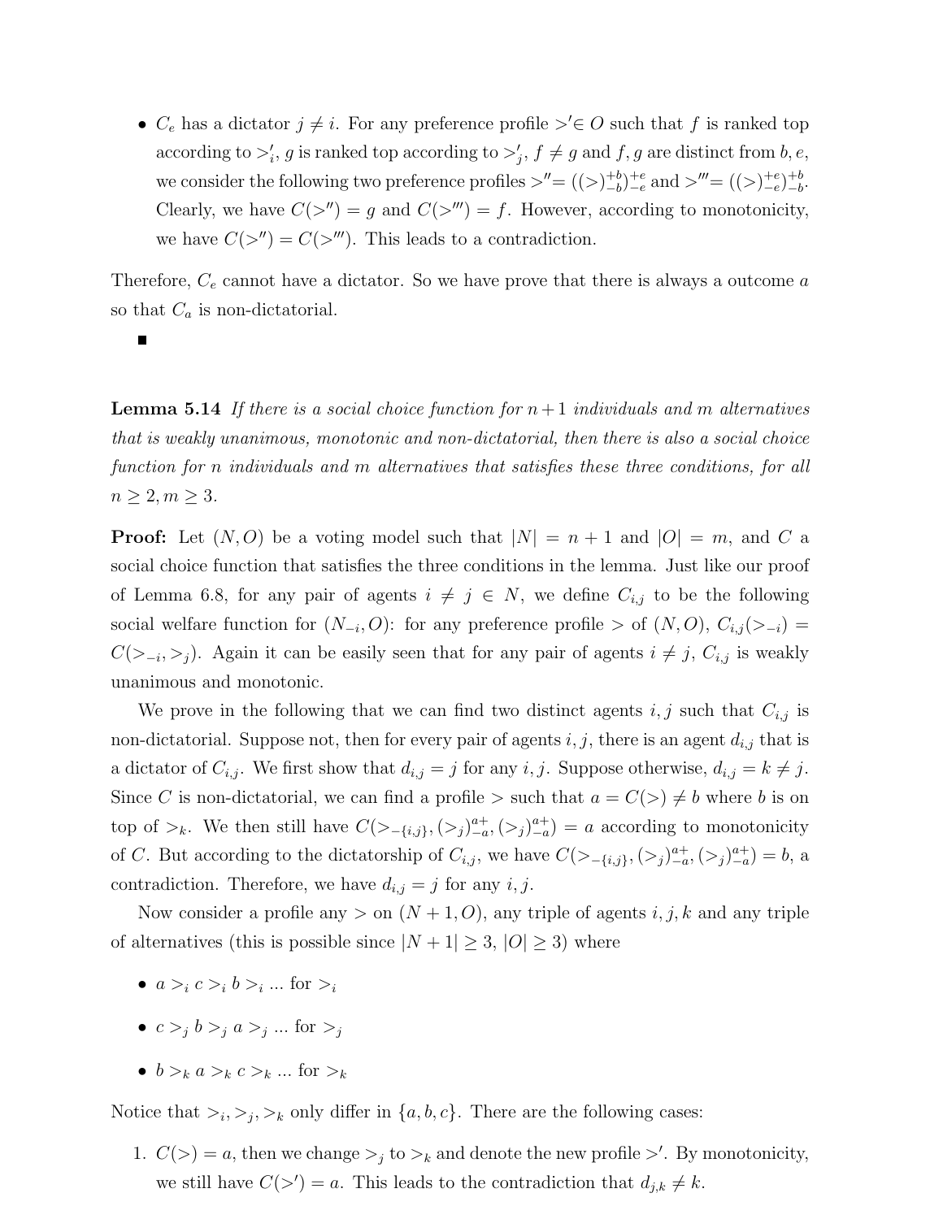- $C_e$ has a dictator $j \neq i$. For any preference profile $>' \in O$ such that $f$ is ranked top according to $>'_i$, $g$ is ranked top according to $>'_j$, $f \neq g$ and $f, g$ are distinct from $b, e$, we consider the following two preference profiles $>'' = ((>)^{+b}_{-b})^{+e}_{-e}$ and $>''' = ((>)^{+e}_{-e})^{+b}_{-b}$. Clearly, we have $C(>'') = g$ and $C(>''') = f$. However, according to monotonicity, we have $C(>'') = C(>''')$. This leads to a contradiction.

Therefore, $C_e$ cannot have a dictator. So we have prove that there is always a outcome $a$ so that $C_a$ is non-dictatorial.

∎

**Lemma 5.14** *If there is a social choice function for $n+1$ individuals and $m$ alternatives that is weakly unanimous, monotonic and non-dictatorial, then there is also a social choice function for $n$ individuals and $m$ alternatives that satisfies these three conditions, for all $n \geq 2, m \geq 3$.*

**Proof:** Let $(N, O)$ be a voting model such that $|N| = n + 1$ and $|O| = m$, and $C$ a social choice function that satisfies the three conditions in the lemma. Just like our proof of Lemma 6.8, for any pair of agents $i \neq j \in N$, we define $C_{i,j}$ to be the following social welfare function for $(N_{-i}, O)$: for any preference profile $>$ of $(N, O)$, $C_{i,j}(>_{-i}) = C(>_{-i}, >_j)$. Again it can be easily seen that for any pair of agents $i \neq j$, $C_{i,j}$ is weakly unanimous and monotonic.

We prove in the following that we can find two distinct agents $i, j$ such that $C_{i,j}$ is non-dictatorial. Suppose not, then for every pair of agents $i, j$, there is an agent $d_{i,j}$ that is a dictator of $C_{i,j}$. We first show that $d_{i,j} = j$ for any $i, j$. Suppose otherwise, $d_{i,j} = k \neq j$. Since $C$ is non-dictatorial, we can find a profile $>$ such that $a = C(>) \neq b$ where $b$ is on top of $>_k$. We then still have $C(>_{-\{i,j\}}, (>_j)^{a+}_{-a}, (>_j)^{a+}_{-a}) = a$ according to monotonicity of $C$. But according to the dictatorship of $C_{i,j}$, we have $C(>_{-\{i,j\}}, (>_j)^{a+}_{-a}, (>_j)^{a+}_{-a}) = b$, a contradiction. Therefore, we have $d_{i,j} = j$ for any $i, j$.

Now consider a profile any $>$ on $(N+1, O)$, any triple of agents $i, j, k$ and any triple of alternatives (this is possible since $|N+1| \geq 3$, $|O| \geq 3$) where

- $a >_i c >_i b >_i \ldots$ for $>_i$
- $c >_j b >_j a >_j \ldots$ for $>_j$
- $b >_k a >_k c >_k \ldots$ for $>_k$

Notice that $>_i, >_j, >_k$ only differ in $\{a, b, c\}$. There are the following cases:

1. $C(>) = a$, then we change $>_j$ to $>_k$ and denote the new profile $>'$. By monotonicity, we still have $C(>') = a$. This leads to the contradiction that $d_{j,k} \neq k$.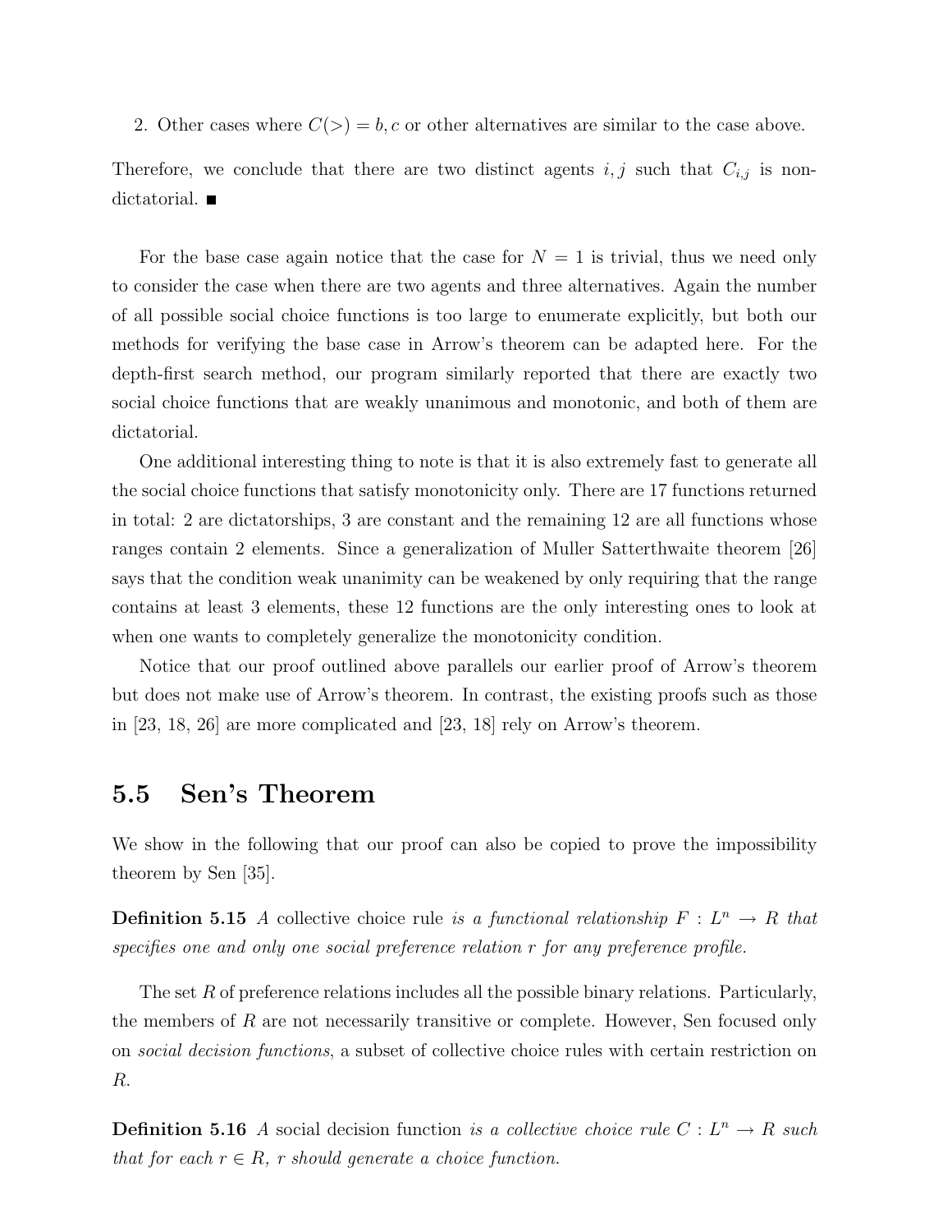2. Other cases where $C(>) = b, c$ or other alternatives are similar to the case above.

Therefore, we conclude that there are two distinct agents $i, j$ such that $C_{i,j}$ is non-dictatorial. ■

For the base case again notice that the case for $N = 1$ is trivial, thus we need only to consider the case when there are two agents and three alternatives. Again the number of all possible social choice functions is too large to enumerate explicitly, but both our methods for verifying the base case in Arrow's theorem can be adapted here. For the depth-first search method, our program similarly reported that there are exactly two social choice functions that are weakly unanimous and monotonic, and both of them are dictatorial.

One additional interesting thing to note is that it is also extremely fast to generate all the social choice functions that satisfy monotonicity only. There are 17 functions returned in total: 2 are dictatorships, 3 are constant and the remaining 12 are all functions whose ranges contain 2 elements. Since a generalization of Muller Satterthwaite theorem [26] says that the condition weak unanimity can be weakened by only requiring that the range contains at least 3 elements, these 12 functions are the only interesting ones to look at when one wants to completely generalize the monotonicity condition.

Notice that our proof outlined above parallels our earlier proof of Arrow's theorem but does not make use of Arrow's theorem. In contrast, the existing proofs such as those in [23, 18, 26] are more complicated and [23, 18] rely on Arrow's theorem.

## 5.5 Sen's Theorem

We show in the following that our proof can also be copied to prove the impossibility theorem by Sen [35].

**Definition 5.15** *A* collective choice rule *is a functional relationship $F : L^n \rightarrow R$ that specifies one and only one social preference relation $r$ for any preference profile.*

The set $R$ of preference relations includes all the possible binary relations. Particularly, the members of $R$ are not necessarily transitive or complete. However, Sen focused only on *social decision functions*, a subset of collective choice rules with certain restriction on $R$.

**Definition 5.16** *A* social decision function *is a collective choice rule $C : L^n \rightarrow R$ such that for each $r \in R$, $r$ should generate a choice function.*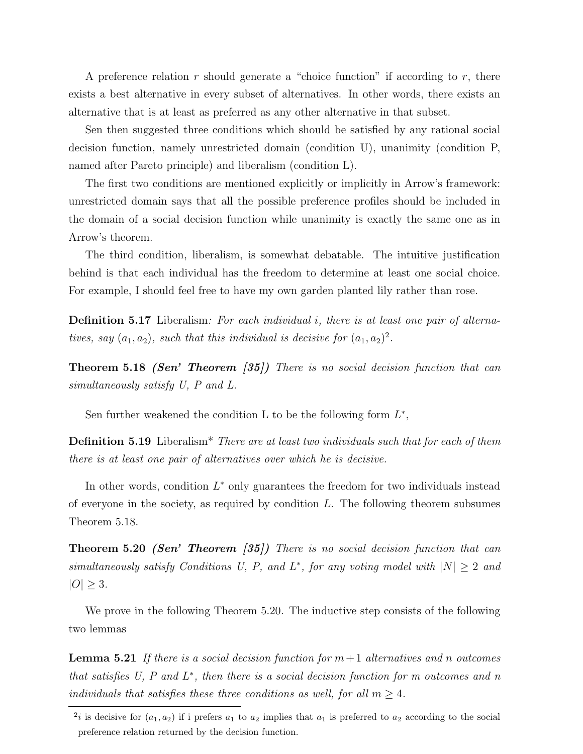A preference relation $r$ should generate a "choice function" if according to $r$, there exists a best alternative in every subset of alternatives. In other words, there exists an alternative that is at least as preferred as any other alternative in that subset.

Sen then suggested three conditions which should be satisfied by any rational social decision function, namely unrestricted domain (condition U), unanimity (condition P, named after Pareto principle) and liberalism (condition L).

The first two conditions are mentioned explicitly or implicitly in Arrow's framework: unrestricted domain says that all the possible preference profiles should be included in the domain of a social decision function while unanimity is exactly the same one as in Arrow's theorem.

The third condition, liberalism, is somewhat debatable. The intuitive justification behind is that each individual has the freedom to determine at least one social choice. For example, I should feel free to have my own garden planted lily rather than rose.

**Definition 5.17** Liberalism*: For each individual $i$, there is at least one pair of alternatives, say $(a_1, a_2)$, such that this individual is decisive for $(a_1, a_2)$*[2]*.*

**Theorem 5.18** ***(Sen' Theorem [35])*** *There is no social decision function that can simultaneously satisfy U, P and L.*

Sen further weakened the condition L to be the following form $L^*$,

**Definition 5.19** Liberalism* *There are at least two individuals such that for each of them there is at least one pair of alternatives over which he is decisive.*

In other words, condition $L^*$ only guarantees the freedom for two individuals instead of everyone in the society, as required by condition $L$. The following theorem subsumes Theorem 5.18.

**Theorem 5.20** ***(Sen' Theorem [35])*** *There is no social decision function that can simultaneously satisfy Conditions U, P, and $L^*$, for any voting model with $|N| \geq 2$ and $|O| \geq 3$.*

We prove in the following Theorem 5.20. The inductive step consists of the following two lemmas

**Lemma 5.21** *If there is a social decision function for $m+1$ alternatives and $n$ outcomes that satisfies U, P and $L^*$, then there is a social decision function for $m$ outcomes and $n$ individuals that satisfies these three conditions as well, for all $m \geq 4$.*

---

[2] $i$ is decisive for $(a_1, a_2)$ if i prefers $a_1$ to $a_2$ implies that $a_1$ is preferred to $a_2$ according to the social preference relation returned by the decision function.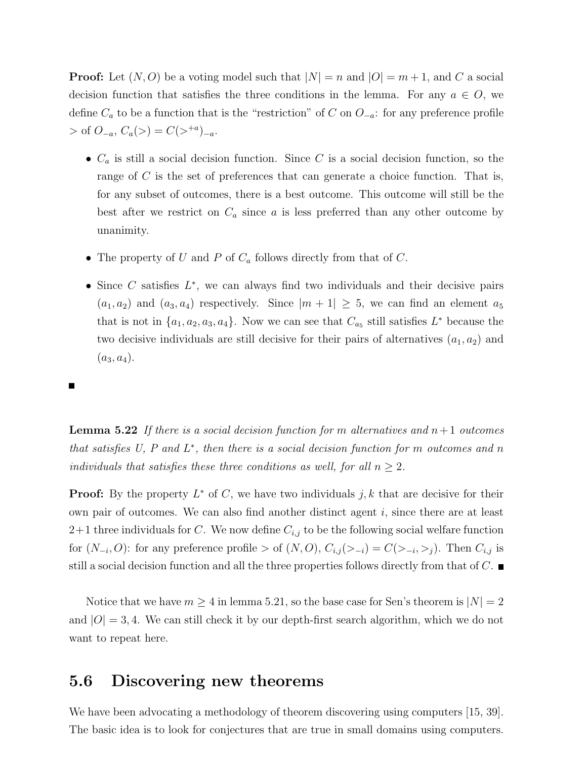**Proof:** Let $(N, O)$ be a voting model such that $|N| = n$ and $|O| = m + 1$, and $C$ a social decision function that satisfies the three conditions in the lemma. For any $a \in O$, we define $C_a$ to be a function that is the "restriction" of $C$ on $O_{-a}$: for any preference profile $>$ of $O_{-a}$, $C_a(>) = C(>^{+a})_{-a}$.

- $C_a$ is still a social decision function. Since $C$ is a social decision function, so the range of $C$ is the set of preferences that can generate a choice function. That is, for any subset of outcomes, there is a best outcome. This outcome will still be the best after we restrict on $C_a$ since $a$ is less preferred than any other outcome by unanimity.
- The property of $U$ and $P$ of $C_a$ follows directly from that of $C$.
- Since $C$ satisfies $L^*$, we can always find two individuals and their decisive pairs $(a_1, a_2)$ and $(a_3, a_4)$ respectively. Since $|m + 1| \geq 5$, we can find an element $a_5$ that is not in $\{a_1, a_2, a_3, a_4\}$. Now we can see that $C_{a_5}$ still satisfies $L^*$ because the two decisive individuals are still decisive for their pairs of alternatives $(a_1, a_2)$ and $(a_3, a_4)$.

■

**Lemma 5.22** *If there is a social decision function for $m$ alternatives and $n+1$ outcomes that satisfies U, P and $L^*$, then there is a social decision function for $m$ outcomes and $n$ individuals that satisfies these three conditions as well, for all $n \geq 2$.*

**Proof:** By the property $L^*$ of $C$, we have two individuals $j, k$ that are decisive for their own pair of outcomes. We can also find another distinct agent $i$, since there are at least 2+1 three individuals for $C$. We now define $C_{i,j}$ to be the following social welfare function for $(N_{-i}, O)$: for any preference profile $>$ of $(N, O)$, $C_{i,j}(>_{-i}) = C(>_{-i}, >_j)$. Then $C_{i,j}$ is still a social decision function and all the three properties follows directly from that of $C$. ■

Notice that we have $m \geq 4$ in lemma 5.21, so the base case for Sen's theorem is $|N| = 2$ and $|O| = 3, 4$. We can still check it by our depth-first search algorithm, which we do not want to repeat here.

## 5.6 Discovering new theorems

We have been advocating a methodology of theorem discovering using computers [15, 39]. The basic idea is to look for conjectures that are true in small domains using computers.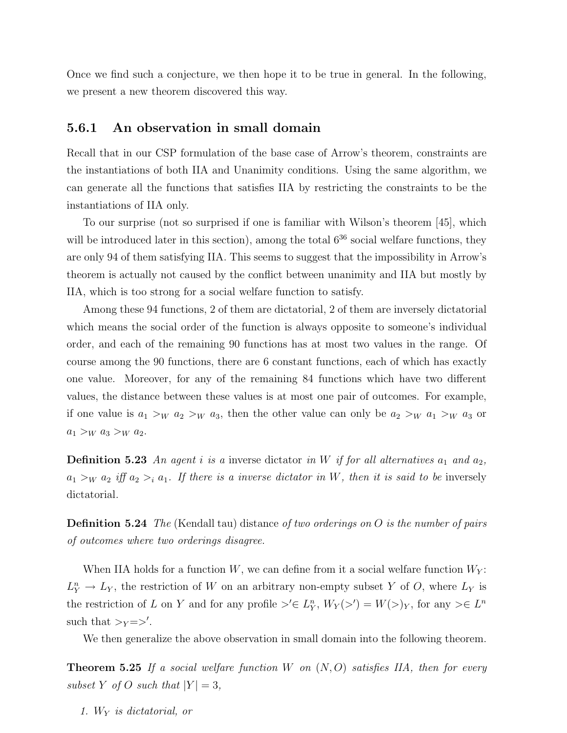Once we find such a conjecture, we then hope it to be true in general. In the following, we present a new theorem discovered this way.

### 5.6.1 An observation in small domain

Recall that in our CSP formulation of the base case of Arrow's theorem, constraints are the instantiations of both IIA and Unanimity conditions. Using the same algorithm, we can generate all the functions that satisfies IIA by restricting the constraints to be the instantiations of IIA only.

To our surprise (not so surprised if one is familiar with Wilson's theorem [45], which will be introduced later in this section), among the total $6^{36}$ social welfare functions, they are only 94 of them satisfying IIA. This seems to suggest that the impossibility in Arrow's theorem is actually not caused by the conflict between unanimity and IIA but mostly by IIA, which is too strong for a social welfare function to satisfy.

Among these 94 functions, 2 of them are dictatorial, 2 of them are inversely dictatorial which means the social order of the function is always opposite to someone's individual order, and each of the remaining 90 functions has at most two values in the range. Of course among the 90 functions, there are 6 constant functions, each of which has exactly one value. Moreover, for any of the remaining 84 functions which have two different values, the distance between these values is at most one pair of outcomes. For example, if one value is $a_1 >_W a_2 >_W a_3$, then the other value can only be $a_2 >_W a_1 >_W a_3$ or $a_1 >_W a_3 >_W a_2$.

**Definition 5.23** *An agent $i$ is a* inverse dictator *in $W$ if for all alternatives $a_1$ and $a_2$, $a_1 >_W a_2$ iff $a_2 >_i a_1$. If there is a inverse dictator in $W$, then it is said to be* inversely dictatorial*.*

**Definition 5.24** *The* (Kendall tau) distance *of two orderings on $O$ is the number of pairs of outcomes where two orderings disagree.*

When IIA holds for a function $W$, we can define from it a social welfare function $W_Y$: $L_Y^n \to L_Y$, the restriction of $W$ on an arbitrary non-empty subset $Y$ of $O$, where $L_Y$ is the restriction of $L$ on $Y$ and for any profile $>' \in L_Y^n$, $W_Y(>') = W(>)_Y$, for any $> \in L^n$ such that $>_Y = >'$.

We then generalize the above observation in small domain into the following theorem.

**Theorem 5.25** *If a social welfare function $W$ on $(N, O)$ satisfies IIA, then for every subset $Y$ of $O$ such that $|Y| = 3$,*

1. *$W_Y$ is dictatorial, or*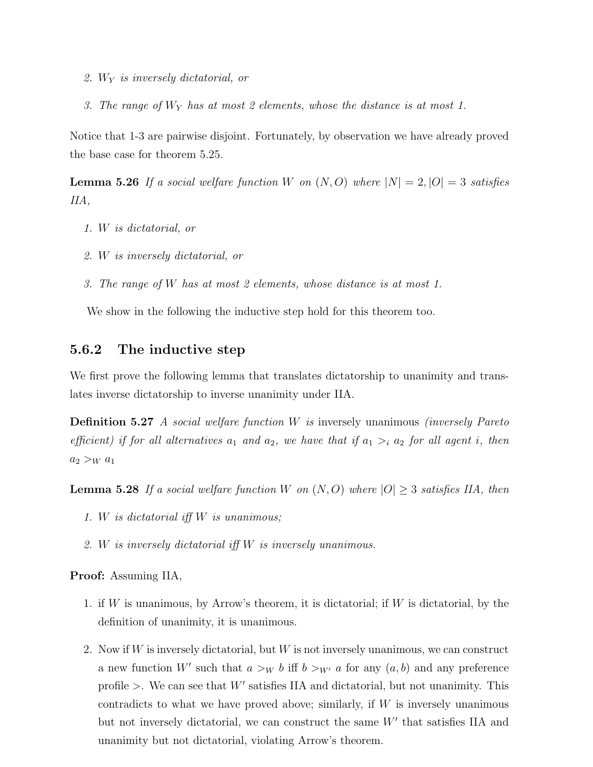2. $W_Y$ *is inversely dictatorial, or*

3. *The range of* $W_Y$ *has at most 2 elements, whose the distance is at most 1.*

Notice that 1-3 are pairwise disjoint. Fortunately, by observation we have already proved the base case for theorem 5.25.

**Lemma 5.26** *If a social welfare function* $W$ *on* $(N, O)$ *where* $|N| = 2, |O| = 3$ *satisfies IIA,*

1. $W$ *is dictatorial, or*

2. $W$ *is inversely dictatorial, or*

3. *The range of* $W$ *has at most 2 elements, whose distance is at most 1.*

We show in the following the inductive step hold for this theorem too.

### 5.6.2 The inductive step

We first prove the following lemma that translates dictatorship to unanimity and translates inverse dictatorship to inverse unanimity under IIA.

**Definition 5.27** *A social welfare function* $W$ *is* inversely unanimous *(inversely Pareto efficient) if for all alternatives* $a_1$ *and* $a_2$*, we have that if* $a_1 >_i a_2$ *for all agent* $i$*, then* $a_2 >_W a_1$

**Lemma 5.28** *If a social welfare function* $W$ *on* $(N, O)$ *where* $|O| \geq 3$ *satisfies IIA, then*

1. $W$ *is dictatorial iff* $W$ *is unanimous;*

2. $W$ *is inversely dictatorial iff* $W$ *is inversely unanimous.*

**Proof:** Assuming IIA,

1. if $W$ is unanimous, by Arrow's theorem, it is dictatorial; if $W$ is dictatorial, by the definition of unanimity, it is unanimous.

2. Now if $W$ is inversely dictatorial, but $W$ is not inversely unanimous, we can construct a new function $W'$ such that $a >_W b$ iff $b >_{W'} a$ for any $(a, b)$ and any preference profile $>$. We can see that $W'$ satisfies IIA and dictatorial, but not unanimity. This contradicts to what we have proved above; similarly, if $W$ is inversely unanimous but not inversely dictatorial, we can construct the same $W'$ that satisfies IIA and unanimity but not dictatorial, violating Arrow's theorem.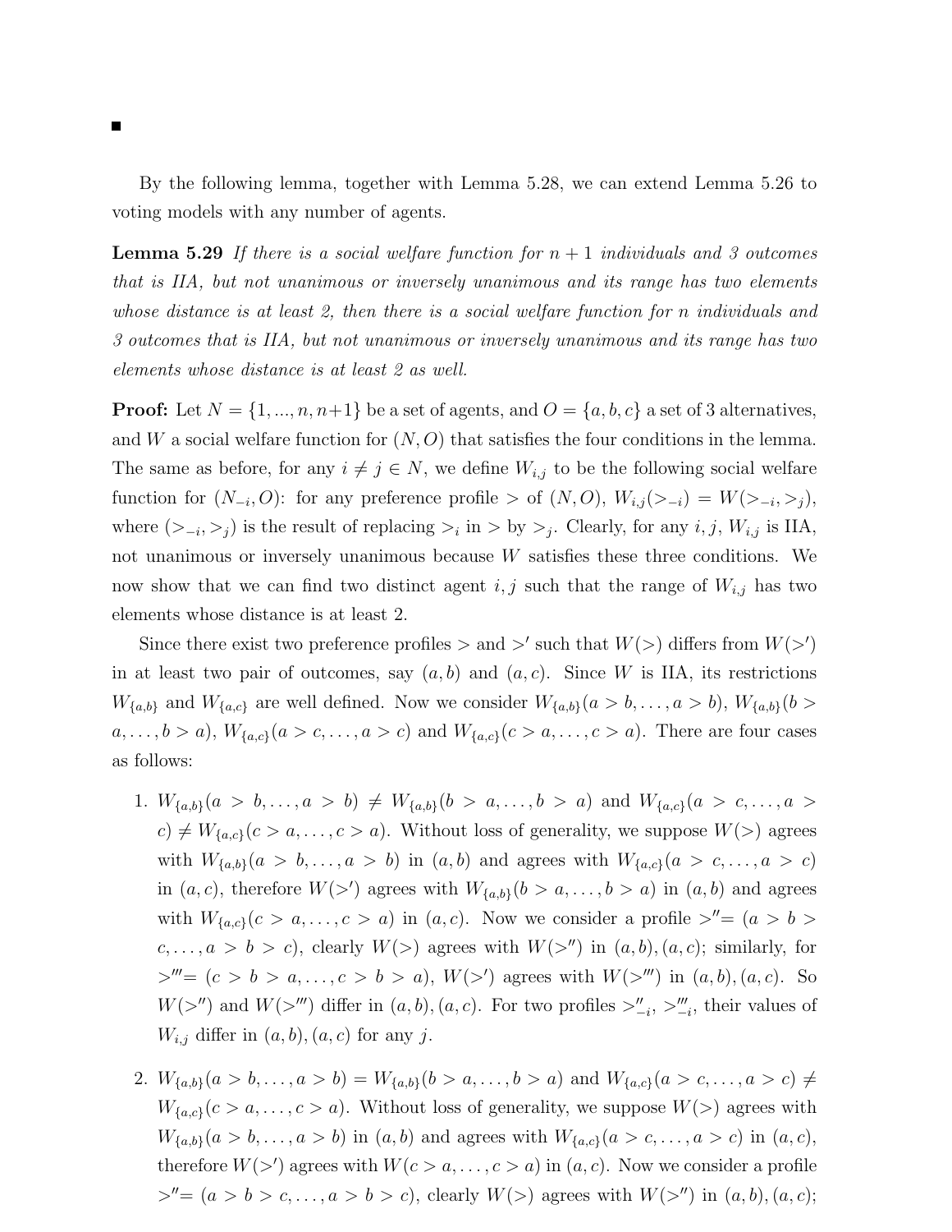■

By the following lemma, together with Lemma 5.28, we can extend Lemma 5.26 to voting models with any number of agents.

**Lemma 5.29** *If there is a social welfare function for $n+1$ individuals and 3 outcomes that is IIA, but not unanimous or inversely unanimous and its range has two elements whose distance is at least 2, then there is a social welfare function for $n$ individuals and 3 outcomes that is IIA, but not unanimous or inversely unanimous and its range has two elements whose distance is at least 2 as well.*

**Proof:** Let $N = \{1, ..., n, n+1\}$ be a set of agents, and $O = \{a, b, c\}$ a set of 3 alternatives, and $W$ a social welfare function for $(N, O)$ that satisfies the four conditions in the lemma. The same as before, for any $i \neq j \in N$, we define $W_{i,j}$ to be the following social welfare function for $(N_{-i}, O)$: for any preference profile $>$ of $(N, O)$, $W_{i,j}(>_{-i}) = W(>_{-i}, >_j)$, where $(>_{-i}, >_j)$ is the result of replacing $>_i$ in $>$ by $>_j$. Clearly, for any $i, j$, $W_{i,j}$ is IIA, not unanimous or inversely unanimous because $W$ satisfies these three conditions. We now show that we can find two distinct agent $i, j$ such that the range of $W_{i,j}$ has two elements whose distance is at least 2.

Since there exist two preference profiles $>$ and $>'$ such that $W(>)$ differs from $W(>')$ in at least two pair of outcomes, say $(a, b)$ and $(a, c)$. Since $W$ is IIA, its restrictions $W_{\{a,b\}}$ and $W_{\{a,c\}}$ are well defined. Now we consider $W_{\{a,b\}}(a > b, \dots, a > b)$, $W_{\{a,b\}}(b > a, \dots, b > a)$, $W_{\{a,c\}}(a > c, \dots, a > c)$ and $W_{\{a,c\}}(c > a, \dots, c > a)$. There are four cases as follows:

1. $W_{\{a,b\}}(a > b, \dots, a > b) \neq W_{\{a,b\}}(b > a, \dots, b > a)$ and $W_{\{a,c\}}(a > c, \dots, a > c) \neq W_{\{a,c\}}(c > a, \dots, c > a)$. Without loss of generality, we suppose $W(>)$ agrees with $W_{\{a,b\}}(a > b, \dots, a > b)$ in $(a, b)$ and agrees with $W_{\{a,c\}}(a > c, \dots, a > c)$ in $(a, c)$, therefore $W(>')$ agrees with $W_{\{a,b\}}(b > a, \dots, b > a)$ in $(a, b)$ and agrees with $W_{\{a,c\}}(c > a, \dots, c > a)$ in $(a, c)$. Now we consider a profile $>'' = (a > b > c, \dots, a > b > c)$, clearly $W(>)$ agrees with $W(>'')$ in $(a, b), (a, c)$; similarly, for $>''' = (c > b > a, \dots, c > b > a)$, $W(>')$ agrees with $W(>''')$ in $(a, b), (a, c)$. So $W(>'')$ and $W(>''')$ differ in $(a, b), (a, c)$. For two profiles $>''_{-i}$, $>'''_{-i}$, their values of $W_{i,j}$ differ in $(a, b), (a, c)$ for any $j$.

2. $W_{\{a,b\}}(a > b, \dots, a > b) = W_{\{a,b\}}(b > a, \dots, b > a)$ and $W_{\{a,c\}}(a > c, \dots, a > c) \neq W_{\{a,c\}}(c > a, \dots, c > a)$. Without loss of generality, we suppose $W(>)$ agrees with $W_{\{a,b\}}(a > b, \dots, a > b)$ in $(a, b)$ and agrees with $W_{\{a,c\}}(a > c, \dots, a > c)$ in $(a, c)$, therefore $W(>')$ agrees with $W(c > a, \dots, c > a)$ in $(a, c)$. Now we consider a profile $>'' = (a > b > c, \dots, a > b > c)$, clearly $W(>)$ agrees with $W(>'')$ in $(a, b), (a, c)$;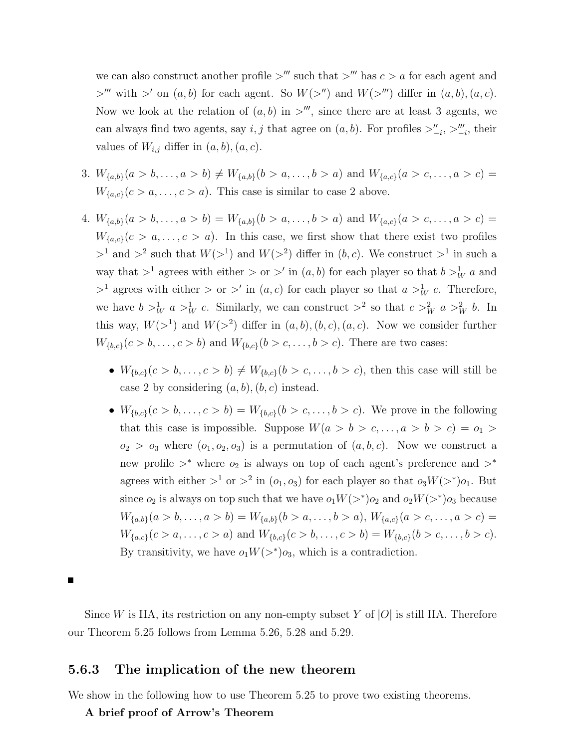we can also construct another profile $>'''$ such that $>'''$ has $c > a$ for each agent and $>'''$ with $>'$ on $(a, b)$ for each agent. So $W(>'')$ and $W(>''')$ differ in $(a, b), (a, c)$. Now we look at the relation of $(a, b)$ in $>'''$, since there are at least 3 agents, we can always find two agents, say $i, j$ that agree on $(a, b)$. For profiles $>''_{-i}$, $>'''_{-i}$, their values of $W_{i,j}$ differ in $(a, b), (a, c)$.

3. $W_{\{a,b\}}(a > b, \ldots, a > b) \neq W_{\{a,b\}}(b > a, \ldots, b > a)$ and $W_{\{a,c\}}(a > c, \ldots, a > c) = W_{\{a,c\}}(c > a, \ldots, c > a)$. This case is similar to case 2 above.

4. $W_{\{a,b\}}(a > b, \ldots, a > b) = W_{\{a,b\}}(b > a, \ldots, b > a)$ and $W_{\{a,c\}}(a > c, \ldots, a > c) = W_{\{a,c\}}(c > a, \ldots, c > a)$. In this case, we first show that there exist two profiles $>^1$ and $>^2$ such that $W(>^1)$ and $W(>^2)$ differ in $(b, c)$. We construct $>^1$ in such a way that $>^1$ agrees with either $>$ or $>'$ in $(a, b)$ for each player so that $b >^1_W a$ and $>^1$ agrees with either $>$ or $>'$ in $(a, c)$ for each player so that $a >^1_W c$. Therefore, we have $b >^1_W a >^1_W c$. Similarly, we can construct $>^2$ so that $c >^2_W a >^2_W b$. In this way, $W(>^1)$ and $W(>^2)$ differ in $(a, b), (b, c), (a, c)$. Now we consider further $W_{\{b,c\}}(c > b, \ldots, c > b)$ and $W_{\{b,c\}}(b > c, \ldots, b > c)$. There are two cases:

   - $W_{\{b,c\}}(c > b, \ldots, c > b) \neq W_{\{b,c\}}(b > c, \ldots, b > c)$, then this case will still be case 2 by considering $(a, b), (b, c)$ instead.
   - $W_{\{b,c\}}(c > b, \ldots, c > b) = W_{\{b,c\}}(b > c, \ldots, b > c)$. We prove in the following that this case is impossible. Suppose $W(a > b > c, \ldots, a > b > c) = o_1 > o_2 > o_3$ where $(o_1, o_2, o_3)$ is a permutation of $(a, b, c)$. Now we construct a new profile $>^*$ where $o_2$ is always on top of each agent's preference and $>^*$ agrees with either $>^1$ or $>^2$ in $(o_1, o_3)$ for each player so that $o_3 W(>^*) o_1$. But since $o_2$ is always on top such that we have $o_1 W(>^*) o_2$ and $o_2 W(>^*) o_3$ because $W_{\{a,b\}}(a > b, \ldots, a > b) = W_{\{a,b\}}(b > a, \ldots, b > a)$, $W_{\{a,c\}}(a > c, \ldots, a > c) = W_{\{a,c\}}(c > a, \ldots, c > a)$ and $W_{\{b,c\}}(c > b, \ldots, c > b) = W_{\{b,c\}}(b > c, \ldots, b > c)$. By transitivity, we have $o_1 W(>^*) o_3$, which is a contradiction.

■

Since $W$ is IIA, its restriction on any non-empty subset $Y$ of $|O|$ is still IIA. Therefore our Theorem 5.25 follows from Lemma 5.26, 5.28 and 5.29.

### 5.6.3 The implication of the new theorem

We show in the following how to use Theorem 5.25 to prove two existing theorems.

**A brief proof of Arrow's Theorem**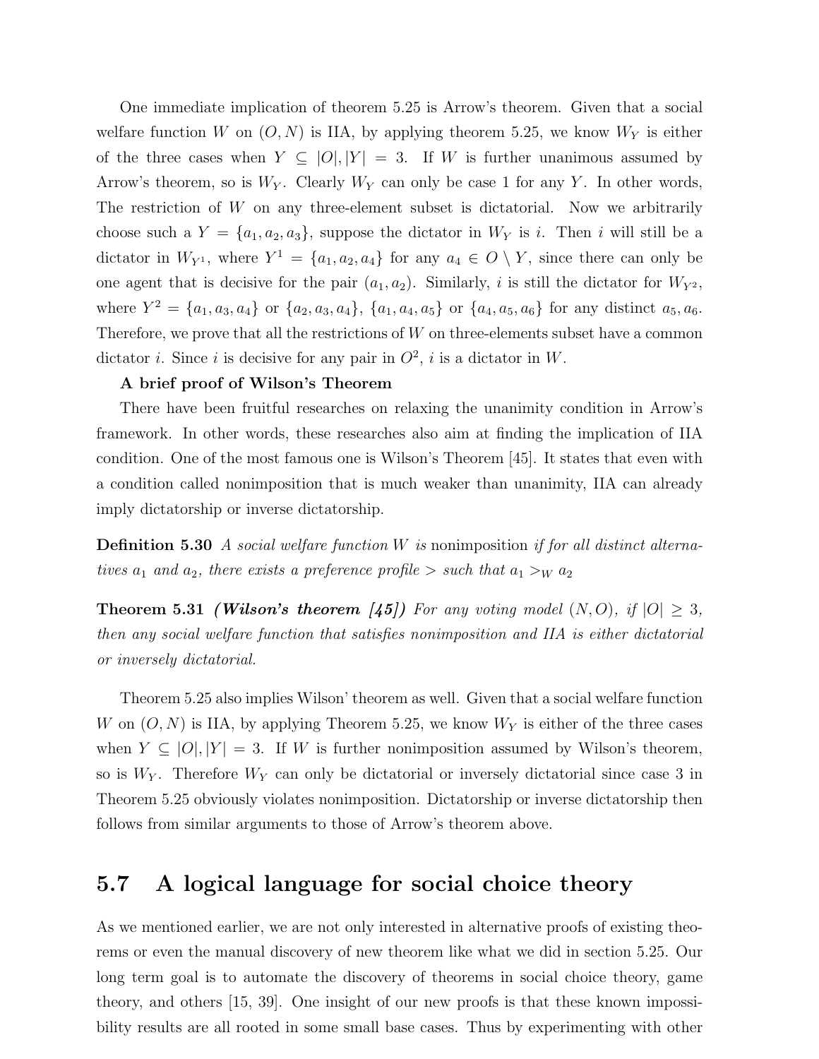One immediate implication of theorem 5.25 is Arrow's theorem. Given that a social welfare function $W$ on $(O, N)$ is IIA, by applying theorem 5.25, we know $W_Y$ is either of the three cases when $Y \subseteq |O|, |Y| = 3$. If $W$ is further unanimous assumed by Arrow's theorem, so is $W_Y$. Clearly $W_Y$ can only be case 1 for any $Y$. In other words, The restriction of $W$ on any three-element subset is dictatorial. Now we arbitrarily choose such a $Y = \{a_1, a_2, a_3\}$, suppose the dictator in $W_Y$ is $i$. Then $i$ will still be a dictator in $W_{Y^1}$, where $Y^1 = \{a_1, a_2, a_4\}$ for any $a_4 \in O \setminus Y$, since there can only be one agent that is decisive for the pair $(a_1, a_2)$. Similarly, $i$ is still the dictator for $W_{Y^2}$, where $Y^2 = \{a_1, a_3, a_4\}$ or $\{a_2, a_3, a_4\}$, $\{a_1, a_4, a_5\}$ or $\{a_4, a_5, a_6\}$ for any distinct $a_5, a_6$. Therefore, we prove that all the restrictions of $W$ on three-elements subset have a common dictator $i$. Since $i$ is decisive for any pair in $O^2$, $i$ is a dictator in $W$.

**A brief proof of Wilson's Theorem**

There have been fruitful researches on relaxing the unanimity condition in Arrow's framework. In other words, these researches also aim at finding the implication of IIA condition. One of the most famous one is Wilson's Theorem [45]. It states that even with a condition called nonimposition that is much weaker than unanimity, IIA can already imply dictatorship or inverse dictatorship.

**Definition 5.30** *A social welfare function $W$ is* nonimposition *if for all distinct alternatives $a_1$ and $a_2$, there exists a preference profile $>$ such that $a_1 >_W a_2$*

**Theorem 5.31** ***(Wilson's theorem [45])*** *For any voting model $(N, O)$, if $|O| \geq 3$, then any social welfare function that satisfies nonimposition and IIA is either dictatorial or inversely dictatorial.*

Theorem 5.25 also implies Wilson' theorem as well. Given that a social welfare function $W$ on $(O, N)$ is IIA, by applying Theorem 5.25, we know $W_Y$ is either of the three cases when $Y \subseteq |O|, |Y| = 3$. If $W$ is further nonimposition assumed by Wilson's theorem, so is $W_Y$. Therefore $W_Y$ can only be dictatorial or inversely dictatorial since case 3 in Theorem 5.25 obviously violates nonimposition. Dictatorship or inverse dictatorship then follows from similar arguments to those of Arrow's theorem above.

## 5.7 A logical language for social choice theory

As we mentioned earlier, we are not only interested in alternative proofs of existing theorems or even the manual discovery of new theorem like what we did in section 5.25. Our long term goal is to automate the discovery of theorems in social choice theory, game theory, and others [15, 39]. One insight of our new proofs is that these known impossibility results are all rooted in some small base cases. Thus by experimenting with other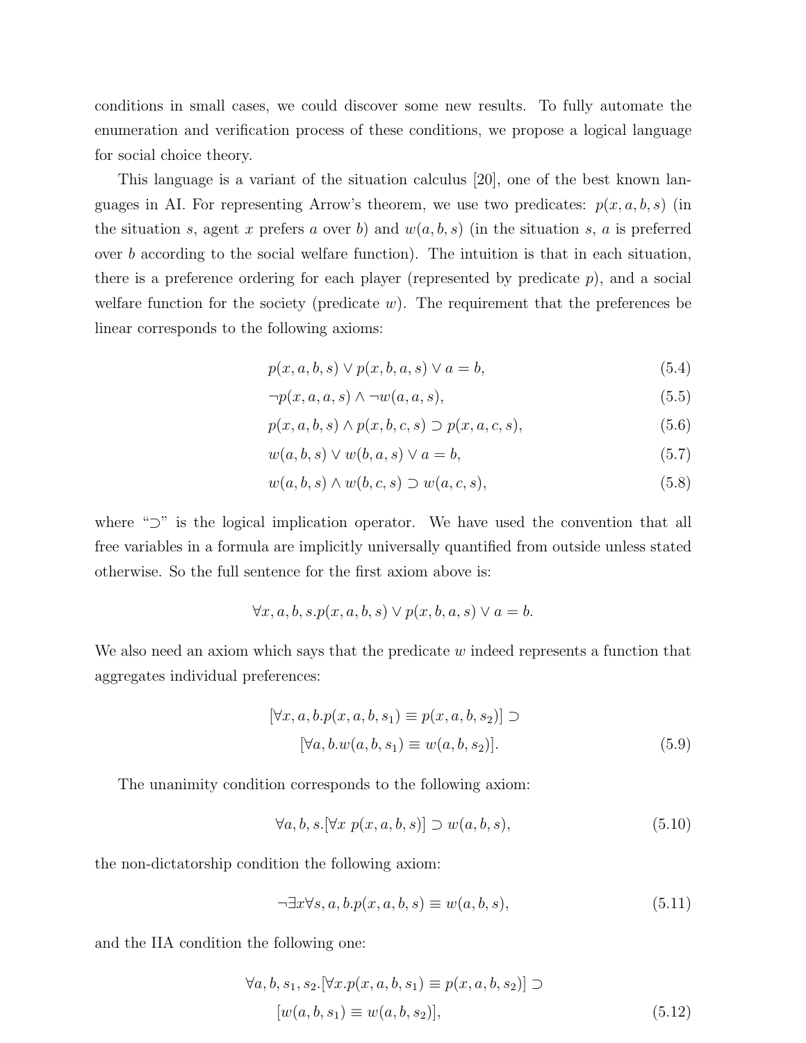conditions in small cases, we could discover some new results. To fully automate the enumeration and verification process of these conditions, we propose a logical language for social choice theory.

This language is a variant of the situation calculus [20], one of the best known languages in AI. For representing Arrow's theorem, we use two predicates: $p(x, a, b, s)$ (in the situation $s$, agent $x$ prefers $a$ over $b$) and $w(a, b, s)$ (in the situation $s$, $a$ is preferred over $b$ according to the social welfare function). The intuition is that in each situation, there is a preference ordering for each player (represented by predicate $p$), and a social welfare function for the society (predicate $w$). The requirement that the preferences be linear corresponds to the following axioms:

$$p(x, a, b, s) \vee p(x, b, a, s) \vee a = b, \tag{5.4}$$

$$\neg p(x, a, a, s) \wedge \neg w(a, a, s), \tag{5.5}$$

$$p(x, a, b, s) \wedge p(x, b, c, s) \supset p(x, a, c, s), \tag{5.6}$$

$$w(a, b, s) \vee w(b, a, s) \vee a = b, \tag{5.7}$$

$$w(a, b, s) \wedge w(b, c, s) \supset w(a, c, s), \tag{5.8}$$

where "$\supset$" is the logical implication operator. We have used the convention that all free variables in a formula are implicitly universally quantified from outside unless stated otherwise. So the full sentence for the first axiom above is:

$$\forall x, a, b, s. p(x, a, b, s) \vee p(x, b, a, s) \vee a = b.$$

We also need an axiom which says that the predicate $w$ indeed represents a function that aggregates individual preferences:

$$[\forall x, a, b. p(x, a, b, s_1) \equiv p(x, a, b, s_2)] \supset [\forall a, b. w(a, b, s_1) \equiv w(a, b, s_2)]. \tag{5.9}$$

The unanimity condition corresponds to the following axiom:

$$\forall a, b, s. [\forall x \; p(x, a, b, s)] \supset w(a, b, s), \tag{5.10}$$

the non-dictatorship condition the following axiom:

$$\neg \exists x \forall s, a, b. p(x, a, b, s) \equiv w(a, b, s), \tag{5.11}$$

and the IIA condition the following one:

$$\forall a, b, s_1, s_2. [\forall x. p(x, a, b, s_1) \equiv p(x, a, b, s_2)] \supset [w(a, b, s_1) \equiv w(a, b, s_2)], \tag{5.12}$$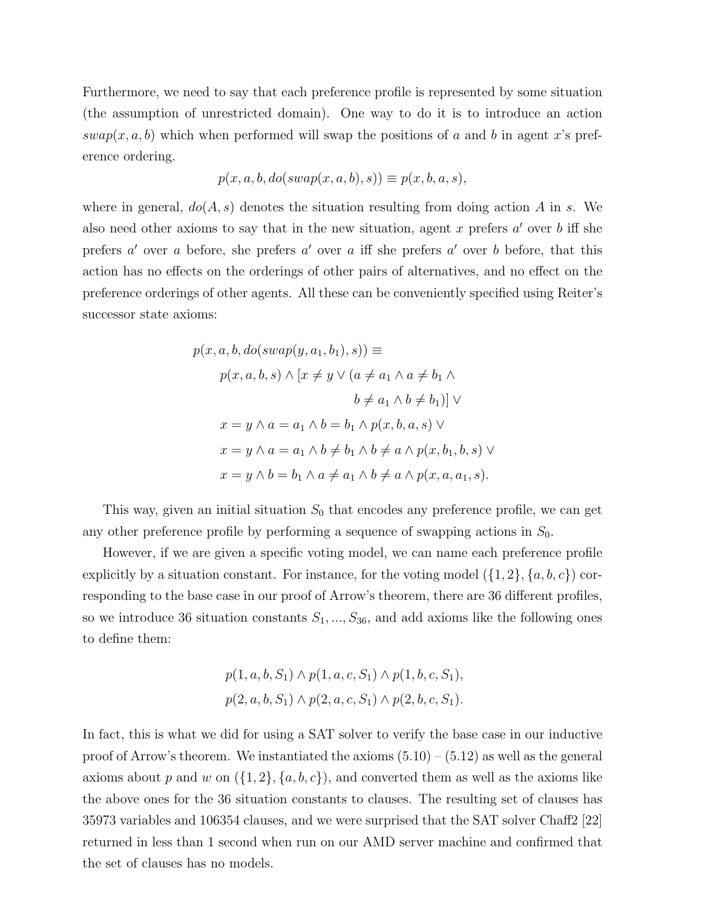Furthermore, we need to say that each preference profile is represented by some situation (the assumption of unrestricted domain). One way to do it is to introduce an action $swap(x, a, b)$ which when performed will swap the positions of $a$ and $b$ in agent $x$'s preference ordering.

$$p(x, a, b, do(swap(x, a, b), s)) \equiv p(x, b, a, s),$$

where in general, $do(A, s)$ denotes the situation resulting from doing action $A$ in $s$. We also need other axioms to say that in the new situation, agent $x$ prefers $a'$ over $b$ iff she prefers $a'$ over $a$ before, she prefers $a'$ over $a$ iff she prefers $a'$ over $b$ before, that this action has no effects on the orderings of other pairs of alternatives, and no effect on the preference orderings of other agents. All these can be conveniently specified using Reiter's successor state axioms:

$$
\begin{aligned}
& p(x, a, b, do(swap(y, a_1, b_1), s)) \equiv \\
& \quad p(x, a, b, s) \wedge [x \neq y \vee (a \neq a_1 \wedge a \neq b_1 \wedge \\
& \qquad\qquad\qquad\qquad b \neq a_1 \wedge b \neq b_1)] \vee \\
& \quad x = y \wedge a = a_1 \wedge b = b_1 \wedge p(x, b, a, s) \vee \\
& \quad x = y \wedge a = a_1 \wedge b \neq b_1 \wedge b \neq a \wedge p(x, b_1, b, s) \vee \\
& \quad x = y \wedge b = b_1 \wedge a \neq a_1 \wedge b \neq a \wedge p(x, a, a_1, s).
\end{aligned}
$$

This way, given an initial situation $S_0$ that encodes any preference profile, we can get any other preference profile by performing a sequence of swapping actions in $S_0$.

However, if we are given a specific voting model, we can name each preference profile explicitly by a situation constant. For instance, for the voting model $(\{1, 2\}, \{a, b, c\})$ corresponding to the base case in our proof of Arrow's theorem, there are 36 different profiles, so we introduce 36 situation constants $S_1, ..., S_{36}$, and add axioms like the following ones to define them:

$$
\begin{aligned}
& p(1, a, b, S_1) \wedge p(1, a, c, S_1) \wedge p(1, b, c, S_1), \\
& p(2, a, b, S_1) \wedge p(2, a, c, S_1) \wedge p(2, b, c, S_1).
\end{aligned}
$$

In fact, this is what we did for using a SAT solver to verify the base case in our inductive proof of Arrow's theorem. We instantiated the axioms (5.10) – (5.12) as well as the general axioms about $p$ and $w$ on $(\{1, 2\}, \{a, b, c\})$, and converted them as well as the axioms like the above ones for the 36 situation constants to clauses. The resulting set of clauses has 35973 variables and 106354 clauses, and we were surprised that the SAT solver Chaff2 [22] returned in less than 1 second when run on our AMD server machine and confirmed that the set of clauses has no models.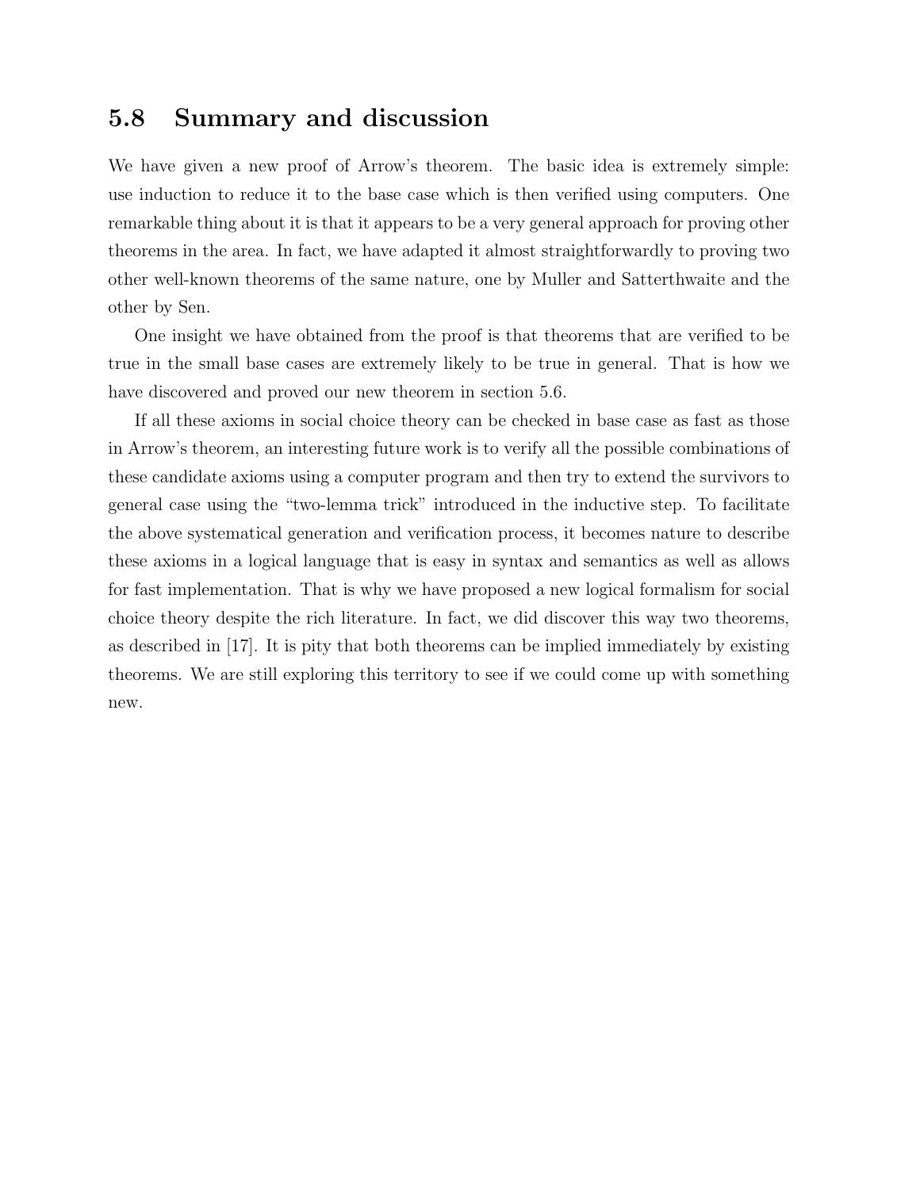## 5.8 Summary and discussion

We have given a new proof of Arrow's theorem. The basic idea is extremely simple: use induction to reduce it to the base case which is then verified using computers. One remarkable thing about it is that it appears to be a very general approach for proving other theorems in the area. In fact, we have adapted it almost straightforwardly to proving two other well-known theorems of the same nature, one by Muller and Satterthwaite and the other by Sen.

One insight we have obtained from the proof is that theorems that are verified to be true in the small base cases are extremely likely to be true in general. That is how we have discovered and proved our new theorem in section 5.6.

If all these axioms in social choice theory can be checked in base case as fast as those in Arrow's theorem, an interesting future work is to verify all the possible combinations of these candidate axioms using a computer program and then try to extend the survivors to general case using the "two-lemma trick" introduced in the inductive step. To facilitate the above systematical generation and verification process, it becomes nature to describe these axioms in a logical language that is easy in syntax and semantics as well as allows for fast implementation. That is why we have proposed a new logical formalism for social choice theory despite the rich literature. In fact, we did discover this way two theorems, as described in [17]. It is pity that both theorems can be implied immediately by existing theorems. We are still exploring this territory to see if we could come up with something new.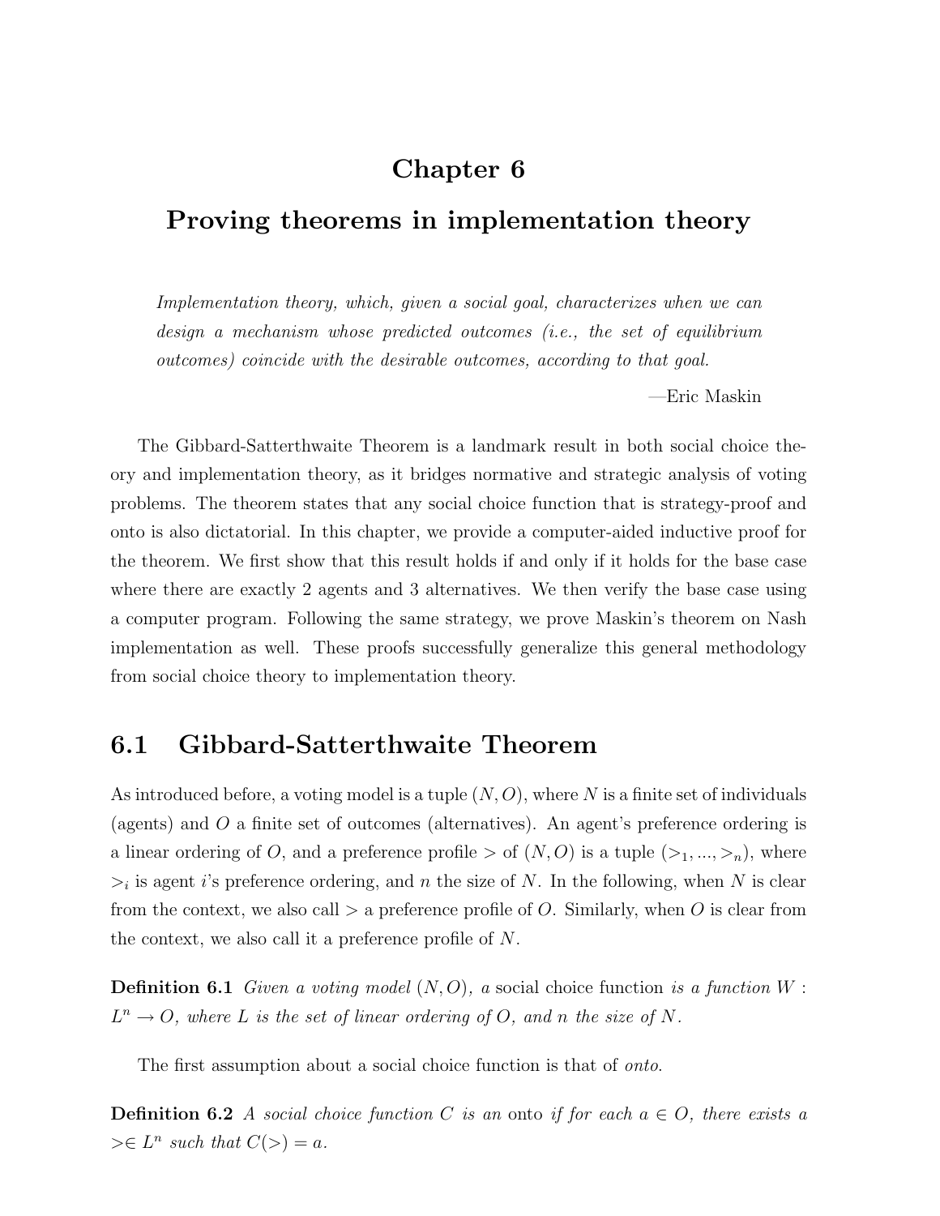# Chapter 6

# Proving theorems in implementation theory

*Implementation theory, which, given a social goal, characterizes when we can design a mechanism whose predicted outcomes (i.e., the set of equilibrium outcomes) coincide with the desirable outcomes, according to that goal.*

—Eric Maskin

The Gibbard-Satterthwaite Theorem is a landmark result in both social choice theory and implementation theory, as it bridges normative and strategic analysis of voting problems. The theorem states that any social choice function that is strategy-proof and onto is also dictatorial. In this chapter, we provide a computer-aided inductive proof for the theorem. We first show that this result holds if and only if it holds for the base case where there are exactly 2 agents and 3 alternatives. We then verify the base case using a computer program. Following the same strategy, we prove Maskin's theorem on Nash implementation as well. These proofs successfully generalize this general methodology from social choice theory to implementation theory.

## 6.1 Gibbard-Satterthwaite Theorem

As introduced before, a voting model is a tuple $(N, O)$, where $N$ is a finite set of individuals (agents) and $O$ a finite set of outcomes (alternatives). An agent's preference ordering is a linear ordering of $O$, and a preference profile $>$ of $(N, O)$ is a tuple $(>_1, ..., >_n)$, where $>_i$ is agent $i$'s preference ordering, and $n$ the size of $N$. In the following, when $N$ is clear from the context, we also call $>$ a preference profile of $O$. Similarly, when $O$ is clear from the context, we also call it a preference profile of $N$.

**Definition 6.1** *Given a voting model $(N, O)$, a* social choice function *is a function $W : L^n \to O$, where $L$ is the set of linear ordering of $O$, and $n$ the size of $N$.*

The first assumption about a social choice function is that of *onto*.

**Definition 6.2** *A social choice function $C$ is an* onto *if for each $a \in O$, there exists a $> \in L^n$ such that $C(>) = a$.*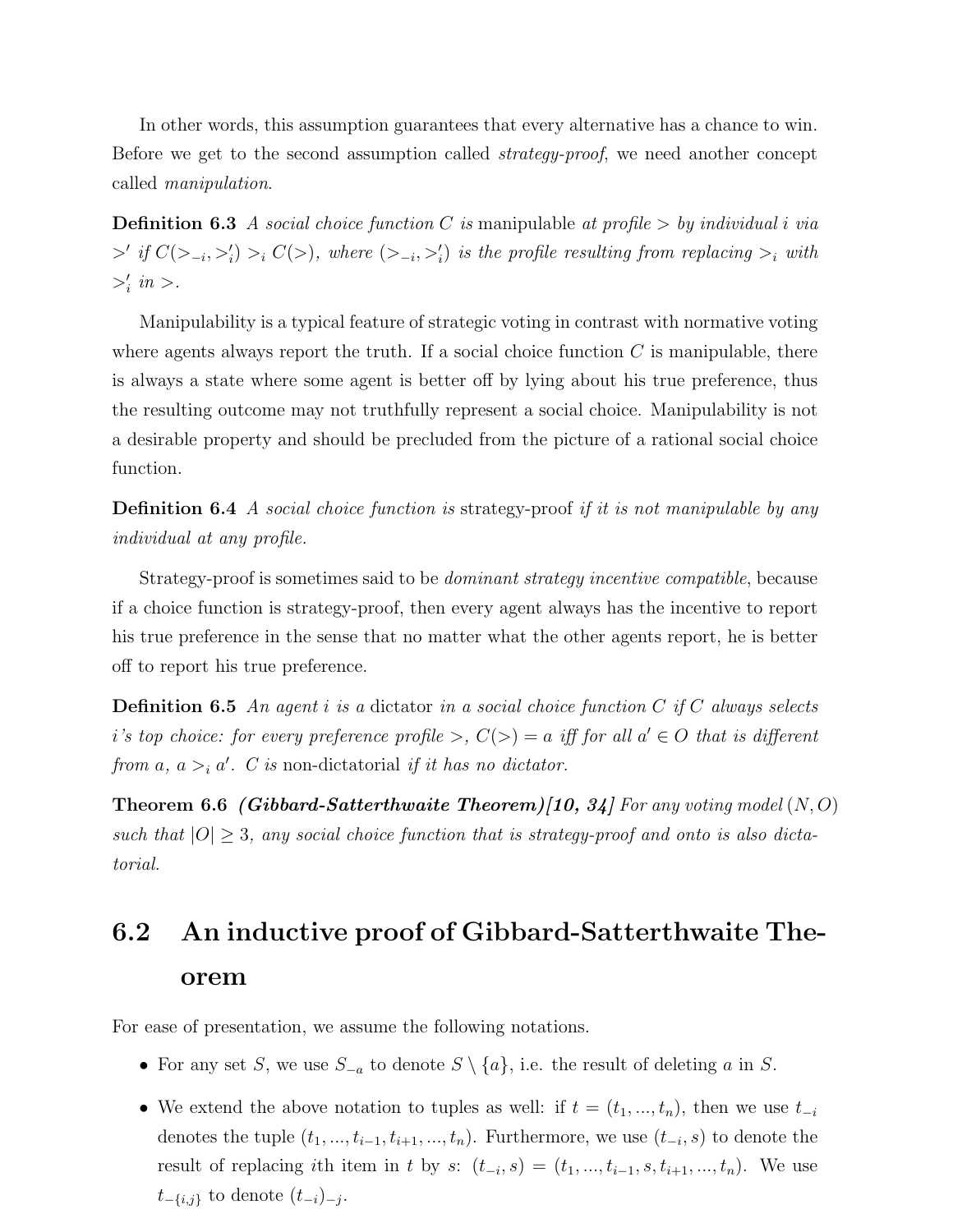In other words, this assumption guarantees that every alternative has a chance to win. Before we get to the second assumption called *strategy-proof*, we need another concept called *manipulation*.

**Definition 6.3** *A social choice function $C$ is* manipulable *at profile $>$ by individual $i$ via $>'$ if $C(>_{-i}, >'_i) >_i C(>)$, where $(>_{-i}, >'_i)$ is the profile resulting from replacing $>_i$ with $>'_i$ in $>$.*

Manipulability is a typical feature of strategic voting in contrast with normative voting where agents always report the truth. If a social choice function $C$ is manipulable, there is always a state where some agent is better off by lying about his true preference, thus the resulting outcome may not truthfully represent a social choice. Manipulability is not a desirable property and should be precluded from the picture of a rational social choice function.

**Definition 6.4** *A social choice function is* strategy-proof *if it is not manipulable by any individual at any profile.*

Strategy-proof is sometimes said to be *dominant strategy incentive compatible*, because if a choice function is strategy-proof, then every agent always has the incentive to report his true preference in the sense that no matter what the other agents report, he is better off to report his true preference.

**Definition 6.5** *An agent $i$ is a* dictator *in a social choice function $C$ if $C$ always selects $i$'s top choice: for every preference profile $>$, $C(>) = a$ iff for all $a' \in O$ that is different from $a$, $a >_i a'$. $C$ is* non-dictatorial *if it has no dictator.*

**Theorem 6.6** ***(Gibbard-Satterthwaite Theorem)[10, 34]*** *For any voting model $(N, O)$ such that $|O| \geq 3$, any social choice function that is strategy-proof and onto is also dictatorial.*

## 6.2 An inductive proof of Gibbard-Satterthwaite Theorem

For ease of presentation, we assume the following notations.

- For any set $S$, we use $S_{-a}$ to denote $S \setminus \{a\}$, i.e. the result of deleting $a$ in $S$.
- We extend the above notation to tuples as well: if $t = (t_1, ..., t_n)$, then we use $t_{-i}$ denotes the tuple $(t_1, ..., t_{i-1}, t_{i+1}, ..., t_n)$. Furthermore, we use $(t_{-i}, s)$ to denote the result of replacing $i$th item in $t$ by $s$: $(t_{-i}, s) = (t_1, ..., t_{i-1}, s, t_{i+1}, ..., t_n)$. We use $t_{-\{i,j\}}$ to denote $(t_{-i})_{-j}$.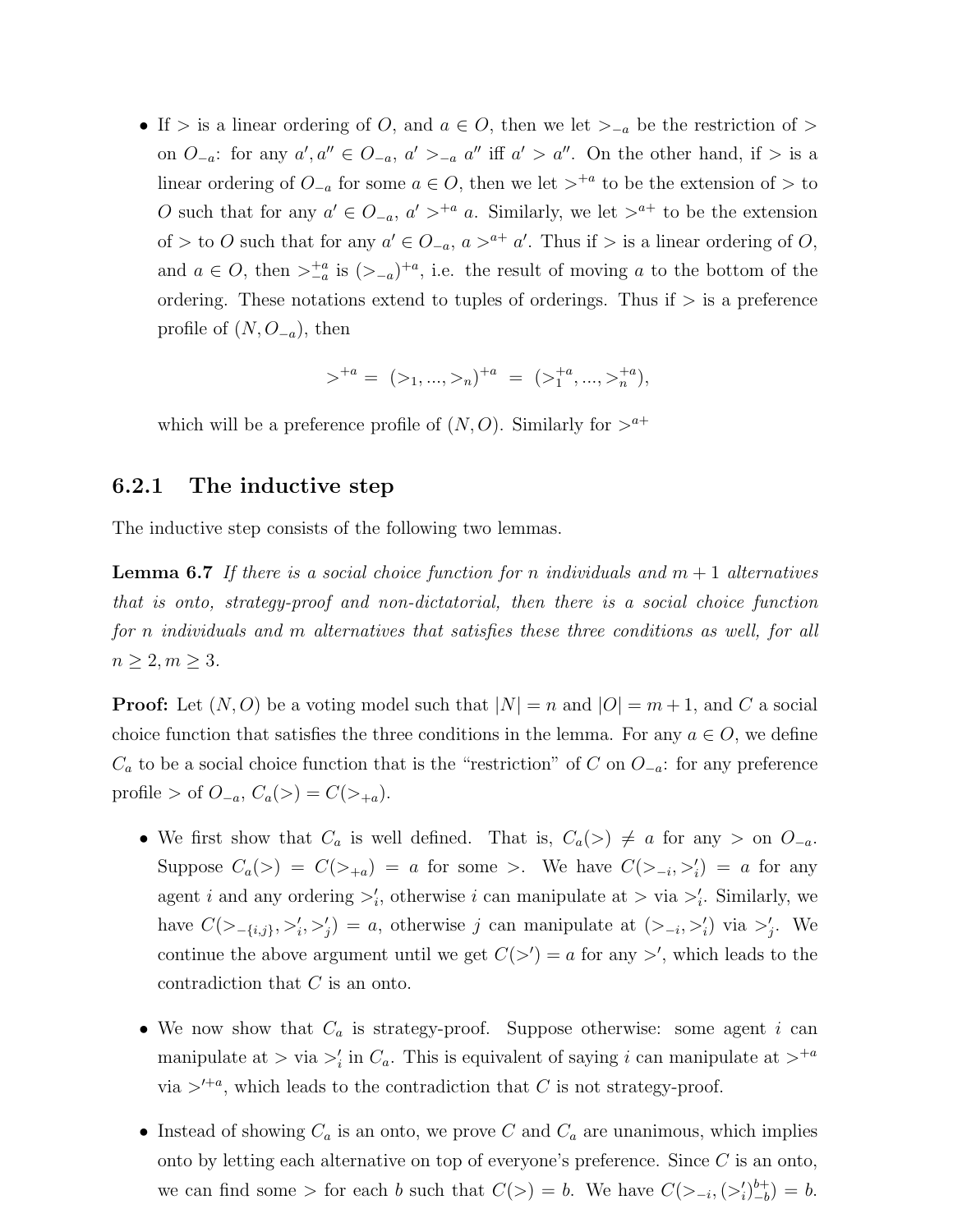- If $>$ is a linear ordering of $O$, and $a \in O$, then we let $>_{-a}$ be the restriction of $>$ on $O_{-a}$: for any $a', a'' \in O_{-a}$, $a' >_{-a} a''$ iff $a' > a''$. On the other hand, if $>$ is a linear ordering of $O_{-a}$ for some $a \in O$, then we let $>^{+a}$ to be the extension of $>$ to $O$ such that for any $a' \in O_{-a}$, $a' >^{+a} a$. Similarly, we let $>^{a+}$ to be the extension of $>$ to $O$ such that for any $a' \in O_{-a}$, $a >^{a+} a'$. Thus if $>$ is a linear ordering of $O$, and $a \in O$, then $>^{+a}_{-a}$ is $(>_{-a})^{+a}$, i.e. the result of moving $a$ to the bottom of the ordering. These notations extend to tuples of orderings. Thus if $>$ is a preference profile of $(N, O_{-a})$, then

$$>^{+a} = (>_1, ..., >_n)^{+a} = (>^{+a}_1, ..., >^{+a}_n),$$

which will be a preference profile of $(N, O)$. Similarly for $>^{a+}$

### 6.2.1 The inductive step

The inductive step consists of the following two lemmas.

**Lemma 6.7** *If there is a social choice function for $n$ individuals and $m+1$ alternatives that is onto, strategy-proof and non-dictatorial, then there is a social choice function for $n$ individuals and $m$ alternatives that satisfies these three conditions as well, for all $n \geq 2, m \geq 3$.*

**Proof:** Let $(N, O)$ be a voting model such that $|N| = n$ and $|O| = m+1$, and $C$ a social choice function that satisfies the three conditions in the lemma. For any $a \in O$, we define $C_a$ to be a social choice function that is the "restriction" of $C$ on $O_{-a}$: for any preference profile $>$ of $O_{-a}$, $C_a(>) = C(>_{+a})$.

- We first show that $C_a$ is well defined. That is, $C_a(>) \neq a$ for any $>$ on $O_{-a}$. Suppose $C_a(>) = C(>_{+a}) = a$ for some $>$. We have $C(>_{-i}, >'_i) = a$ for any agent $i$ and any ordering $>'_i$, otherwise $i$ can manipulate at $>$ via $>'_i$. Similarly, we have $C(>_{-\{i,j\}}, >'_i, >'_j) = a$, otherwise $j$ can manipulate at $(>_{-i}, >'_i)$ via $>'_j$. We continue the above argument until we get $C(>') = a$ for any $>'$, which leads to the contradiction that $C$ is an onto.

- We now show that $C_a$ is strategy-proof. Suppose otherwise: some agent $i$ can manipulate at $>$ via $>'_i$ in $C_a$. This is equivalent of saying $i$ can manipulate at $>^{+a}$ via $>'^{+a}$, which leads to the contradiction that $C$ is not strategy-proof.

- Instead of showing $C_a$ is an onto, we prove $C$ and $C_a$ are unanimous, which implies onto by letting each alternative on top of everyone's preference. Since $C$ is an onto, we can find some $>$ for each $b$ such that $C(>) = b$. We have $C(>_{-i}, (>'_i)^{b+}_{-b}) = b$.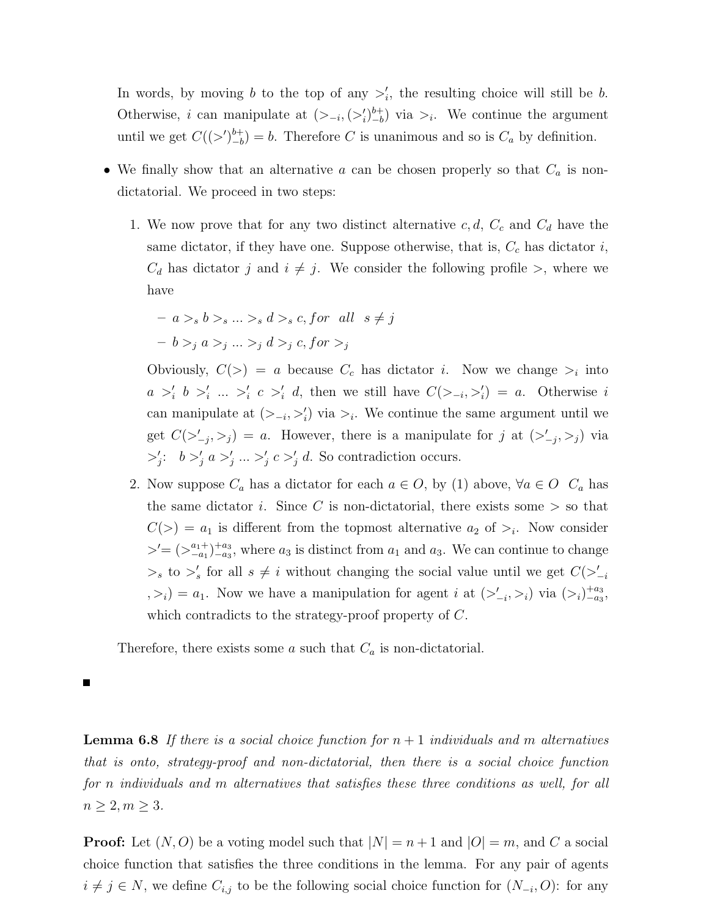In words, by moving $b$ to the top of any $>'_i$, the resulting choice will still be $b$. Otherwise, $i$ can manipulate at $(>_{-i}, (>'_i)^{b+}_{-b})$ via $>_i$. We continue the argument until we get $C((>')^{b+}_{-b}) = b$. Therefore $C$ is unanimous and so is $C_a$ by definition.

- We finally show that an alternative $a$ can be chosen properly so that $C_a$ is non-dictatorial. We proceed in two steps:

  1. We now prove that for any two distinct alternative $c, d$, $C_c$ and $C_d$ have the same dictator, if they have one. Suppose otherwise, that is, $C_c$ has dictator $i$, $C_d$ has dictator $j$ and $i \neq j$. We consider the following profile $>$, where we have

     - $a >_s b >_s ... >_s d >_s c, for \;\; all \;\; s \neq j$
     - $b >_j a >_j ... >_j d >_j c, for >_j$

     Obviously, $C(>) = a$ because $C_c$ has dictator $i$. Now we change $>_i$ into $a >'_i b >'_i ... >'_i c >'_i d$, then we still have $C(>_{-i}, >'_i) = a$. Otherwise $i$ can manipulate at $(>_{-i}, >'_i)$ via $>_i$. We continue the same argument until we get $C(>'_{-j}, >_j) = a$. However, there is a manipulate for $j$ at $(>'_{-j}, >_j)$ via $>'_j$: $b >'_j a >'_j ... >'_j c >'_j d$. So contradiction occurs.

  2. Now suppose $C_a$ has a dictator for each $a \in O$, by (1) above, $\forall a \in O \;\; C_a$ has the same dictator $i$. Since $C$ is non-dictatorial, there exists some $>$ so that $C(>) = a_1$ is different from the topmost alternative $a_2$ of $>_i$. Now consider $>' = (>^{a_1+}_{-a_1})^{+a_3}_{-a_3}$, where $a_3$ is distinct from $a_1$ and $a_3$. We can continue to change $>_s$ to $>'_s$ for all $s \neq i$ without changing the social value until we get $C(>'_{-i}, >_i) = a_1$. Now we have a manipulation for agent $i$ at $(>'_{-i}, >_i)$ via $(>_i)^{+a_3}_{-a_3}$, which contradicts to the strategy-proof property of $C$.

  Therefore, there exists some $a$ such that $C_a$ is non-dictatorial.

■

**Lemma 6.8** *If there is a social choice function for $n+1$ individuals and $m$ alternatives that is onto, strategy-proof and non-dictatorial, then there is a social choice function for $n$ individuals and $m$ alternatives that satisfies these three conditions as well, for all $n \geq 2, m \geq 3$.*

**Proof:** Let $(N, O)$ be a voting model such that $|N| = n+1$ and $|O| = m$, and $C$ a social choice function that satisfies the three conditions in the lemma. For any pair of agents $i \neq j \in N$, we define $C_{i,j}$ to be the following social choice function for $(N_{-i}, O)$: for any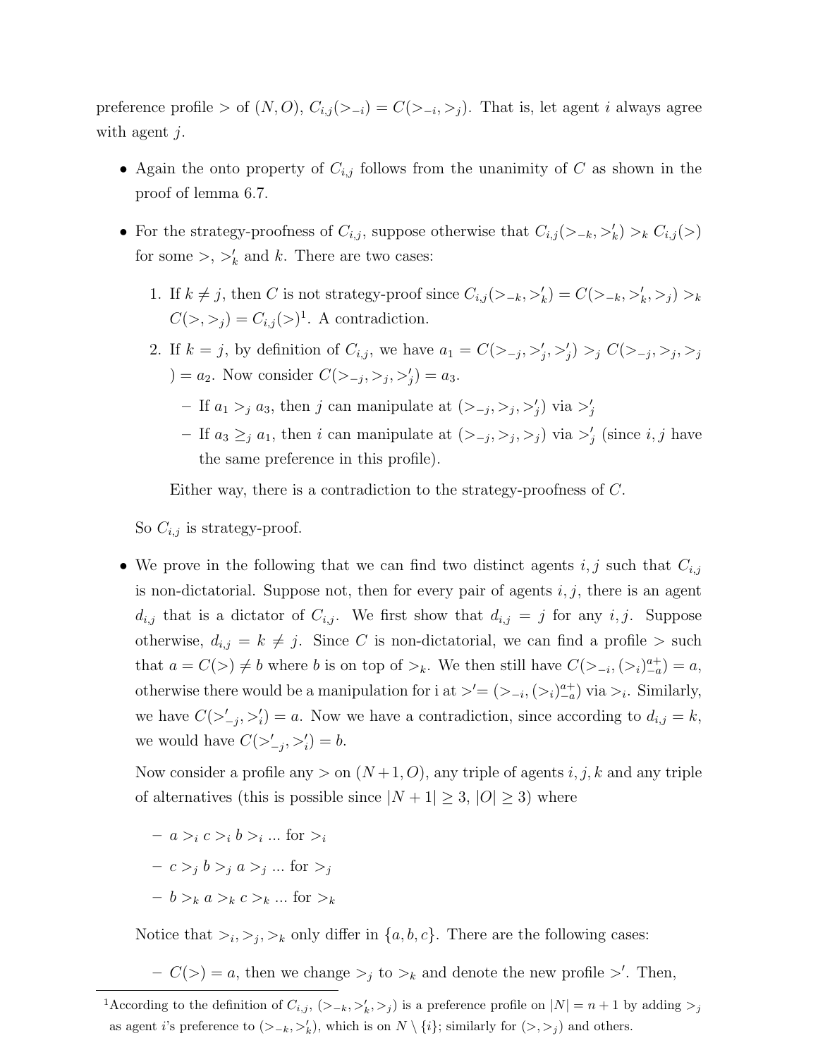preference profile $>$ of $(N, O)$, $C_{i,j}(>_{-i}) = C(>_{-i}, >_j)$. That is, let agent $i$ always agree with agent $j$.

- Again the onto property of $C_{i,j}$ follows from the unanimity of $C$ as shown in the proof of lemma 6.7.
- For the strategy-proofness of $C_{i,j}$, suppose otherwise that $C_{i,j}(>_{-k}, >'_k) >_k C_{i,j}(>)$ for some $>$, $>'_k$ and $k$. There are two cases:
  1. If $k \neq j$, then $C$ is not strategy-proof since $C_{i,j}(>_{-k}, >'_k) = C(>_{-k}, >'_k, >_j) >_k C(>, >_j) = C_{i,j}(>)$[1]. A contradiction.
  2. If $k = j$, by definition of $C_{i,j}$, we have $a_1 = C(>_{-j}, >'_j, >'_j) >_j C(>_{-j}, >_j, >_j) = a_2$. Now consider $C(>_{-j}, >_j, >'_j) = a_3$.
     - If $a_1 >_j a_3$, then $j$ can manipulate at $(>_{-j}, >_j, >'_j)$ via $>'_j$
     - If $a_3 \geq_j a_1$, then $i$ can manipulate at $(>_{-j}, >_j, >_j)$ via $>'_j$ (since $i, j$ have the same preference in this profile).

     Either way, there is a contradiction to the strategy-proofness of $C$.

  So $C_{i,j}$ is strategy-proof.

- We prove in the following that we can find two distinct agents $i, j$ such that $C_{i,j}$ is non-dictatorial. Suppose not, then for every pair of agents $i, j$, there is an agent $d_{i,j}$ that is a dictator of $C_{i,j}$. We first show that $d_{i,j} = j$ for any $i, j$. Suppose otherwise, $d_{i,j} = k \neq j$. Since $C$ is non-dictatorial, we can find a profile $>$ such that $a = C(>) \neq b$ where $b$ is on top of $>_k$. We then still have $C(>_{-i}, (>_i)^{a+}_{-a}) = a$, otherwise there would be a manipulation for i at $>' = (>_{-i}, (>_i)^{a+}_{-a})$ via $>_i$. Similarly, we have $C(>'_{-j}, >'_i) = a$. Now we have a contradiction, since according to $d_{i,j} = k$, we would have $C(>'_{-j}, >'_i) = b$.

  Now consider a profile any $>$ on $(N+1, O)$, any triple of agents $i, j, k$ and any triple of alternatives (this is possible since $|N+1| \geq 3$, $|O| \geq 3$) where

  - $a >_i c >_i b >_i \ldots$ for $>_i$
  - $c >_j b >_j a >_j \ldots$ for $>_j$
  - $b >_k a >_k c >_k \ldots$ for $>_k$

  Notice that $>_i, >_j, >_k$ only differ in $\{a, b, c\}$. There are the following cases:

  - $C(>) = a$, then we change $>_j$ to $>_k$ and denote the new profile $>'$. Then,

[1] According to the definition of $C_{i,j}$, $(>_{-k}, >'_k, >_j)$ is a preference profile on $|N| = n+1$ by adding $>_j$ as agent $i$'s preference to $(>_{-k}, >'_k)$, which is on $N \setminus \{i\}$; similarly for $(>, >_j)$ and others.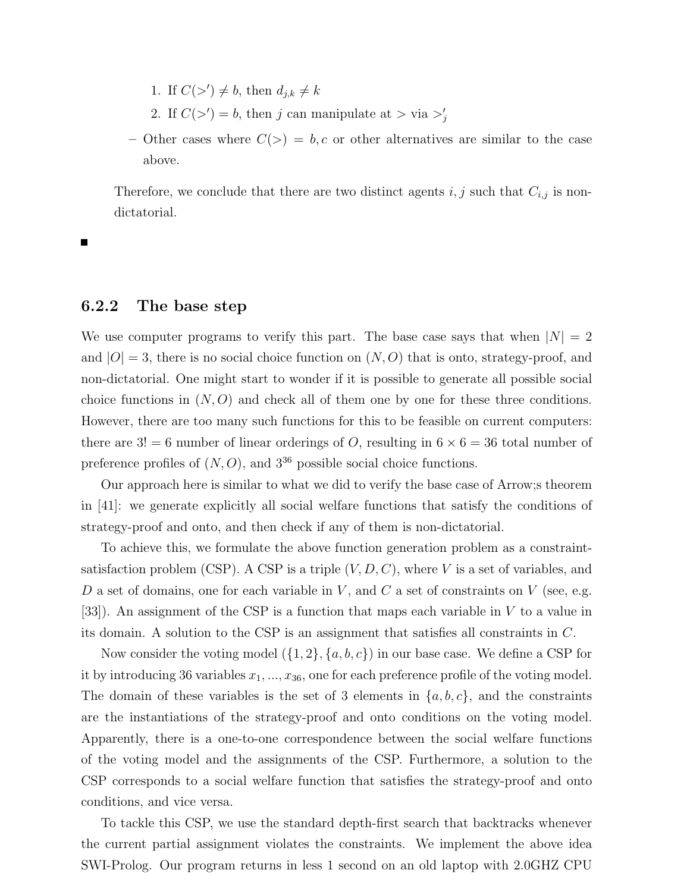1. If $C(>') \neq b$, then $d_{j,k} \neq k$
2. If $C(>') = b$, then $j$ can manipulate at $>$ via $>'_j$

– Other cases where $C(>) = b, c$ or other alternatives are similar to the case above.

Therefore, we conclude that there are two distinct agents $i, j$ such that $C_{i,j}$ is non-dictatorial.

■

### 6.2.2 The base step

We use computer programs to verify this part. The base case says that when $|N| = 2$ and $|O| = 3$, there is no social choice function on $(N, O)$ that is onto, strategy-proof, and non-dictatorial. One might start to wonder if it is possible to generate all possible social choice functions in $(N, O)$ and check all of them one by one for these three conditions. However, there are too many such functions for this to be feasible on current computers: there are $3! = 6$ number of linear orderings of $O$, resulting in $6 \times 6 = 36$ total number of preference profiles of $(N, O)$, and $3^{36}$ possible social choice functions.

Our approach here is similar to what we did to verify the base case of Arrow;s theorem in [41]: we generate explicitly all social welfare functions that satisfy the conditions of strategy-proof and onto, and then check if any of them is non-dictatorial.

To achieve this, we formulate the above function generation problem as a constraint-satisfaction problem (CSP). A CSP is a triple $(V, D, C)$, where $V$ is a set of variables, and $D$ a set of domains, one for each variable in $V$, and $C$ a set of constraints on $V$ (see, e.g. [33]). An assignment of the CSP is a function that maps each variable in $V$ to a value in its domain. A solution to the CSP is an assignment that satisfies all constraints in $C$.

Now consider the voting model $(\{1, 2\}, \{a, b, c\})$ in our base case. We define a CSP for it by introducing 36 variables $x_1, ..., x_{36}$, one for each preference profile of the voting model. The domain of these variables is the set of 3 elements in $\{a, b, c\}$, and the constraints are the instantiations of the strategy-proof and onto conditions on the voting model. Apparently, there is a one-to-one correspondence between the social welfare functions of the voting model and the assignments of the CSP. Furthermore, a solution to the CSP corresponds to a social welfare function that satisfies the strategy-proof and onto conditions, and vice versa.

To tackle this CSP, we use the standard depth-first search that backtracks whenever the current partial assignment violates the constraints. We implement the above idea SWI-Prolog. Our program returns in less 1 second on an old laptop with 2.0GHZ CPU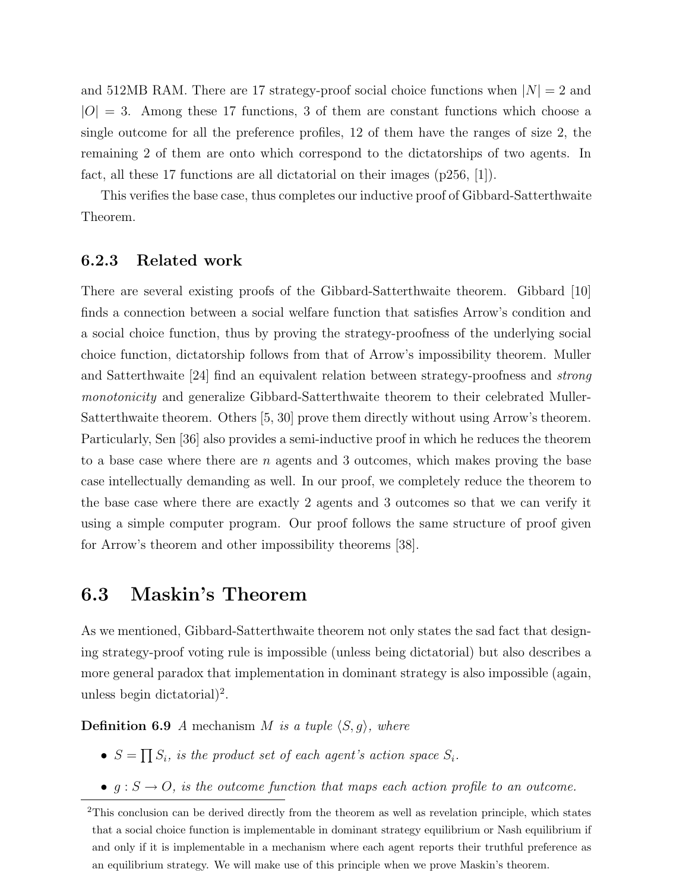and 512MB RAM. There are 17 strategy-proof social choice functions when $|N| = 2$ and $|O| = 3$. Among these 17 functions, 3 of them are constant functions which choose a single outcome for all the preference profiles, 12 of them have the ranges of size 2, the remaining 2 of them are onto which correspond to the dictatorships of two agents. In fact, all these 17 functions are all dictatorial on their images (p256, [1]).

This verifies the base case, thus completes our inductive proof of Gibbard-Satterthwaite Theorem.

### 6.2.3 Related work

There are several existing proofs of the Gibbard-Satterthwaite theorem. Gibbard [10] finds a connection between a social welfare function that satisfies Arrow's condition and a social choice function, thus by proving the strategy-proofness of the underlying social choice function, dictatorship follows from that of Arrow's impossibility theorem. Muller and Satterthwaite [24] find an equivalent relation between strategy-proofness and *strong monotonicity* and generalize Gibbard-Satterthwaite theorem to their celebrated Muller-Satterthwaite theorem. Others [5, 30] prove them directly without using Arrow's theorem. Particularly, Sen [36] also provides a semi-inductive proof in which he reduces the theorem to a base case where there are $n$ agents and 3 outcomes, which makes proving the base case intellectually demanding as well. In our proof, we completely reduce the theorem to the base case where there are exactly 2 agents and 3 outcomes so that we can verify it using a simple computer program. Our proof follows the same structure of proof given for Arrow's theorem and other impossibility theorems [38].

## 6.3 Maskin's Theorem

As we mentioned, Gibbard-Satterthwaite theorem not only states the sad fact that designing strategy-proof voting rule is impossible (unless being dictatorial) but also describes a more general paradox that implementation in dominant strategy is also impossible (again, unless begin dictatorial)[2].

**Definition 6.9** *A* mechanism $M$ *is a tuple* $\langle S, g \rangle$, *where*

- $S = \prod S_i$, *is the product set of each agent's action space* $S_i$.
- $g : S \to O$, *is the outcome function that maps each action profile to an outcome.*

[2]This conclusion can be derived directly from the theorem as well as revelation principle, which states that a social choice function is implementable in dominant strategy equilibrium or Nash equilibrium if and only if it is implementable in a mechanism where each agent reports their truthful preference as an equilibrium strategy. We will make use of this principle when we prove Maskin's theorem.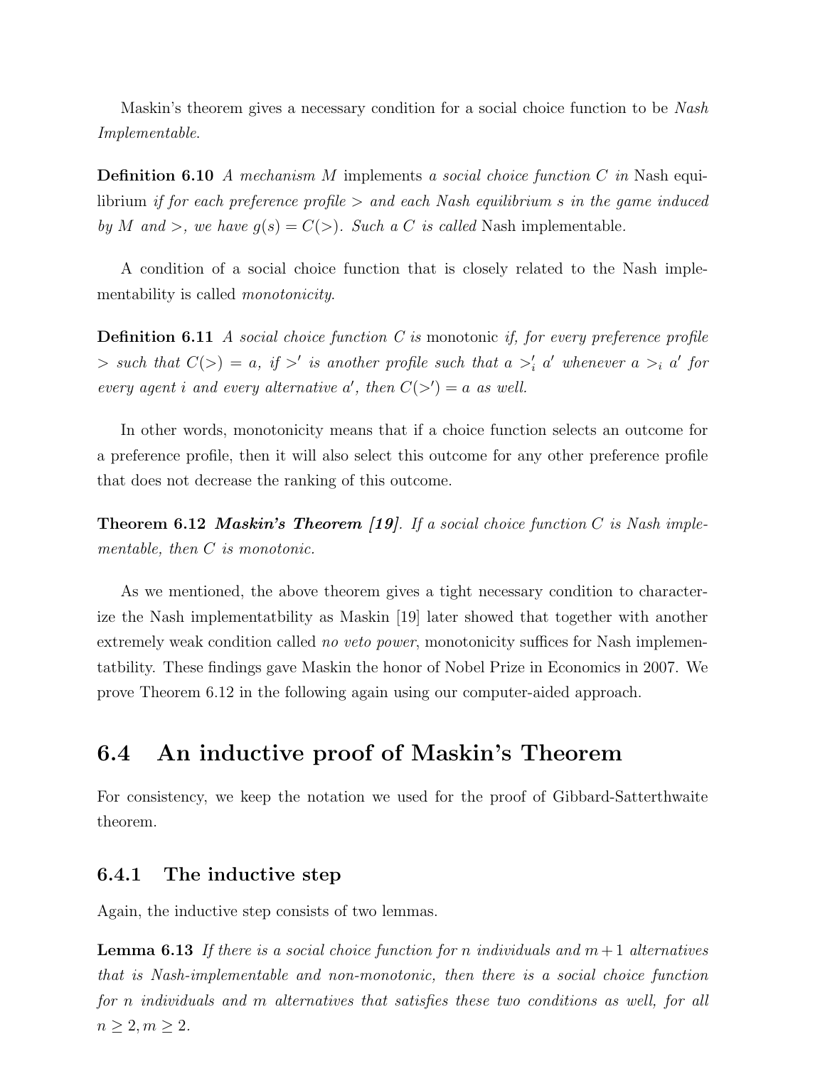Maskin's theorem gives a necessary condition for a social choice function to be *Nash Implementable*.

**Definition 6.10** *A mechanism $M$* implements *a social choice function $C$ in* Nash equilibrium *if for each preference profile $>$ and each Nash equilibrium $s$ in the game induced by $M$ and $>$, we have $g(s) = C(>)$. Such a $C$ is called* Nash implementable.

A condition of a social choice function that is closely related to the Nash implementability is called *monotonicity*.

**Definition 6.11** *A social choice function $C$ is* monotonic *if, for every preference profile $>$ such that $C(>) = a$, if $>'$ is another profile such that $a >'_i a'$ whenever $a >_i a'$ for every agent $i$ and every alternative $a'$, then $C(>') = a$ as well.*

In other words, monotonicity means that if a choice function selects an outcome for a preference profile, then it will also select this outcome for any other preference profile that does not decrease the ranking of this outcome.

**Theorem 6.12** ***Maskin's Theorem [19]****. If a social choice function $C$ is Nash implementable, then $C$ is monotonic.*

As we mentioned, the above theorem gives a tight necessary condition to characterize the Nash implementatbility as Maskin [19] later showed that together with another extremely weak condition called *no veto power*, monotonicity suffices for Nash implementatbility. These findings gave Maskin the honor of Nobel Prize in Economics in 2007. We prove Theorem 6.12 in the following again using our computer-aided approach.

## 6.4 An inductive proof of Maskin's Theorem

For consistency, we keep the notation we used for the proof of Gibbard-Satterthwaite theorem.

### 6.4.1 The inductive step

Again, the inductive step consists of two lemmas.

**Lemma 6.13** *If there is a social choice function for $n$ individuals and $m+1$ alternatives that is Nash-implementable and non-monotonic, then there is a social choice function for $n$ individuals and $m$ alternatives that satisfies these two conditions as well, for all $n \geq 2, m \geq 2$.*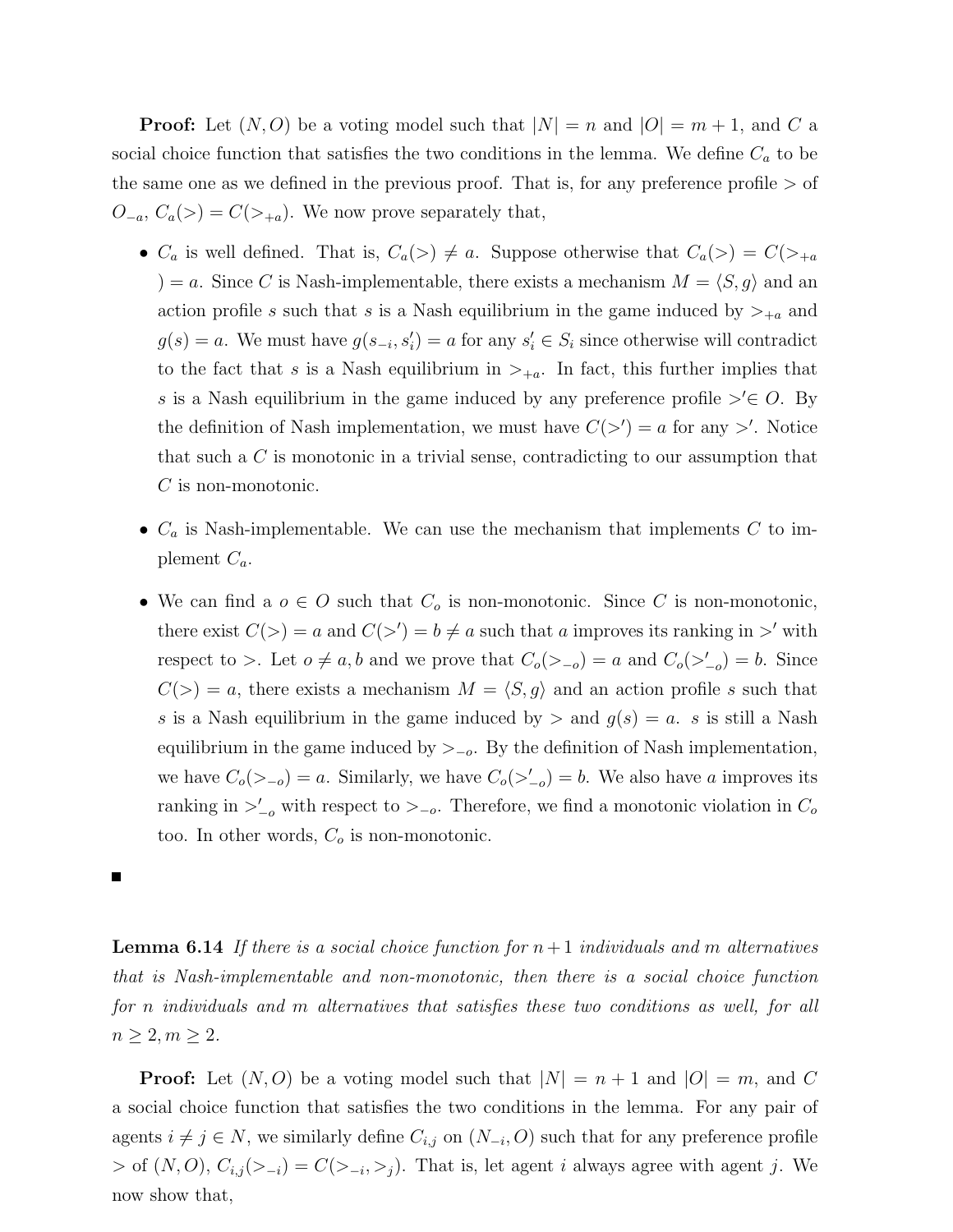**Proof:** Let $(N, O)$ be a voting model such that $|N| = n$ and $|O| = m + 1$, and $C$ a social choice function that satisfies the two conditions in the lemma. We define $C_a$ to be the same one as we defined in the previous proof. That is, for any preference profile $>$ of $O_{-a}$, $C_a(>) = C(>_{+a})$. We now prove separately that,

- $C_a$ is well defined. That is, $C_a(>) \neq a$. Suppose otherwise that $C_a(>) = C(>_{+a}) = a$. Since $C$ is Nash-implementable, there exists a mechanism $M = \langle S, g\rangle$ and an action profile $s$ such that $s$ is a Nash equilibrium in the game induced by $>_{+a}$ and $g(s) = a$. We must have $g(s_{-i}, s'_i) = a$ for any $s'_i \in S_i$ since otherwise will contradict to the fact that $s$ is a Nash equilibrium in $>_{+a}$. In fact, this further implies that $s$ is a Nash equilibrium in the game induced by any preference profile $>' \in O$. By the definition of Nash implementation, we must have $C(>') = a$ for any $>'$. Notice that such a $C$ is monotonic in a trivial sense, contradicting to our assumption that $C$ is non-monotonic.

- $C_a$ is Nash-implementable. We can use the mechanism that implements $C$ to implement $C_a$.

- We can find a $o \in O$ such that $C_o$ is non-monotonic. Since $C$ is non-monotonic, there exist $C(>) = a$ and $C(>') = b \neq a$ such that $a$ improves its ranking in $>'$ with respect to $>$. Let $o \neq a, b$ and we prove that $C_o(>_{-o}) = a$ and $C_o(>'_{-o}) = b$. Since $C(>) = a$, there exists a mechanism $M = \langle S, g\rangle$ and an action profile $s$ such that $s$ is a Nash equilibrium in the game induced by $>$ and $g(s) = a$. $s$ is still a Nash equilibrium in the game induced by $>_{-o}$. By the definition of Nash implementation, we have $C_o(>_{-o}) = a$. Similarly, we have $C_o(>'_{-o}) = b$. We also have $a$ improves its ranking in $>'_{-o}$ with respect to $>_{-o}$. Therefore, we find a monotonic violation in $C_o$ too. In other words, $C_o$ is non-monotonic.

■

**Lemma 6.14** *If there is a social choice function for $n+1$ individuals and $m$ alternatives that is Nash-implementable and non-monotonic, then there is a social choice function for $n$ individuals and $m$ alternatives that satisfies these two conditions as well, for all $n \geq 2, m \geq 2$.*

**Proof:** Let $(N, O)$ be a voting model such that $|N| = n + 1$ and $|O| = m$, and $C$ a social choice function that satisfies the two conditions in the lemma. For any pair of agents $i \neq j \in N$, we similarly define $C_{i,j}$ on $(N_{-i}, O)$ such that for any preference profile $>$ of $(N, O)$, $C_{i,j}(>_{-i}) = C(>_{-i}, >_j)$. That is, let agent $i$ always agree with agent $j$. We now show that,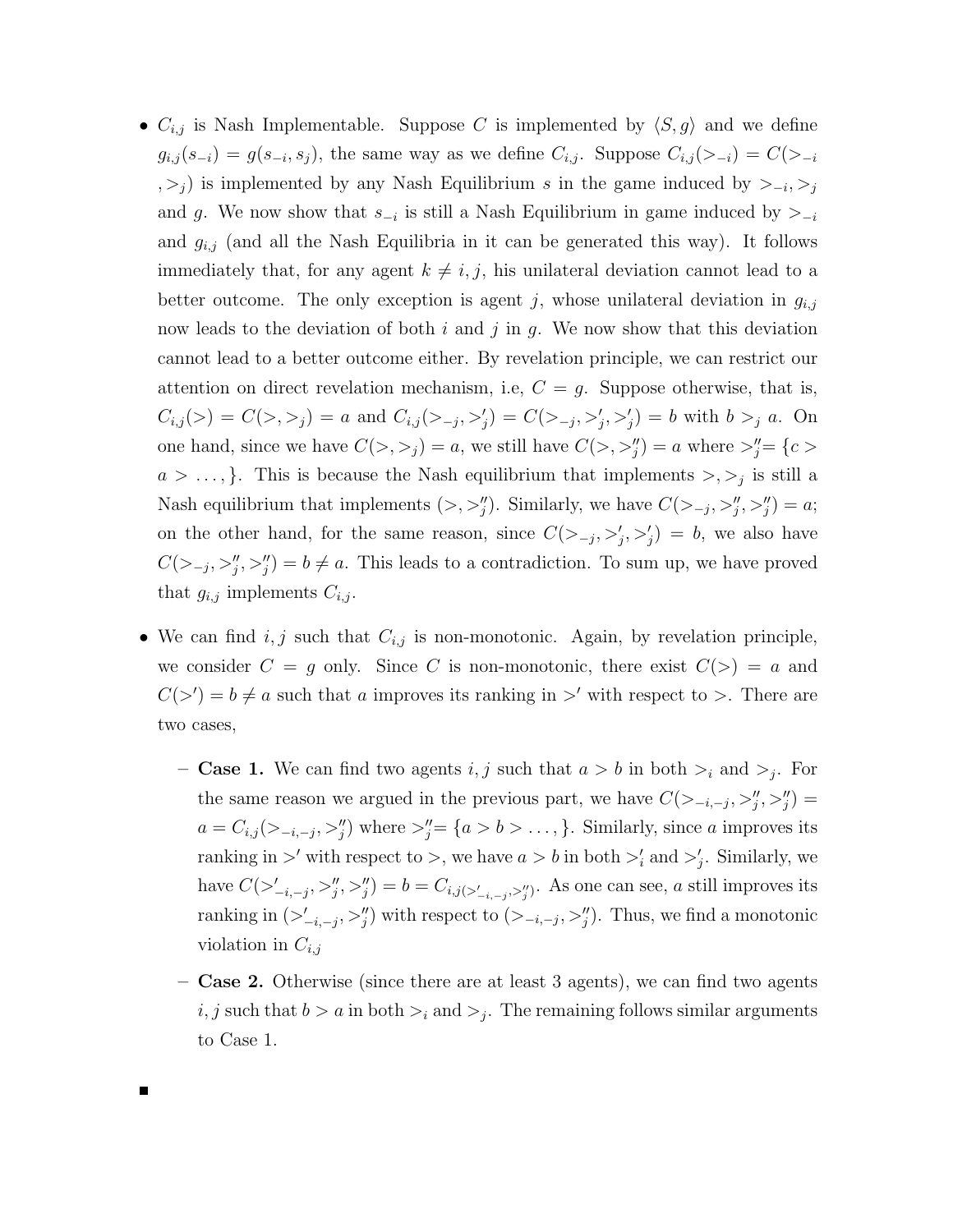- $C_{i,j}$ is Nash Implementable. Suppose $C$ is implemented by $\langle S, g\rangle$ and we define $g_{i,j}(s_{-i}) = g(s_{-i}, s_j)$, the same way as we define $C_{i,j}$. Suppose $C_{i,j}(>_{-i}) = C(>_{-i}, >_j)$ is implemented by any Nash Equilibrium $s$ in the game induced by $>_{-i}, >_j$ and $g$. We now show that $s_{-i}$ is still a Nash Equilibrium in game induced by $>_{-i}$ and $g_{i,j}$ (and all the Nash Equilibria in it can be generated this way). It follows immediately that, for any agent $k \neq i, j$, his unilateral deviation cannot lead to a better outcome. The only exception is agent $j$, whose unilateral deviation in $g_{i,j}$ now leads to the deviation of both $i$ and $j$ in $g$. We now show that this deviation cannot lead to a better outcome either. By revelation principle, we can restrict our attention on direct revelation mechanism, i.e, $C = g$. Suppose otherwise, that is, $C_{i,j}(>) = C(>, >_j) = a$ and $C_{i,j}(>_{-j}, >'_j) = C(>_{-j}, >'_j, >'_j) = b$ with $b >_j a$. On one hand, since we have $C(>, >_j) = a$, we still have $C(>, >''_j) = a$ where $>''_j = \{c > a > \dots, \}$. This is because the Nash equilibrium that implements $>, >_j$ is still a Nash equilibrium that implements $(>, >''_j)$. Similarly, we have $C(>_{-j}, >''_j, >''_j) = a$; on the other hand, for the same reason, since $C(>_{-j}, >'_j, >'_j) = b$, we also have $C(>_{-j}, >''_j, >''_j) = b \neq a$. This leads to a contradiction. To sum up, we have proved that $g_{i,j}$ implements $C_{i,j}$.

- We can find $i, j$ such that $C_{i,j}$ is non-monotonic. Again, by revelation principle, we consider $C = g$ only. Since $C$ is non-monotonic, there exist $C(>) = a$ and $C(>') = b \neq a$ such that $a$ improves its ranking in $>'$ with respect to $>$. There are two cases,

  - **Case 1.** We can find two agents $i, j$ such that $a > b$ in both $>_i$ and $>_j$. For the same reason we argued in the previous part, we have $C(>_{-i,-j}, >''_j, >''_j) = a = C_{i,j}(>_{-i,-j}, >''_j)$ where $>''_j = \{a > b > \dots, \}$. Similarly, since $a$ improves its ranking in $>'$ with respect to $>$, we have $a > b$ in both $>'_i$ and $>'_j$. Similarly, we have $C(>'_{-i,-j}, >''_j, >''_j) = b = C_{i,j(>'_{-i,-j}, >''_j)}$. As one can see, $a$ still improves its ranking in $(>'_{-i,-j}, >''_j)$ with respect to $(>_{-i,-j}, >''_j)$. Thus, we find a monotonic violation in $C_{i,j}$

  - **Case 2.** Otherwise (since there are at least 3 agents), we can find two agents $i, j$ such that $b > a$ in both $>_i$ and $>_j$. The remaining follows similar arguments to Case 1.

■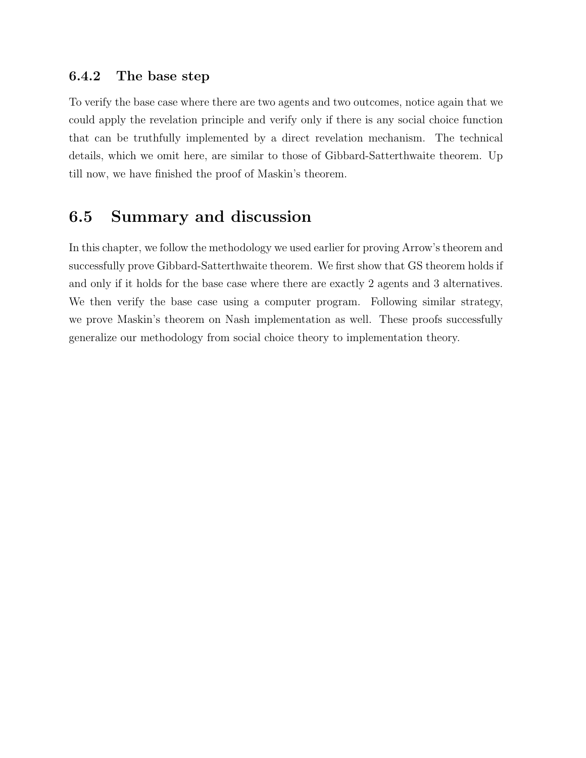### 6.4.2 The base step

To verify the base case where there are two agents and two outcomes, notice again that we could apply the revelation principle and verify only if there is any social choice function that can be truthfully implemented by a direct revelation mechanism. The technical details, which we omit here, are similar to those of Gibbard-Satterthwaite theorem. Up till now, we have finished the proof of Maskin's theorem.

## 6.5 Summary and discussion

In this chapter, we follow the methodology we used earlier for proving Arrow's theorem and successfully prove Gibbard-Satterthwaite theorem. We first show that GS theorem holds if and only if it holds for the base case where there are exactly 2 agents and 3 alternatives. We then verify the base case using a computer program. Following similar strategy, we prove Maskin's theorem on Nash implementation as well. These proofs successfully generalize our methodology from social choice theory to implementation theory.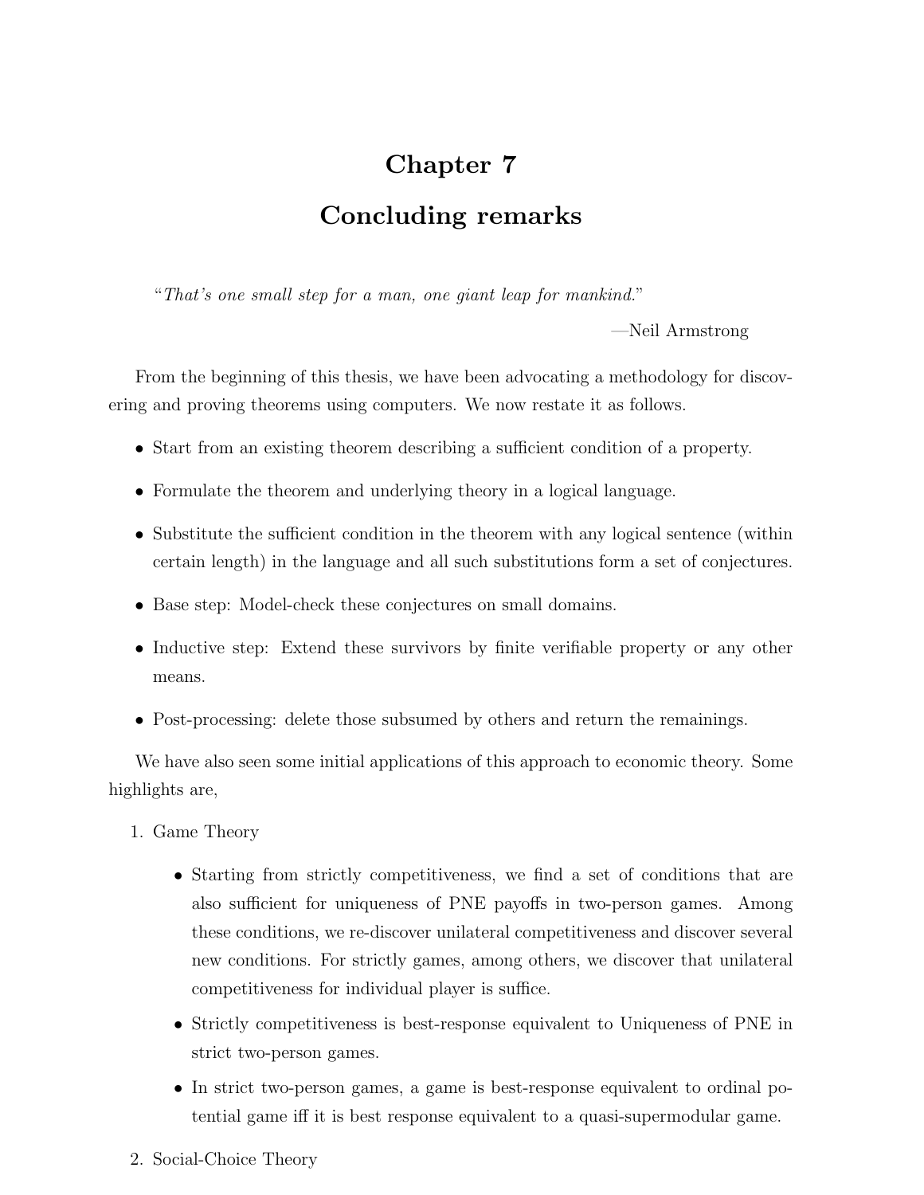# Chapter 7

# Concluding remarks

"*That's one small step for a man, one giant leap for mankind.*"

—Neil Armstrong

From the beginning of this thesis, we have been advocating a methodology for discovering and proving theorems using computers. We now restate it as follows.

- Start from an existing theorem describing a sufficient condition of a property.
- Formulate the theorem and underlying theory in a logical language.
- Substitute the sufficient condition in the theorem with any logical sentence (within certain length) in the language and all such substitutions form a set of conjectures.
- Base step: Model-check these conjectures on small domains.
- Inductive step: Extend these survivors by finite verifiable property or any other means.
- Post-processing: delete those subsumed by others and return the remainings.

We have also seen some initial applications of this approach to economic theory. Some highlights are,

1. Game Theory
   - Starting from strictly competitiveness, we find a set of conditions that are also sufficient for uniqueness of PNE payoffs in two-person games. Among these conditions, we re-discover unilateral competitiveness and discover several new conditions. For strictly games, among others, we discover that unilateral competitiveness for individual player is suffice.
   - Strictly competitiveness is best-response equivalent to Uniqueness of PNE in strict two-person games.
   - In strict two-person games, a game is best-response equivalent to ordinal potential game iff it is best response equivalent to a quasi-supermodular game.
2. Social-Choice Theory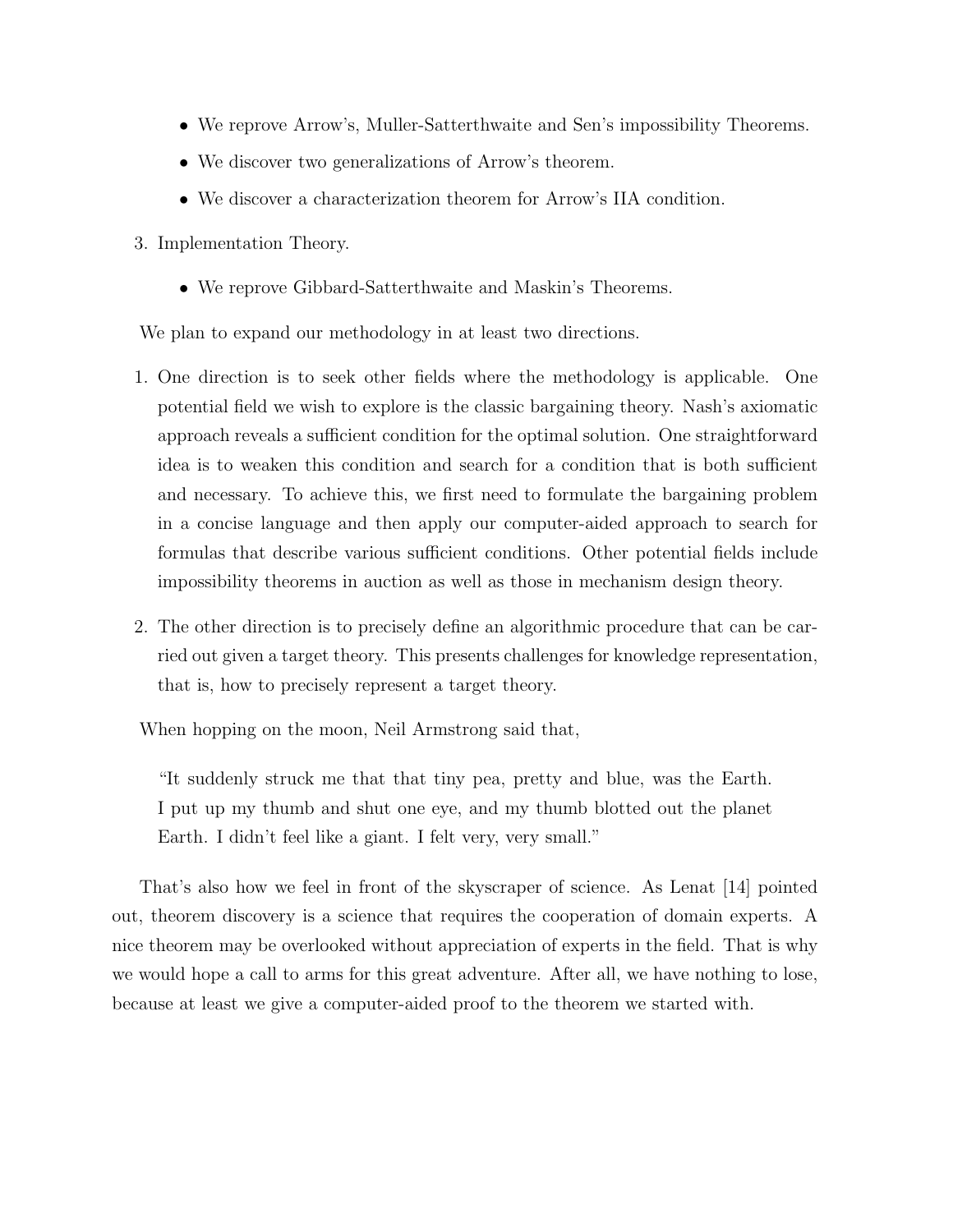- We reprove Arrow's, Muller-Satterthwaite and Sen's impossibility Theorems.
- We discover two generalizations of Arrow's theorem.
- We discover a characterization theorem for Arrow's IIA condition.

3. Implementation Theory.
   - We reprove Gibbard-Satterthwaite and Maskin's Theorems.

We plan to expand our methodology in at least two directions.

1. One direction is to seek other fields where the methodology is applicable. One potential field we wish to explore is the classic bargaining theory. Nash's axiomatic approach reveals a sufficient condition for the optimal solution. One straightforward idea is to weaken this condition and search for a condition that is both sufficient and necessary. To achieve this, we first need to formulate the bargaining problem in a concise language and then apply our computer-aided approach to search for formulas that describe various sufficient conditions. Other potential fields include impossibility theorems in auction as well as those in mechanism design theory.
2. The other direction is to precisely define an algorithmic procedure that can be carried out given a target theory. This presents challenges for knowledge representation, that is, how to precisely represent a target theory.

When hopping on the moon, Neil Armstrong said that,

> "It suddenly struck me that that tiny pea, pretty and blue, was the Earth. I put up my thumb and shut one eye, and my thumb blotted out the planet Earth. I didn't feel like a giant. I felt very, very small."

That's also how we feel in front of the skyscraper of science. As Lenat [14] pointed out, theorem discovery is a science that requires the cooperation of domain experts. A nice theorem may be overlooked without appreciation of experts in the field. That is why we would hope a call to arms for this great adventure. After all, we have nothing to lose, because at least we give a computer-aided proof to the theorem we started with.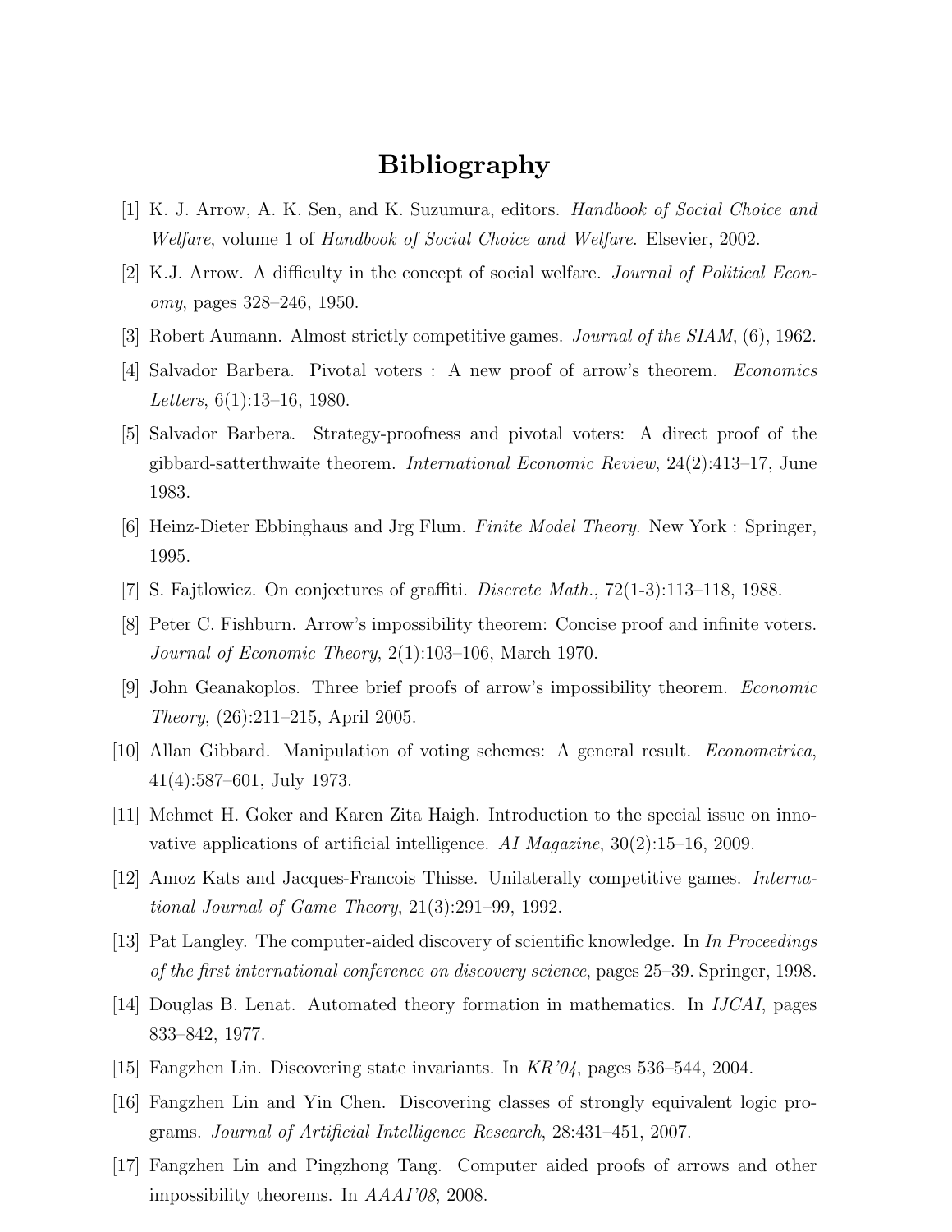# Bibliography

[1] K. J. Arrow, A. K. Sen, and K. Suzumura, editors. *Handbook of Social Choice and Welfare*, volume 1 of *Handbook of Social Choice and Welfare*. Elsevier, 2002.

[2] K.J. Arrow. A difficulty in the concept of social welfare. *Journal of Political Economy*, pages 328–246, 1950.

[3] Robert Aumann. Almost strictly competitive games. *Journal of the SIAM*, (6), 1962.

[4] Salvador Barbera. Pivotal voters : A new proof of arrow's theorem. *Economics Letters*, 6(1):13–16, 1980.

[5] Salvador Barbera. Strategy-proofness and pivotal voters: A direct proof of the gibbard-satterthwaite theorem. *International Economic Review*, 24(2):413–17, June 1983.

[6] Heinz-Dieter Ebbinghaus and Jrg Flum. *Finite Model Theory*. New York : Springer, 1995.

[7] S. Fajtlowicz. On conjectures of graffiti. *Discrete Math.*, 72(1-3):113–118, 1988.

[8] Peter C. Fishburn. Arrow's impossibility theorem: Concise proof and infinite voters. *Journal of Economic Theory*, 2(1):103–106, March 1970.

[9] John Geanakoplos. Three brief proofs of arrow's impossibility theorem. *Economic Theory*, (26):211–215, April 2005.

[10] Allan Gibbard. Manipulation of voting schemes: A general result. *Econometrica*, 41(4):587–601, July 1973.

[11] Mehmet H. Goker and Karen Zita Haigh. Introduction to the special issue on innovative applications of artificial intelligence. *AI Magazine*, 30(2):15–16, 2009.

[12] Amoz Kats and Jacques-Francois Thisse. Unilaterally competitive games. *International Journal of Game Theory*, 21(3):291–99, 1992.

[13] Pat Langley. The computer-aided discovery of scientific knowledge. In *In Proceedings of the first international conference on discovery science*, pages 25–39. Springer, 1998.

[14] Douglas B. Lenat. Automated theory formation in mathematics. In *IJCAI*, pages 833–842, 1977.

[15] Fangzhen Lin. Discovering state invariants. In *KR'04*, pages 536–544, 2004.

[16] Fangzhen Lin and Yin Chen. Discovering classes of strongly equivalent logic programs. *Journal of Artificial Intelligence Research*, 28:431–451, 2007.

[17] Fangzhen Lin and Pingzhong Tang. Computer aided proofs of arrows and other impossibility theorems. In *AAAI'08*, 2008.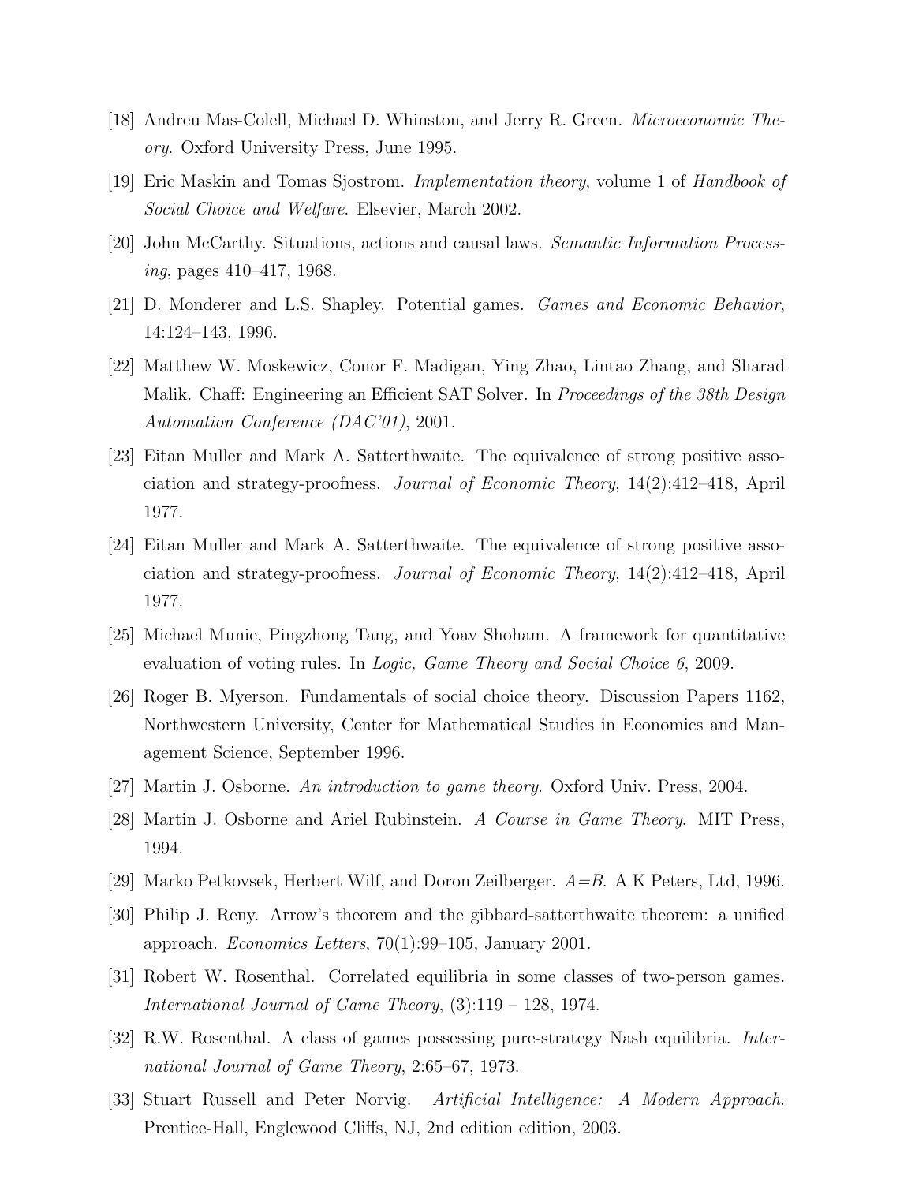[18] Andreu Mas-Colell, Michael D. Whinston, and Jerry R. Green. *Microeconomic Theory*. Oxford University Press, June 1995.

[19] Eric Maskin and Tomas Sjostrom. *Implementation theory*, volume 1 of *Handbook of Social Choice and Welfare*. Elsevier, March 2002.

[20] John McCarthy. Situations, actions and causal laws. *Semantic Information Processing*, pages 410–417, 1968.

[21] D. Monderer and L.S. Shapley. Potential games. *Games and Economic Behavior*, 14:124–143, 1996.

[22] Matthew W. Moskewicz, Conor F. Madigan, Ying Zhao, Lintao Zhang, and Sharad Malik. Chaff: Engineering an Efficient SAT Solver. In *Proceedings of the 38th Design Automation Conference (DAC'01)*, 2001.

[23] Eitan Muller and Mark A. Satterthwaite. The equivalence of strong positive association and strategy-proofness. *Journal of Economic Theory*, 14(2):412–418, April 1977.

[24] Eitan Muller and Mark A. Satterthwaite. The equivalence of strong positive association and strategy-proofness. *Journal of Economic Theory*, 14(2):412–418, April 1977.

[25] Michael Munie, Pingzhong Tang, and Yoav Shoham. A framework for quantitative evaluation of voting rules. In *Logic, Game Theory and Social Choice 6*, 2009.

[26] Roger B. Myerson. Fundamentals of social choice theory. Discussion Papers 1162, Northwestern University, Center for Mathematical Studies in Economics and Management Science, September 1996.

[27] Martin J. Osborne. *An introduction to game theory*. Oxford Univ. Press, 2004.

[28] Martin J. Osborne and Ariel Rubinstein. *A Course in Game Theory*. MIT Press, 1994.

[29] Marko Petkovsek, Herbert Wilf, and Doron Zeilberger. *A=B*. A K Peters, Ltd, 1996.

[30] Philip J. Reny. Arrow's theorem and the gibbard-satterthwaite theorem: a unified approach. *Economics Letters*, 70(1):99–105, January 2001.

[31] Robert W. Rosenthal. Correlated equilibria in some classes of two-person games. *International Journal of Game Theory*, (3):119 – 128, 1974.

[32] R.W. Rosenthal. A class of games possessing pure-strategy Nash equilibria. *International Journal of Game Theory*, 2:65–67, 1973.

[33] Stuart Russell and Peter Norvig. *Artificial Intelligence: A Modern Approach*. Prentice-Hall, Englewood Cliffs, NJ, 2nd edition edition, 2003.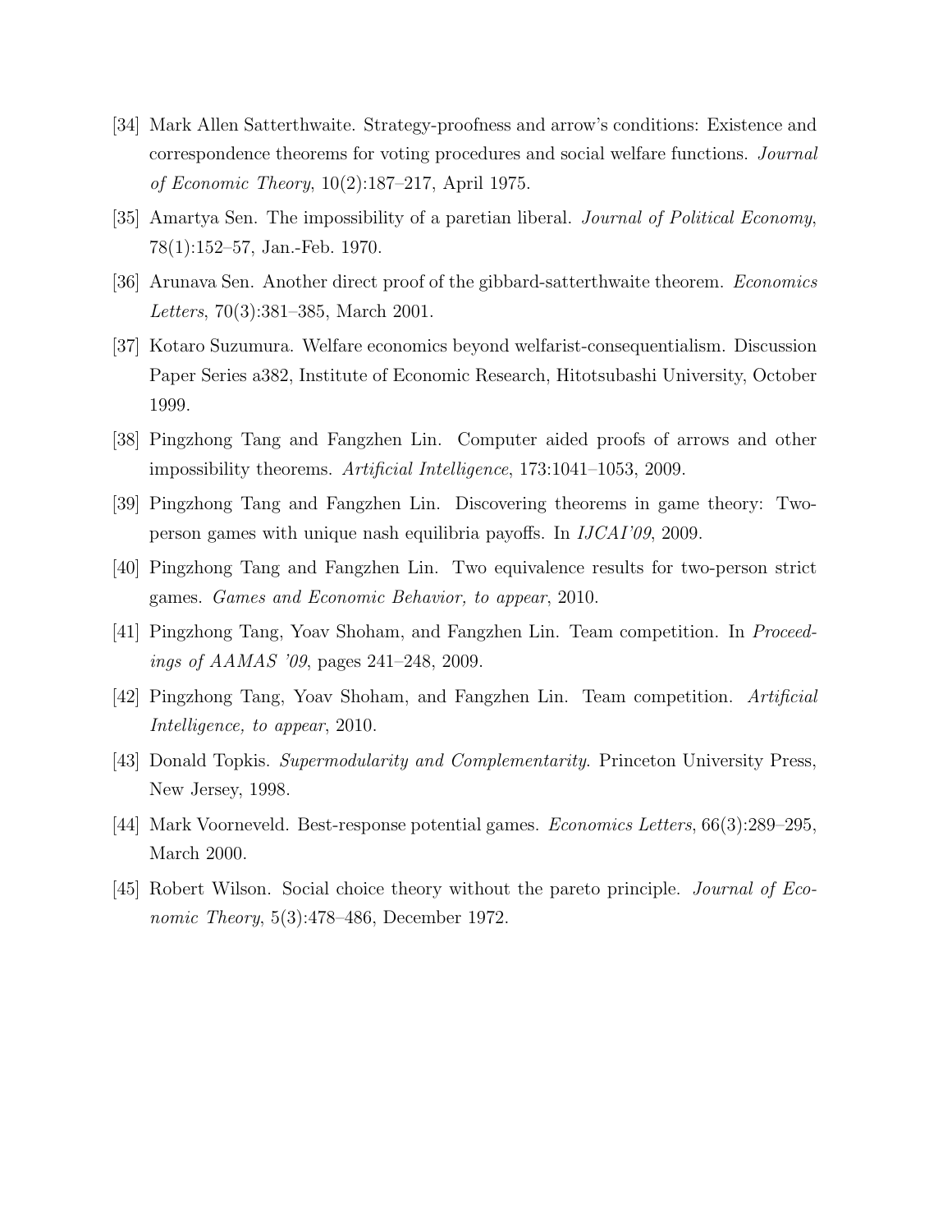[34] Mark Allen Satterthwaite. Strategy-proofness and arrow's conditions: Existence and correspondence theorems for voting procedures and social welfare functions. *Journal of Economic Theory*, 10(2):187–217, April 1975.

[35] Amartya Sen. The impossibility of a paretian liberal. *Journal of Political Economy*, 78(1):152–57, Jan.-Feb. 1970.

[36] Arunava Sen. Another direct proof of the gibbard-satterthwaite theorem. *Economics Letters*, 70(3):381–385, March 2001.

[37] Kotaro Suzumura. Welfare economics beyond welfarist-consequentialism. Discussion Paper Series a382, Institute of Economic Research, Hitotsubashi University, October 1999.

[38] Pingzhong Tang and Fangzhen Lin. Computer aided proofs of arrows and other impossibility theorems. *Artificial Intelligence*, 173:1041–1053, 2009.

[39] Pingzhong Tang and Fangzhen Lin. Discovering theorems in game theory: Two-person games with unique nash equilibria payoffs. In *IJCAI'09*, 2009.

[40] Pingzhong Tang and Fangzhen Lin. Two equivalence results for two-person strict games. *Games and Economic Behavior, to appear*, 2010.

[41] Pingzhong Tang, Yoav Shoham, and Fangzhen Lin. Team competition. In *Proceedings of AAMAS '09*, pages 241–248, 2009.

[42] Pingzhong Tang, Yoav Shoham, and Fangzhen Lin. Team competition. *Artificial Intelligence, to appear*, 2010.

[43] Donald Topkis. *Supermodularity and Complementarity*. Princeton University Press, New Jersey, 1998.

[44] Mark Voorneveld. Best-response potential games. *Economics Letters*, 66(3):289–295, March 2000.

[45] Robert Wilson. Social choice theory without the pareto principle. *Journal of Economic Theory*, 5(3):478–486, December 1972.